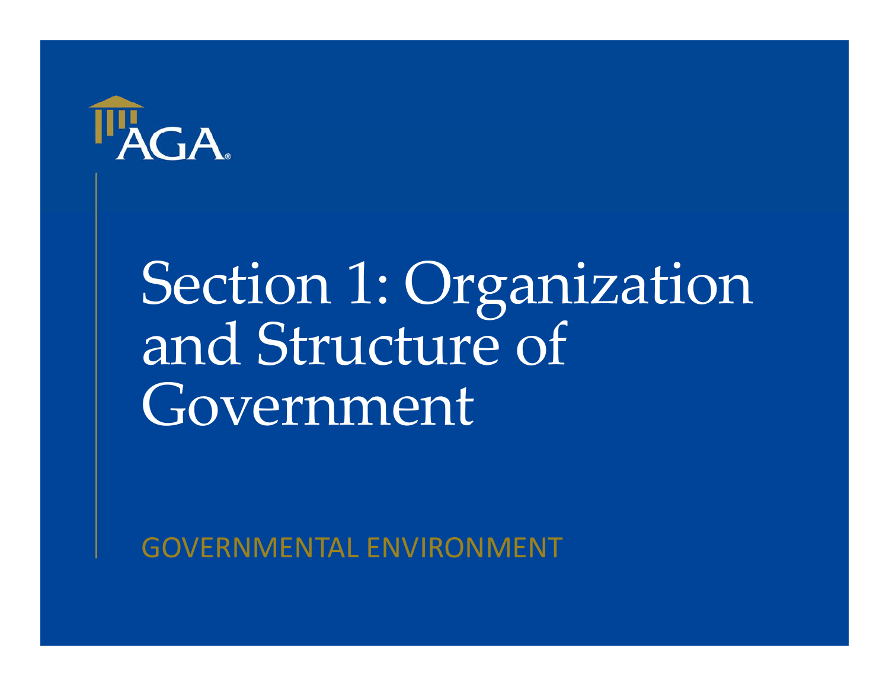AGA

# Section 1: Organization and Structure of Government

GOVERNMENTAL ENVIRONMENT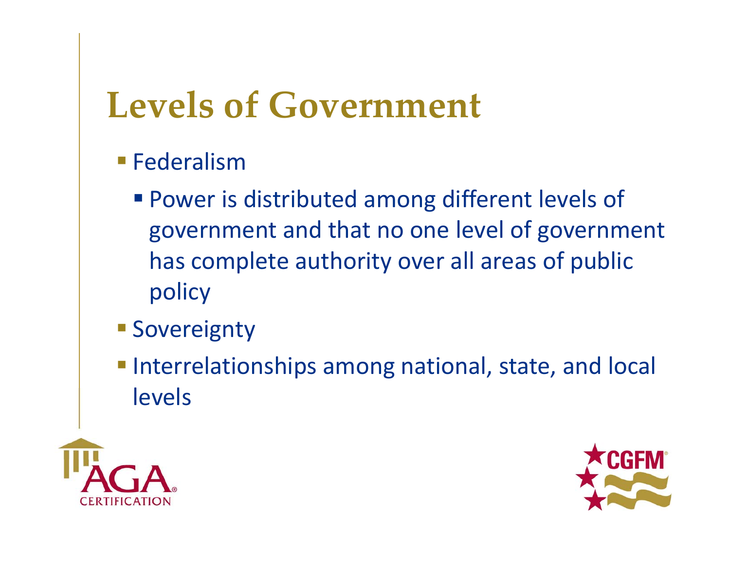# Levels of Government

- Federalism
  - Power is distributed among different levels of government and that no one level of government has complete authority over all areas of public policy
- Sovereignty
- Interrelationships among national, state, and local levels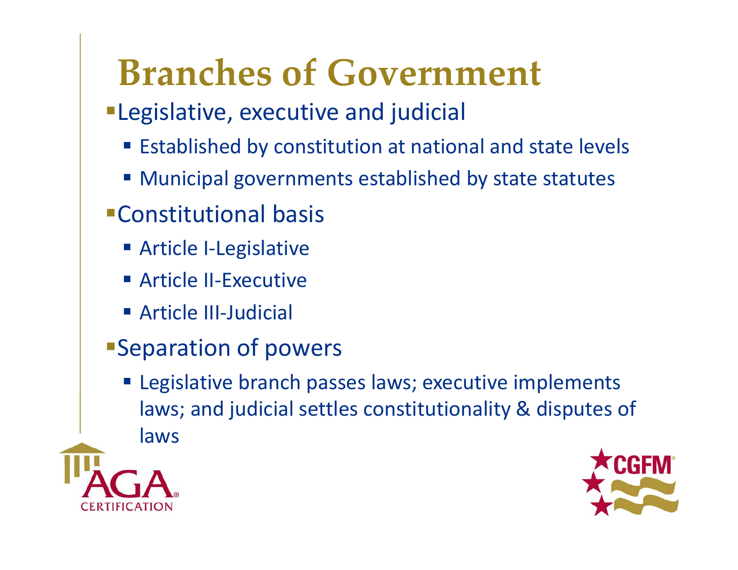# Branches of Government

- Legislative, executive and judicial
  - Established by constitution at national and state levels
  - Municipal governments established by state statutes
- Constitutional basis
  - Article I-Legislative
  - Article II-Executive
  - Article III-Judicial
- Separation of powers
  - Legislative branch passes laws; executive implements laws; and judicial settles constitutionality & disputes of laws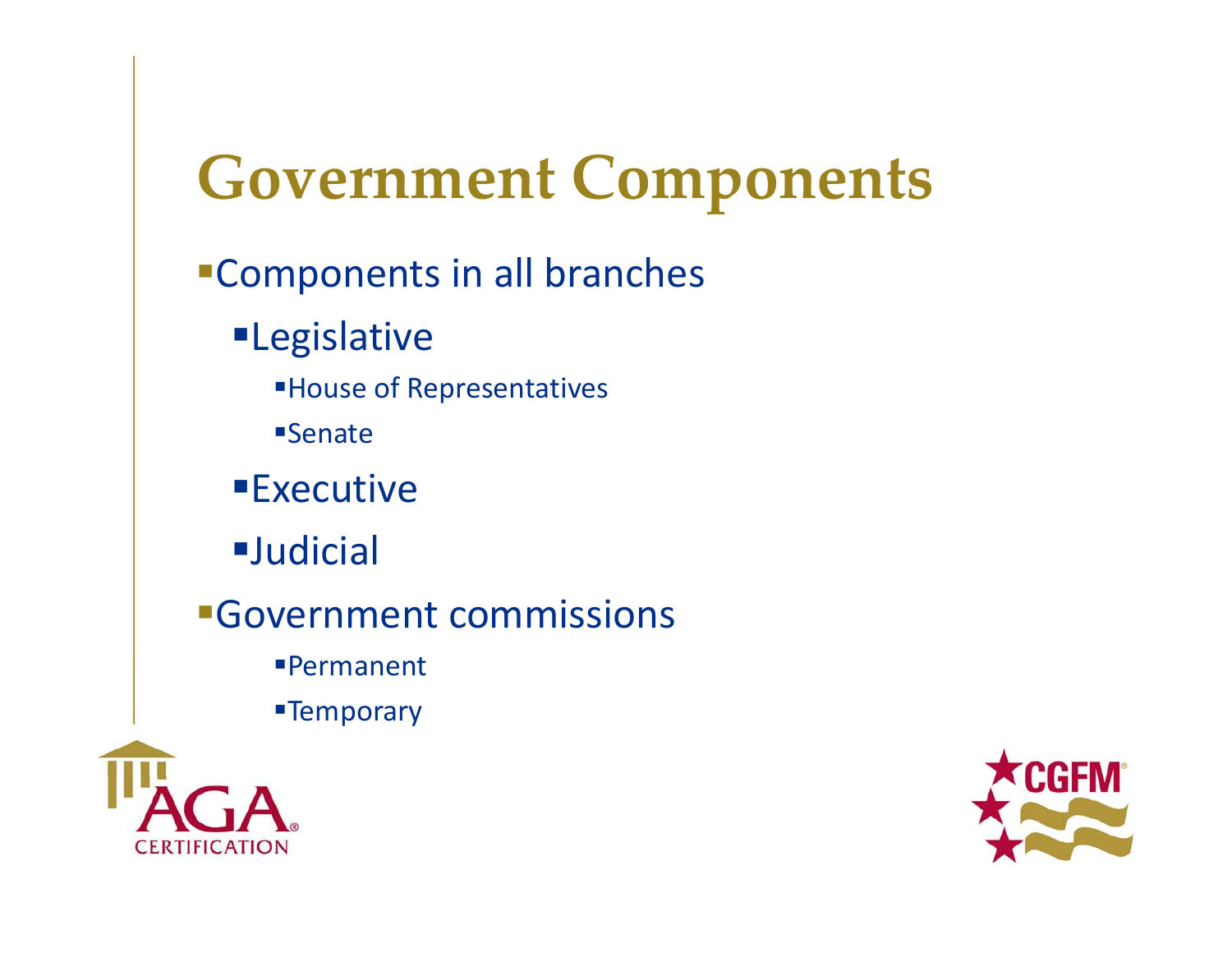# Government Components

- Components in all branches
  - Legislative
    - House of Representatives
    - Senate
  - Executive
  - Judicial
- Government commissions
    - Permanent
    - Temporary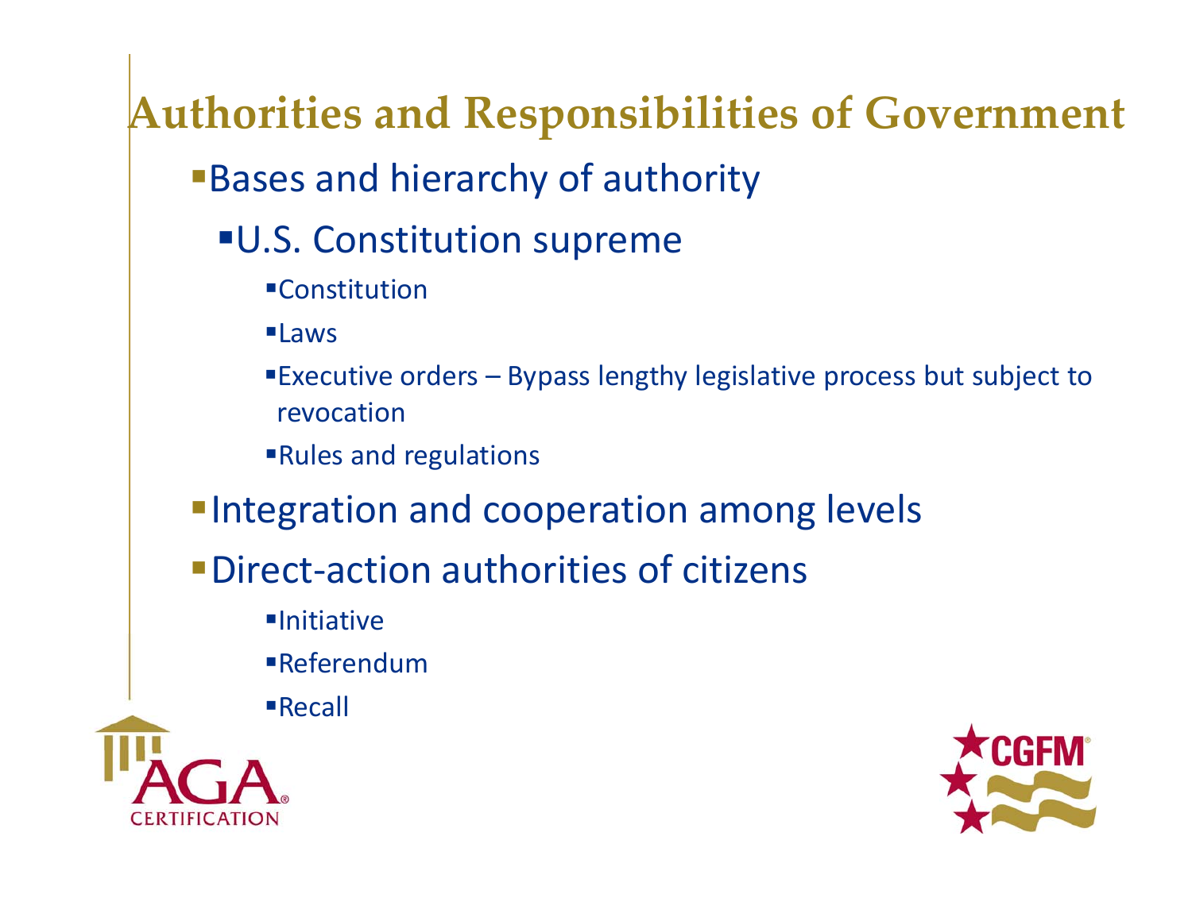# Authorities and Responsibilities of Government

- Bases and hierarchy of authority
  - U.S. Constitution supreme
    - Constitution
    - Laws
    - Executive orders – Bypass lengthy legislative process but subject to revocation
    - Rules and regulations
- Integration and cooperation among levels
- Direct-action authorities of citizens
  - Initiative
  - Referendum
  - Recall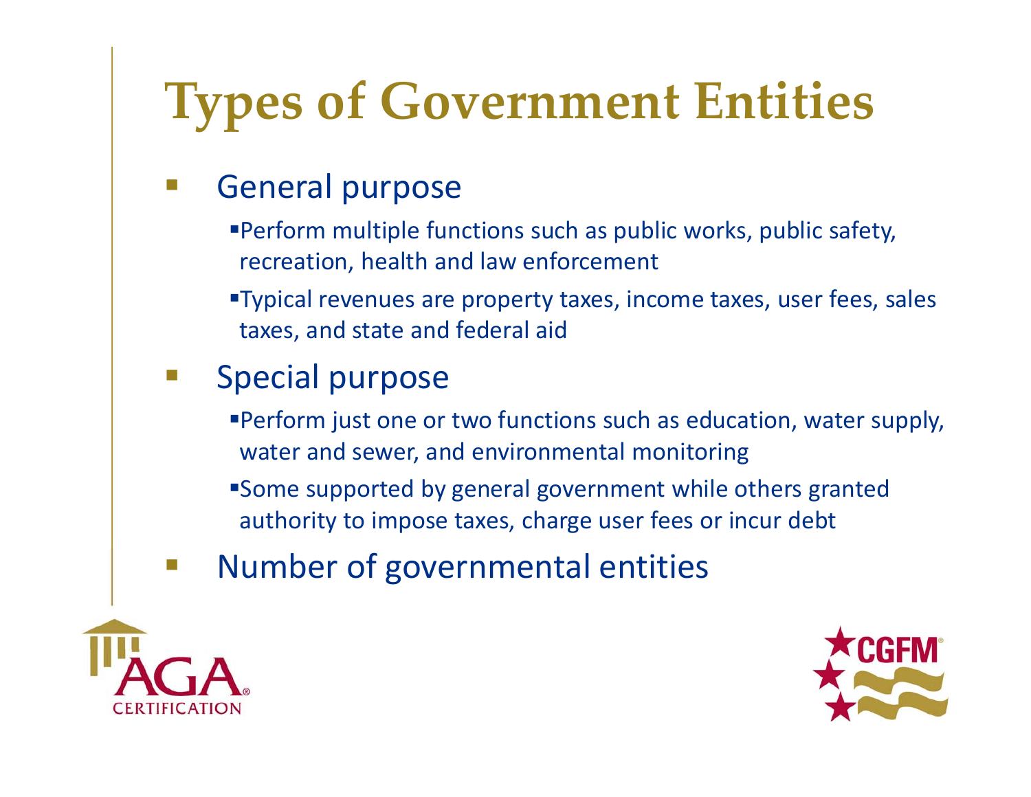# Types of Government Entities

- General purpose
  - Perform multiple functions such as public works, public safety, recreation, health and law enforcement
  - Typical revenues are property taxes, income taxes, user fees, sales taxes, and state and federal aid
- Special purpose
  - Perform just one or two functions such as education, water supply, water and sewer, and environmental monitoring
  - Some supported by general government while others granted authority to impose taxes, charge user fees or incur debt
- Number of governmental entities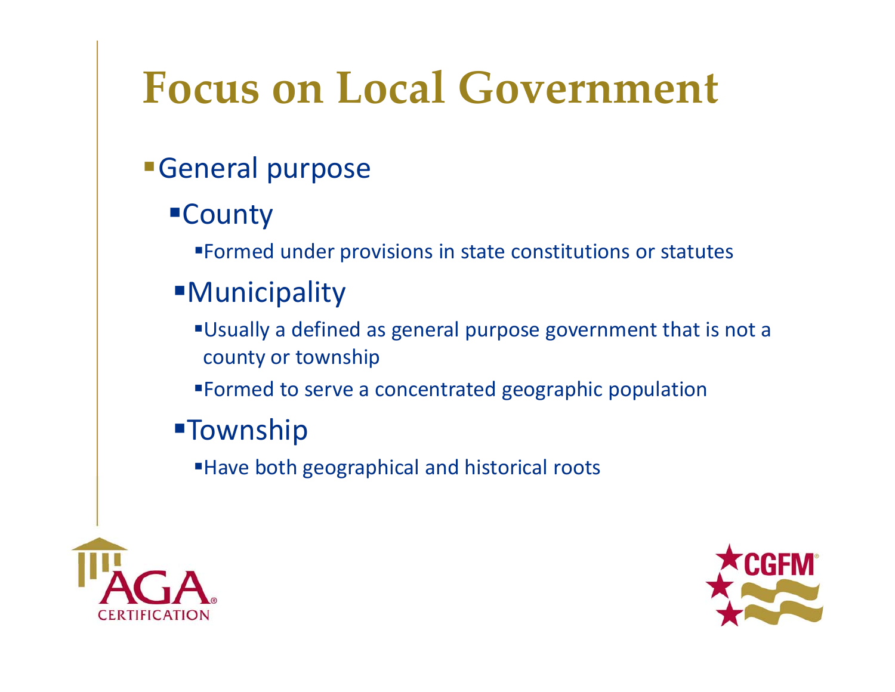# Focus on Local Government

- General purpose
  - County
    - Formed under provisions in state constitutions or statutes
  - Municipality
    - Usually a defined as general purpose government that is not a county or township
    - Formed to serve a concentrated geographic population
  - Township
    - Have both geographical and historical roots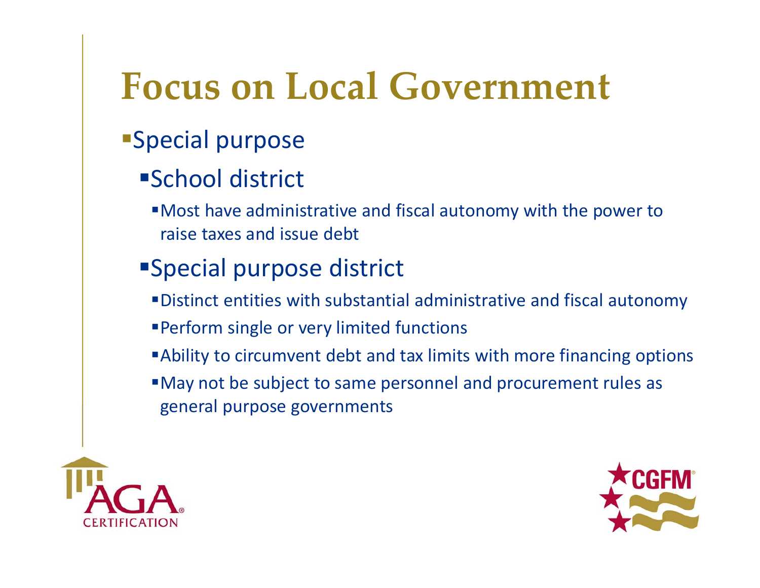# Focus on Local Government

- Special purpose
  - School district
    - Most have administrative and fiscal autonomy with the power to raise taxes and issue debt
  - Special purpose district
    - Distinct entities with substantial administrative and fiscal autonomy
    - Perform single or very limited functions
    - Ability to circumvent debt and tax limits with more financing options
    - May not be subject to same personnel and procurement rules as general purpose governments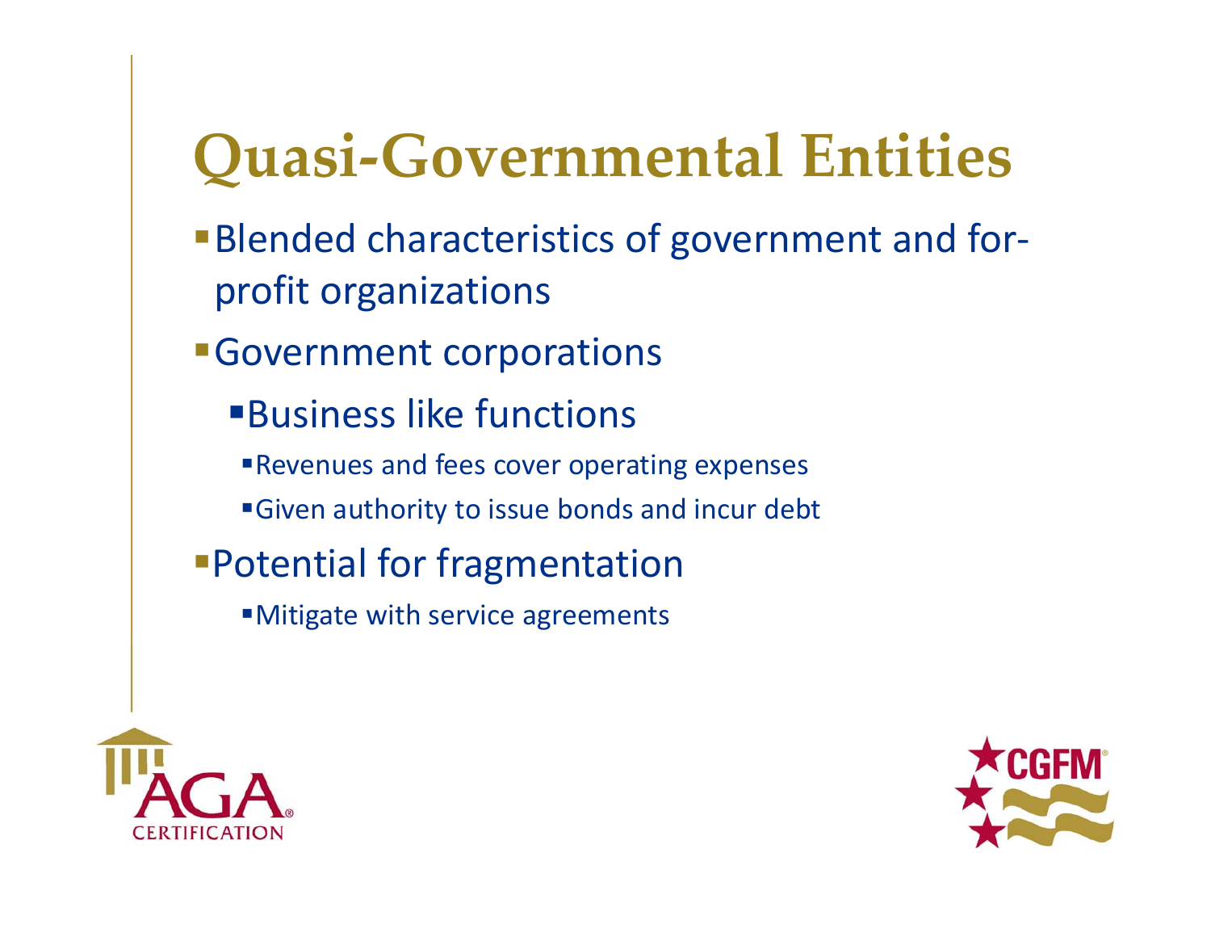# Quasi-Governmental Entities

- Blended characteristics of government and for-profit organizations
- Government corporations
  - Business like functions
    - Revenues and fees cover operating expenses
    - Given authority to issue bonds and incur debt
- Potential for fragmentation
  - Mitigate with service agreements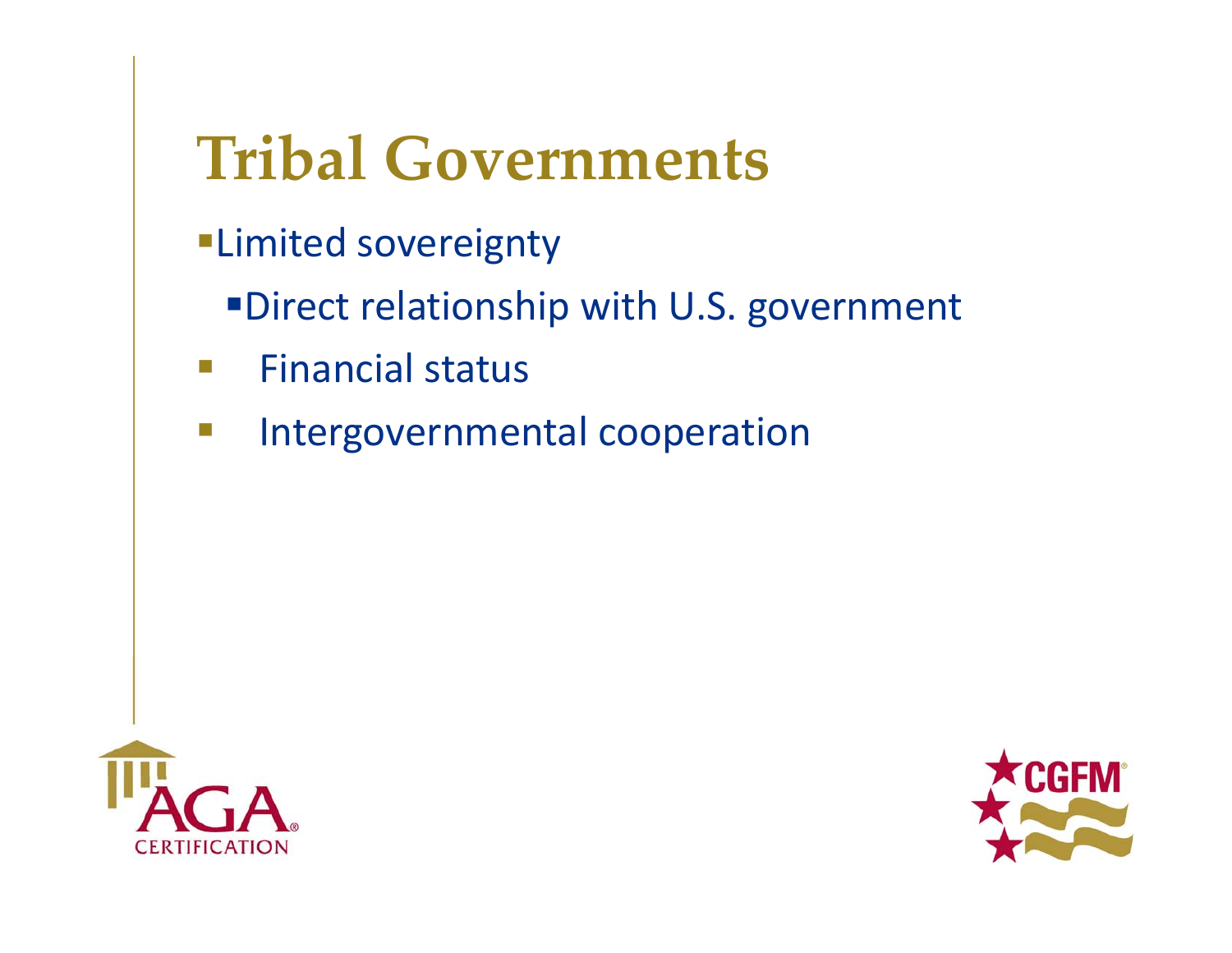# Tribal Governments

- Limited sovereignty
  - Direct relationship with U.S. government
- Financial status
- Intergovernmental cooperation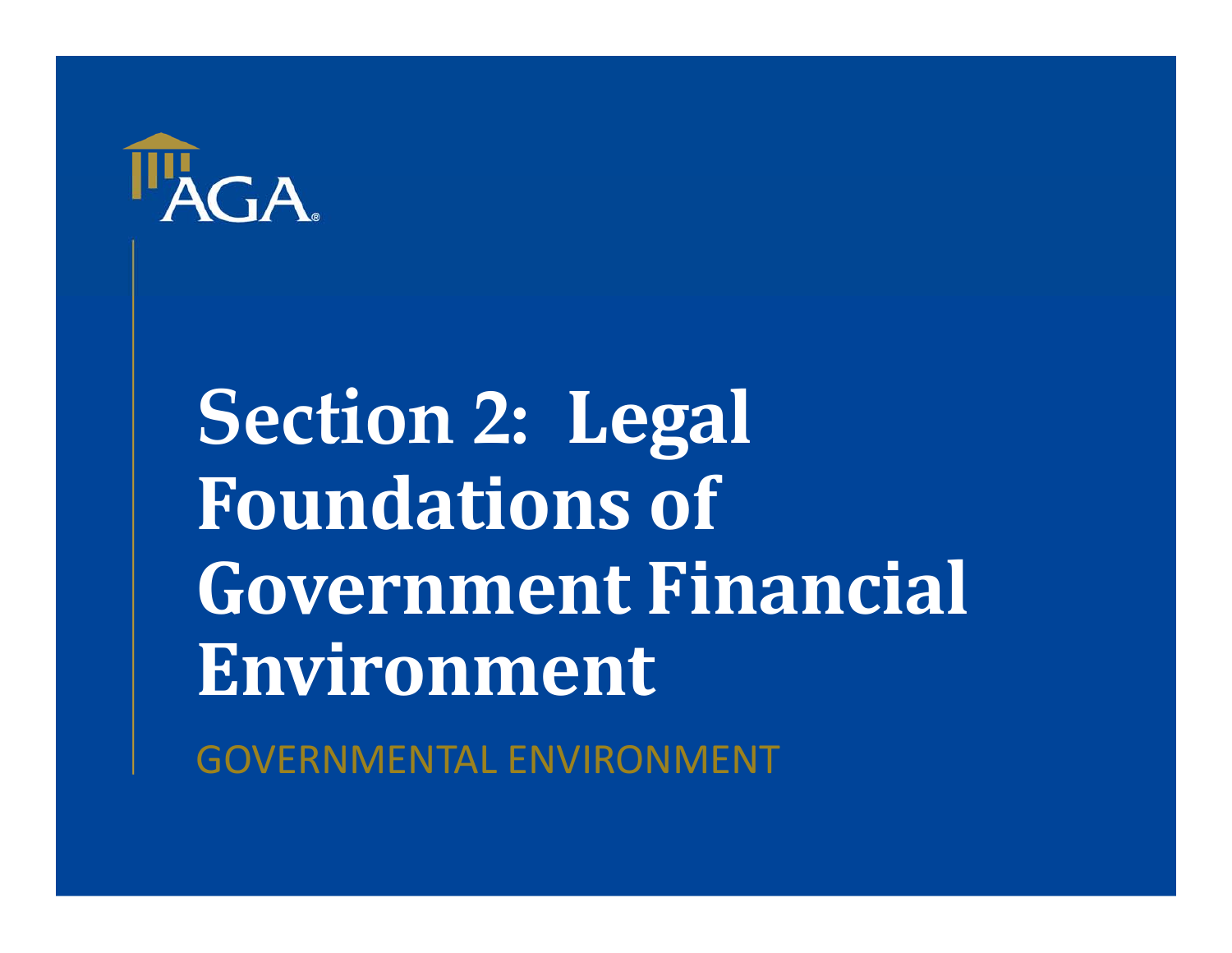# Section 2: Legal Foundations of Government Financial Environment

GOVERNMENTAL ENVIRONMENT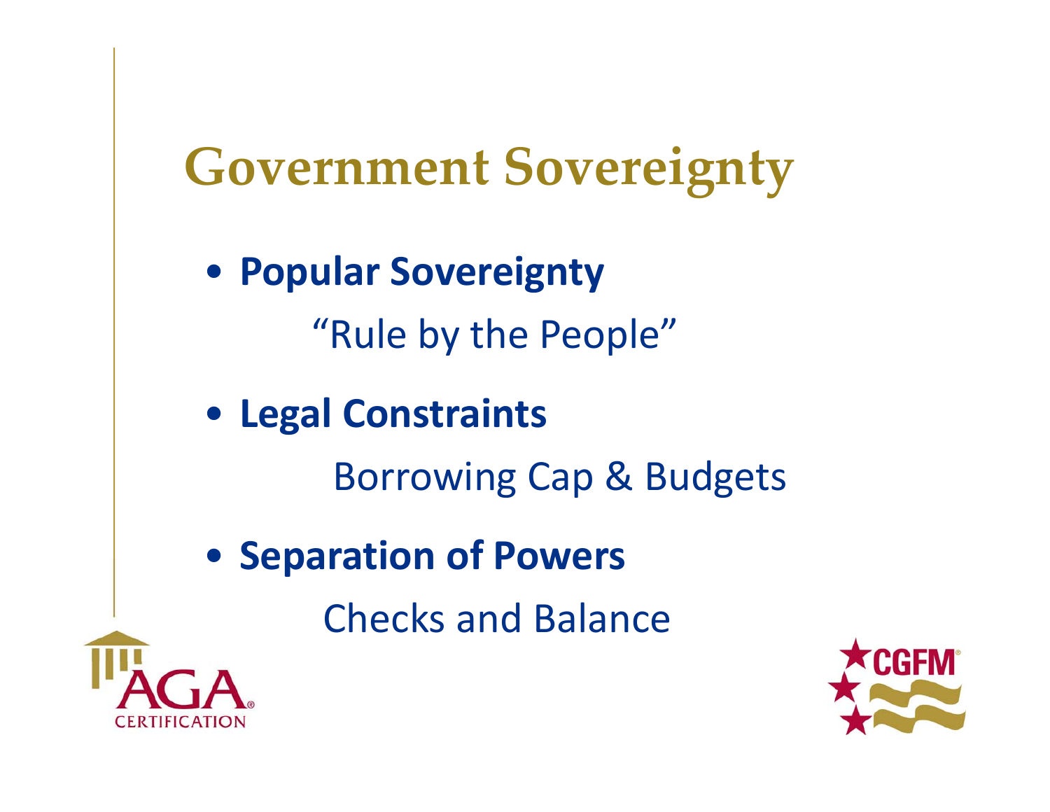# Government Sovereignty

- **Popular Sovereignty**

  "Rule by the People"

- **Legal Constraints**

  Borrowing Cap & Budgets

- **Separation of Powers**

  Checks and Balance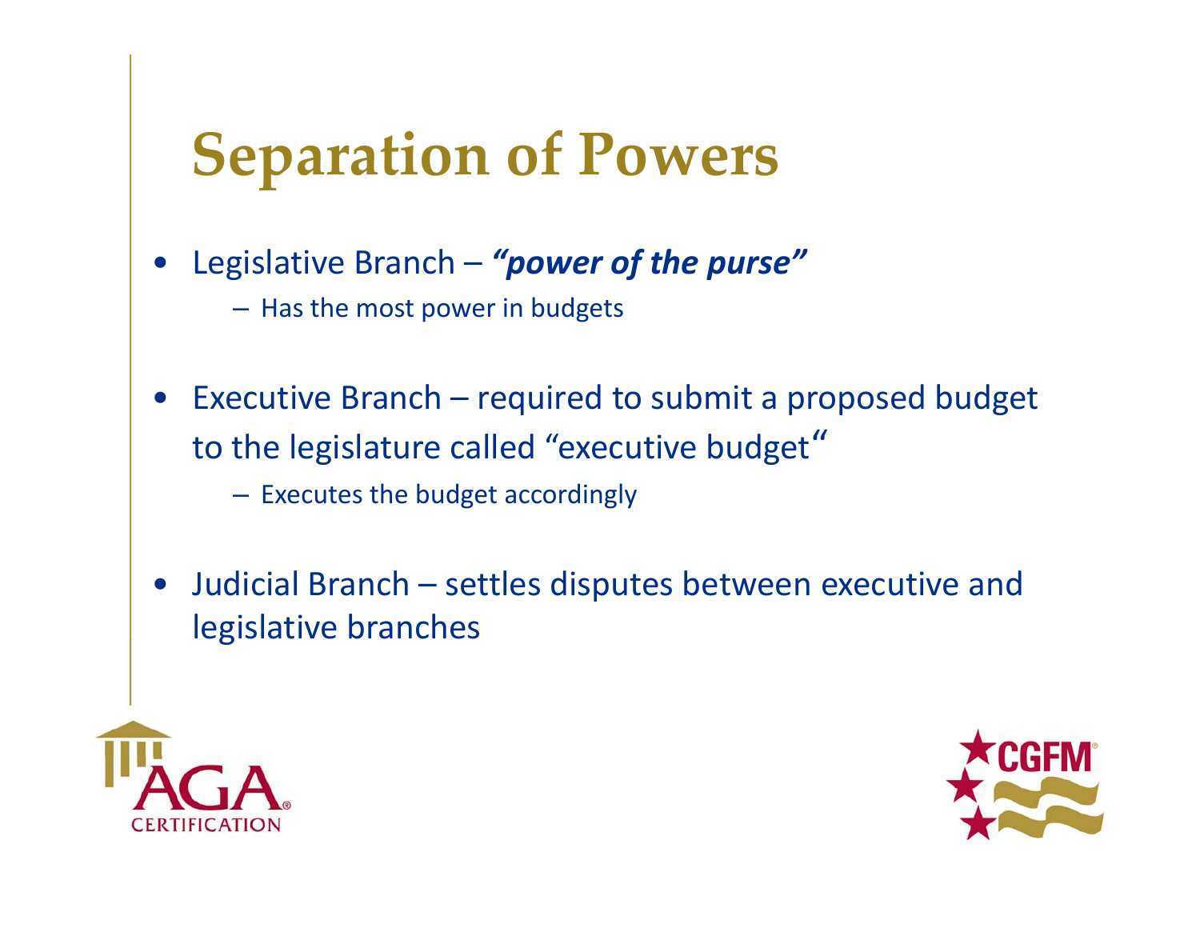# Separation of Powers

- Legislative Branch – ***"power of the purse"***
  - Has the most power in budgets
- Executive Branch – required to submit a proposed budget to the legislature called "executive budget"
  - Executes the budget accordingly
- Judicial Branch – settles disputes between executive and legislative branches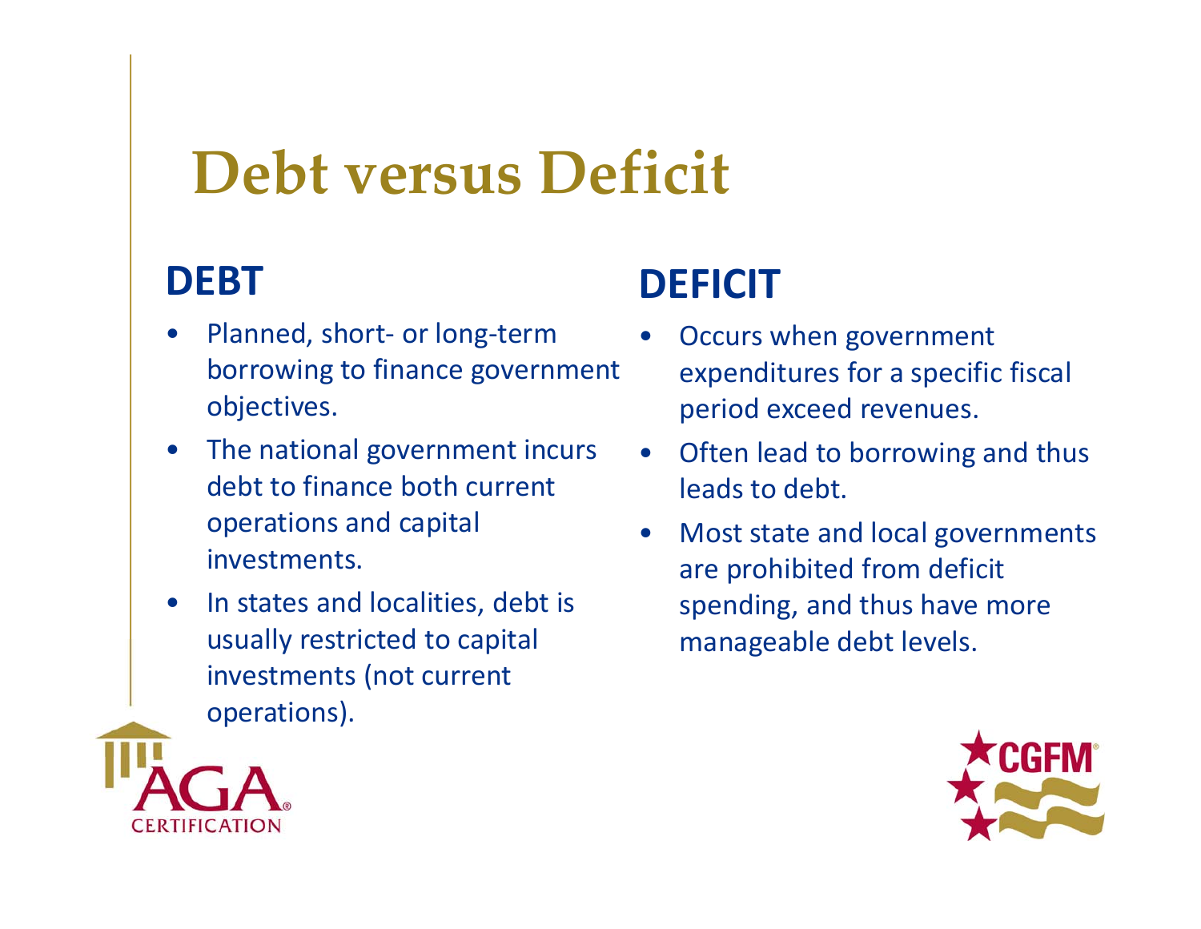# Debt versus Deficit

## DEBT

- Planned, short- or long-term borrowing to finance government objectives.
- The national government incurs debt to finance both current operations and capital investments.
- In states and localities, debt is usually restricted to capital investments (not current operations).

## DEFICIT

- Occurs when government expenditures for a specific fiscal period exceed revenues.
- Often lead to borrowing and thus leads to debt.
- Most state and local governments are prohibited from deficit spending, and thus have more manageable debt levels.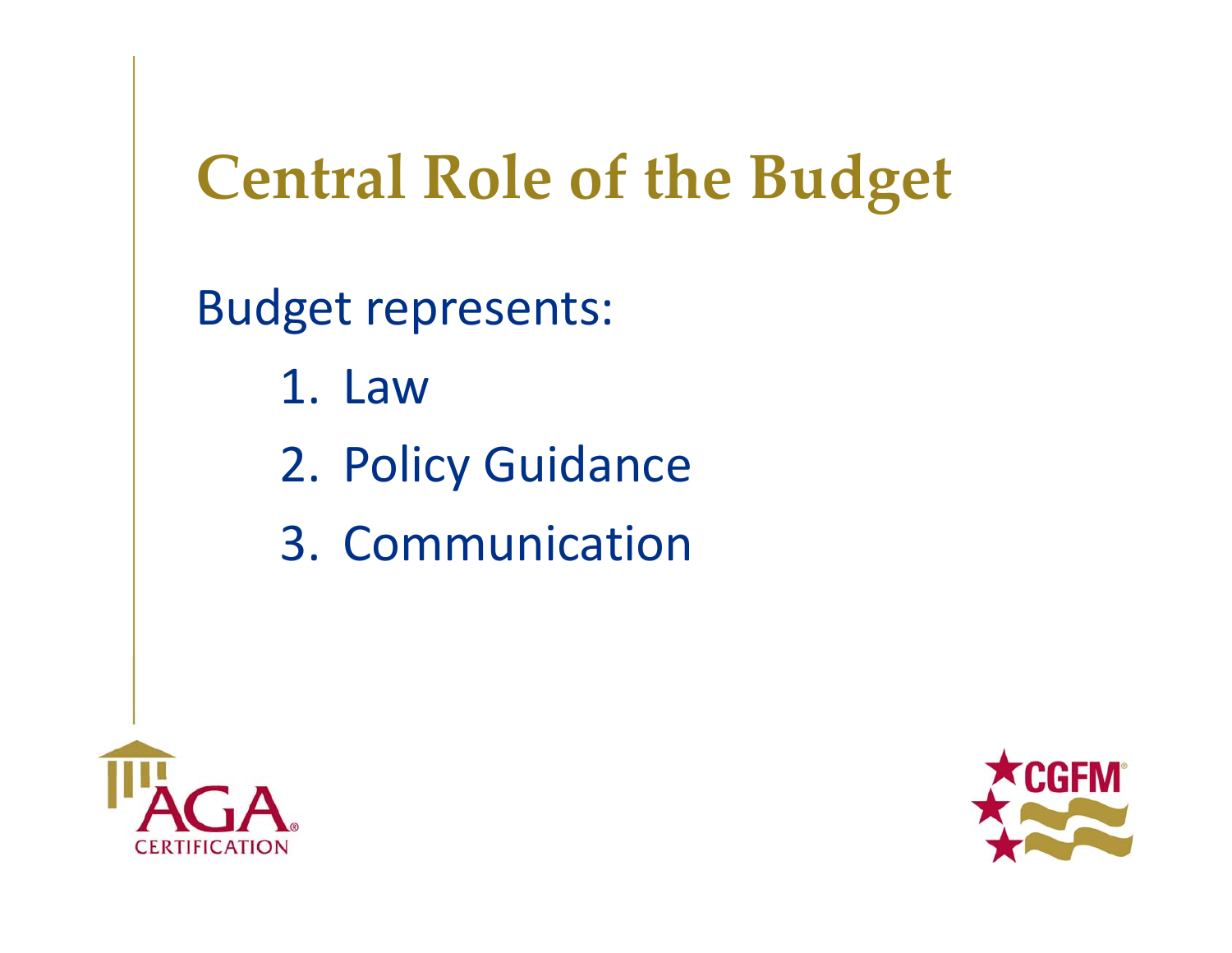# Central Role of the Budget

Budget represents:

1. Law
2. Policy Guidance
3. Communication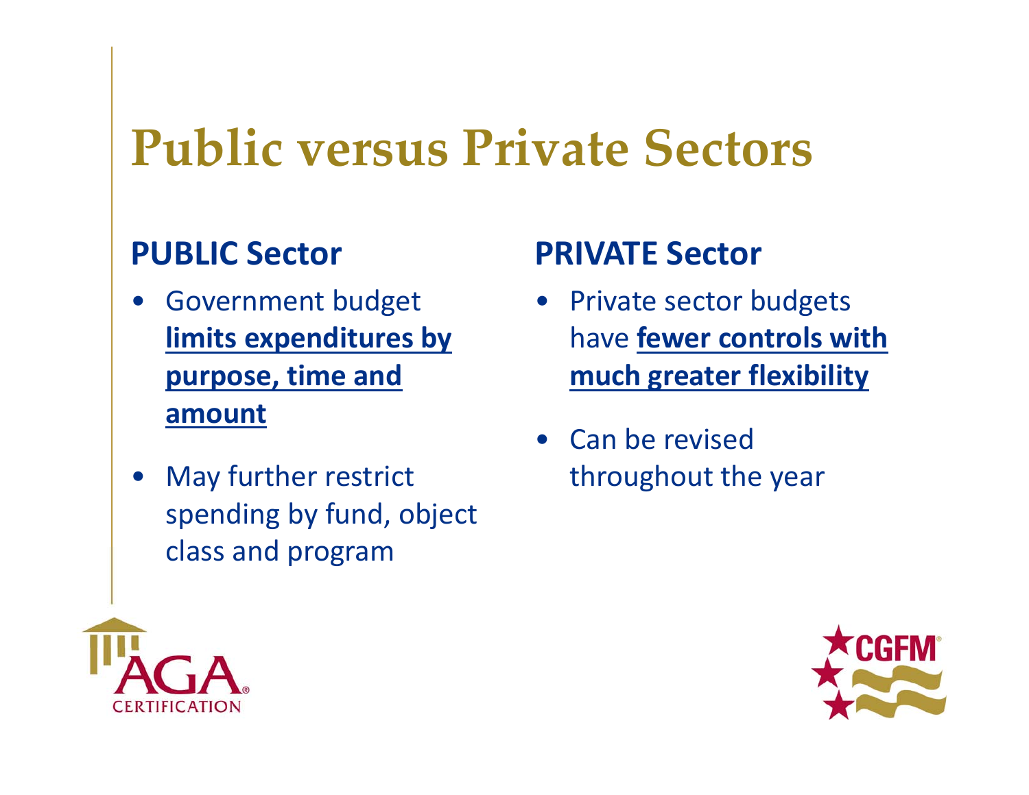# Public versus Private Sectors

## PUBLIC Sector

- Government budget **limits expenditures by purpose, time and amount**
- May further restrict spending by fund, object class and program

## PRIVATE Sector

- Private sector budgets have **fewer controls with much greater flexibility**
- Can be revised throughout the year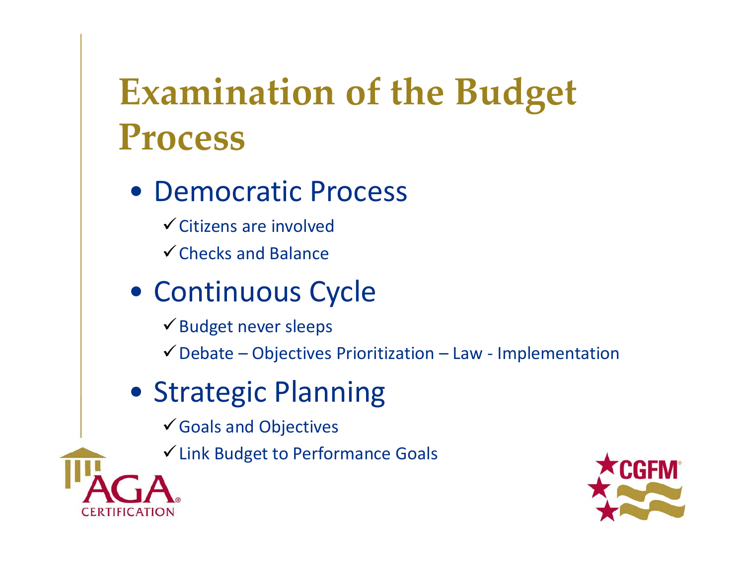# Examination of the Budget Process

- Democratic Process
  - ✓ Citizens are involved
  - ✓ Checks and Balance
- Continuous Cycle
  - ✓ Budget never sleeps
  - ✓ Debate – Objectives Prioritization – Law - Implementation
- Strategic Planning
  - ✓ Goals and Objectives
  - ✓ Link Budget to Performance Goals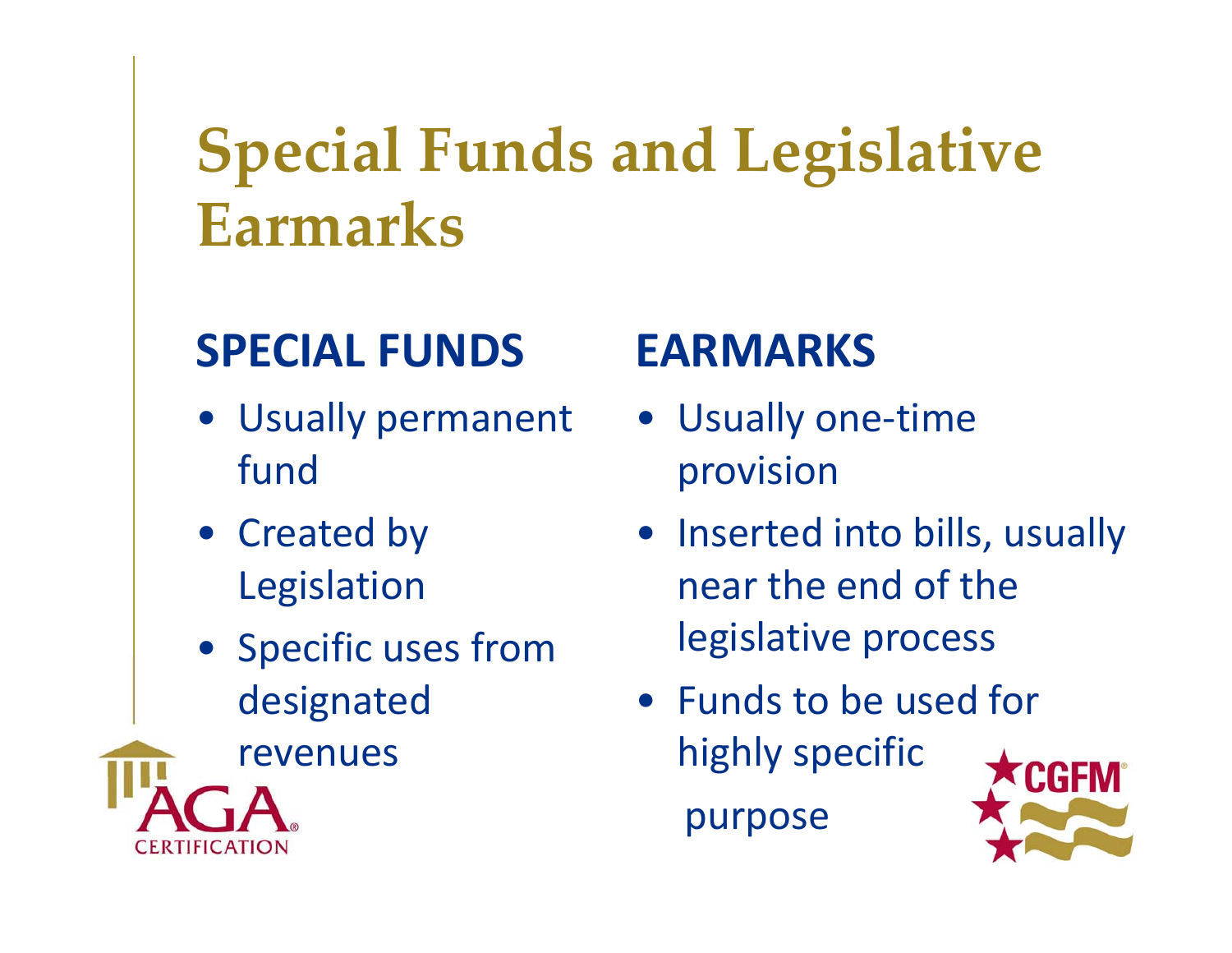# Special Funds and Legislative Earmarks

## SPECIAL FUNDS

- Usually permanent fund
- Created by Legislation
- Specific uses from designated revenues

## EARMARKS

- Usually one-time provision
- Inserted into bills, usually near the end of the legislative process
- Funds to be used for highly specific purpose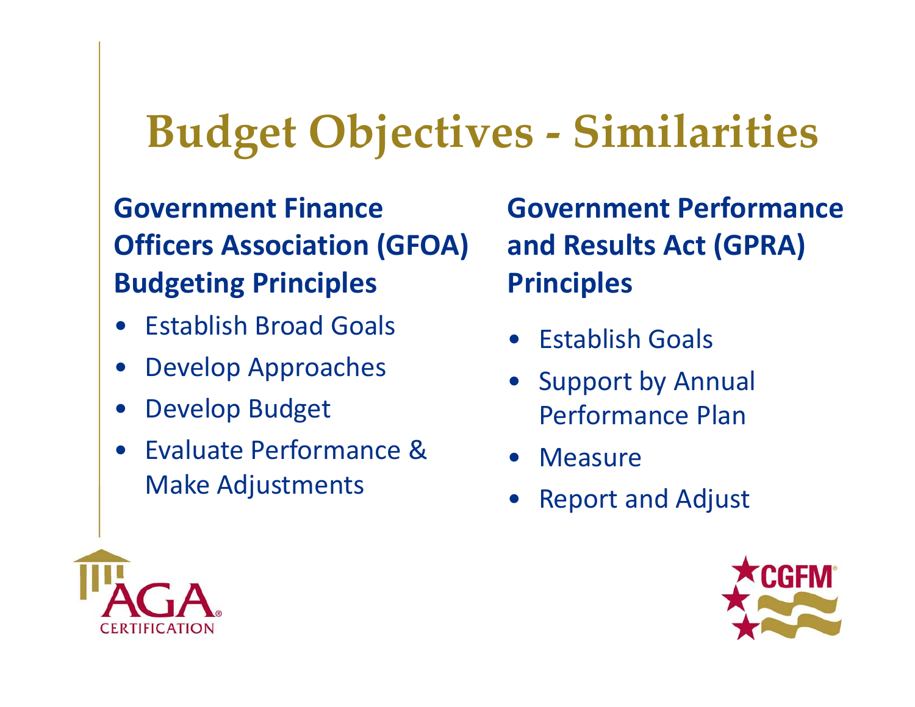# Budget Objectives - Similarities

**Government Finance Officers Association (GFOA) Budgeting Principles**

- Establish Broad Goals
- Develop Approaches
- Develop Budget
- Evaluate Performance & Make Adjustments

**Government Performance and Results Act (GPRA) Principles**

- Establish Goals
- Support by Annual Performance Plan
- Measure
- Report and Adjust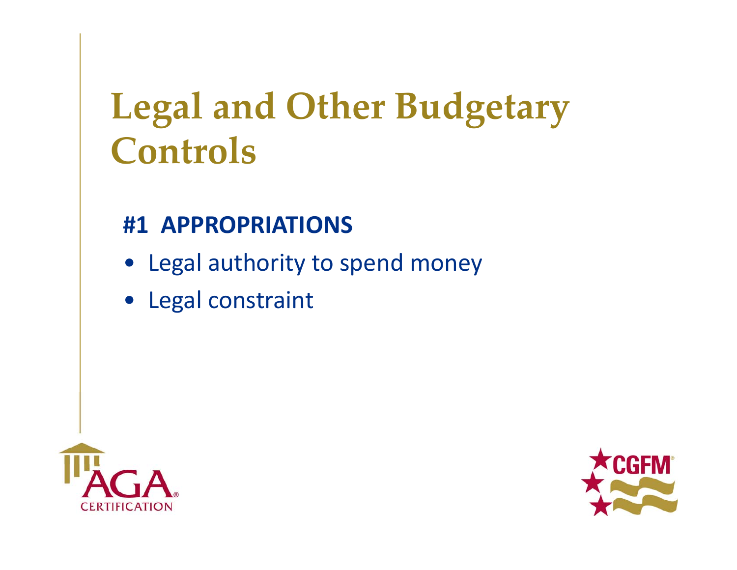# Legal and Other Budgetary Controls

**#1 APPROPRIATIONS**

- Legal authority to spend money
- Legal constraint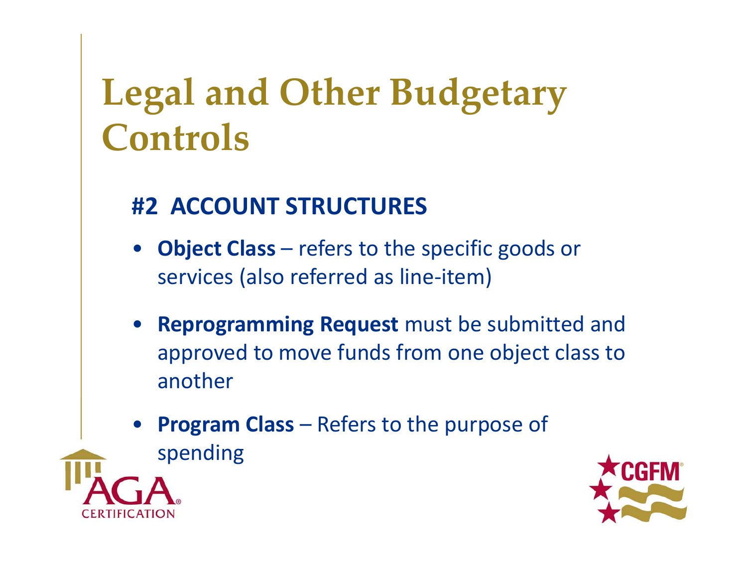# Legal and Other Budgetary Controls

## #2 ACCOUNT STRUCTURES

- **Object Class** – refers to the specific goods or services (also referred as line-item)
- **Reprogramming Request** must be submitted and approved to move funds from one object class to another
- **Program Class** – Refers to the purpose of spending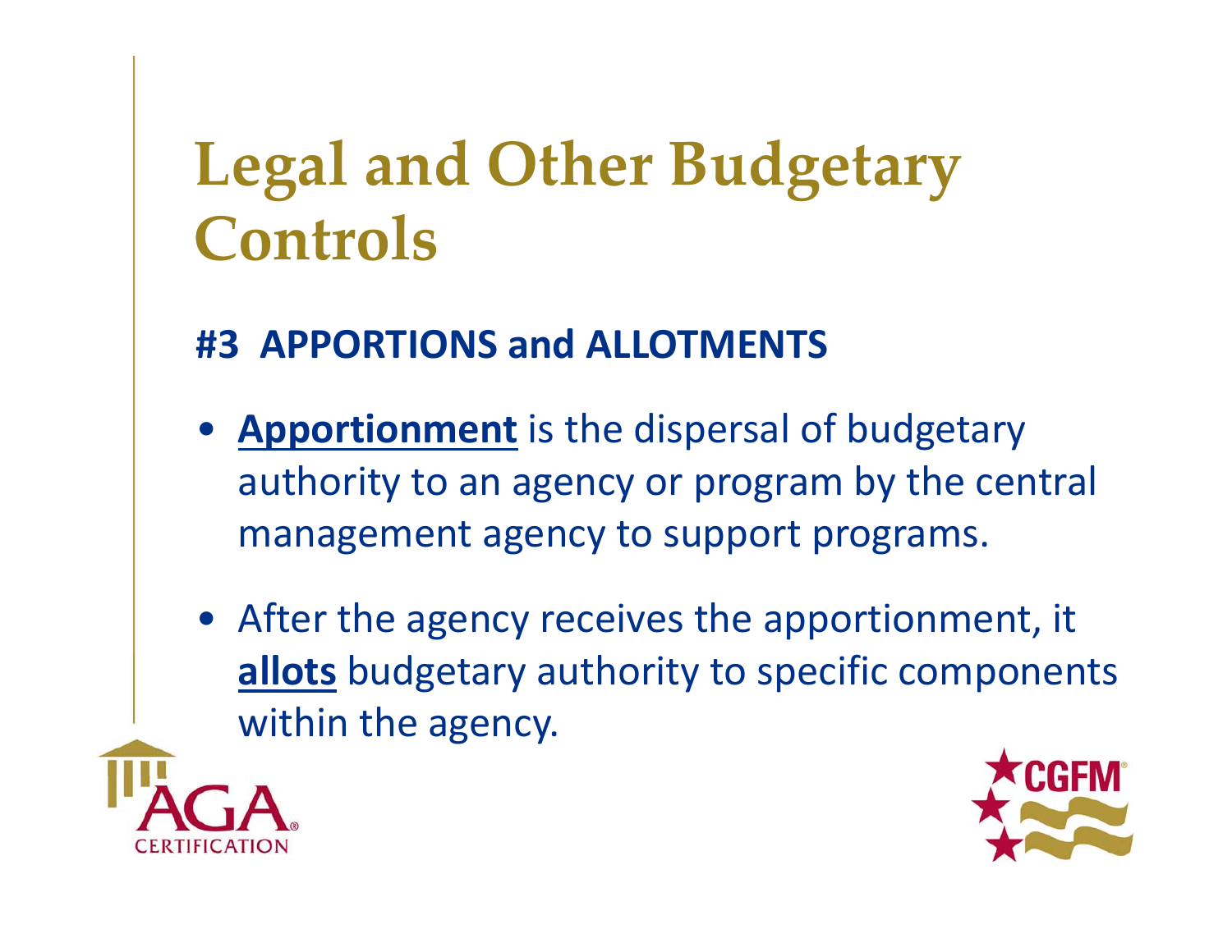# Legal and Other Budgetary Controls

## #3 APPORTIONS and ALLOTMENTS

- **Apportionment** is the dispersal of budgetary authority to an agency or program by the central management agency to support programs.
- After the agency receives the apportionment, it **allots** budgetary authority to specific components within the agency.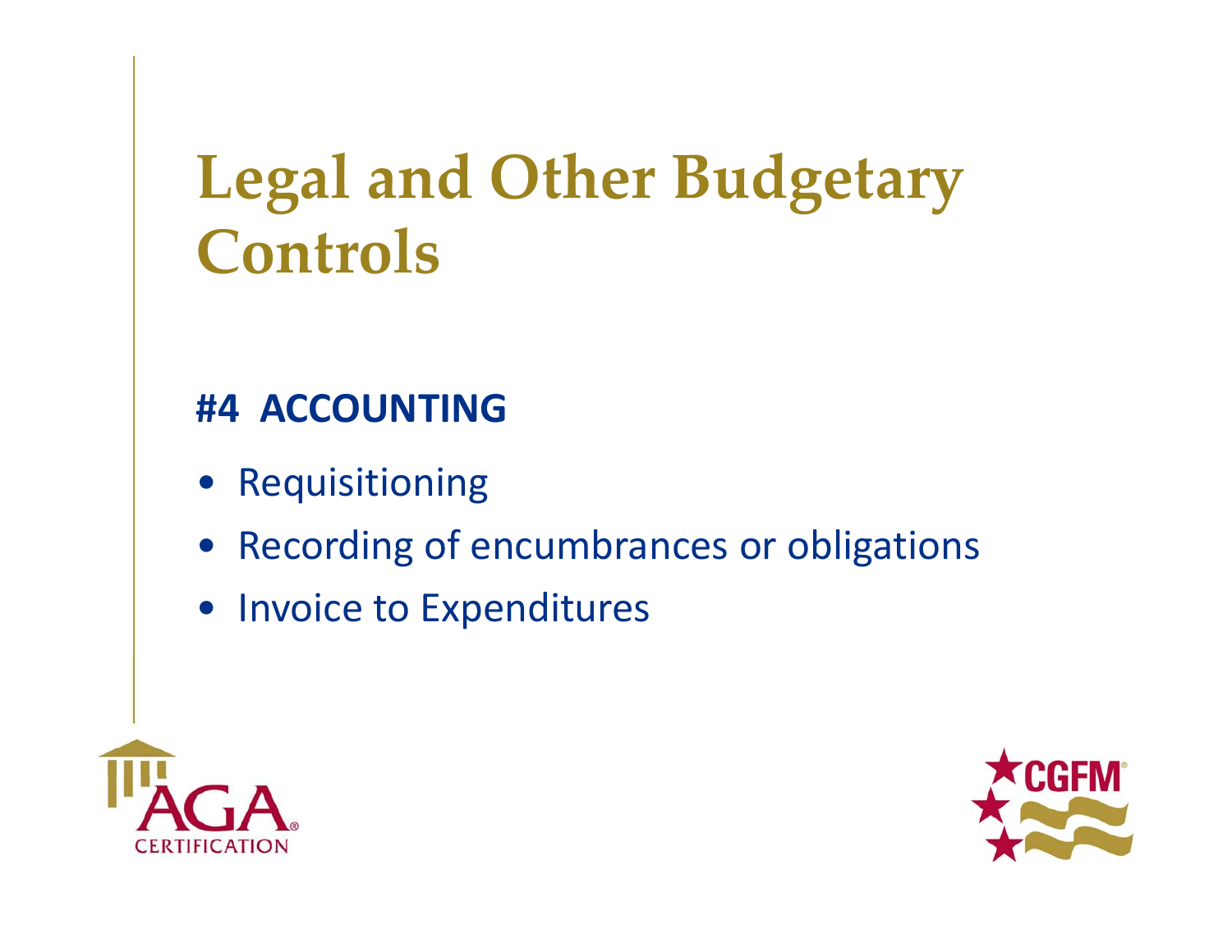# Legal and Other Budgetary Controls

## #4 ACCOUNTING

- Requisitioning
- Recording of encumbrances or obligations
- Invoice to Expenditures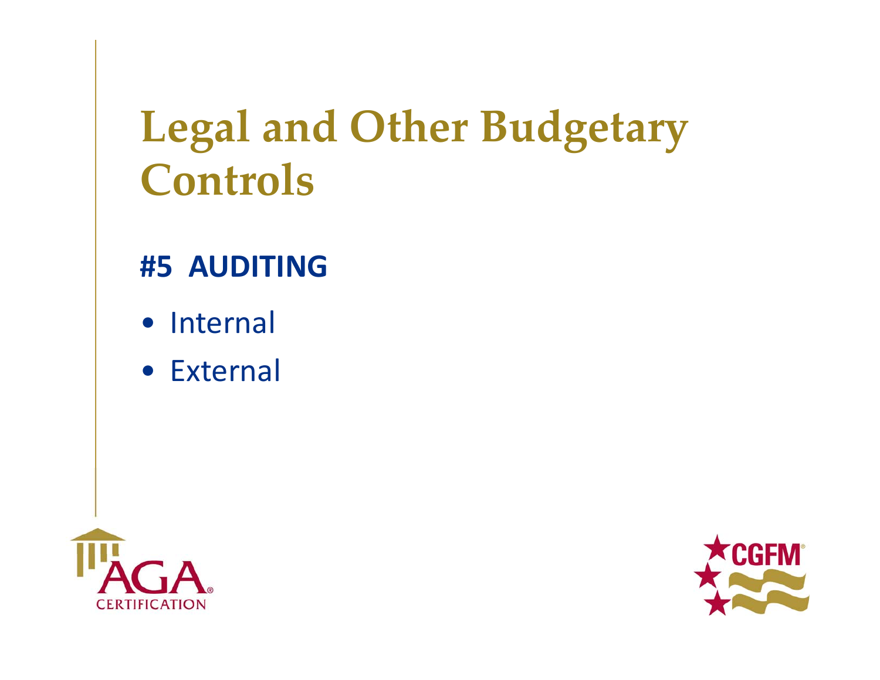# Legal and Other Budgetary Controls

## #5 AUDITING

- Internal
- External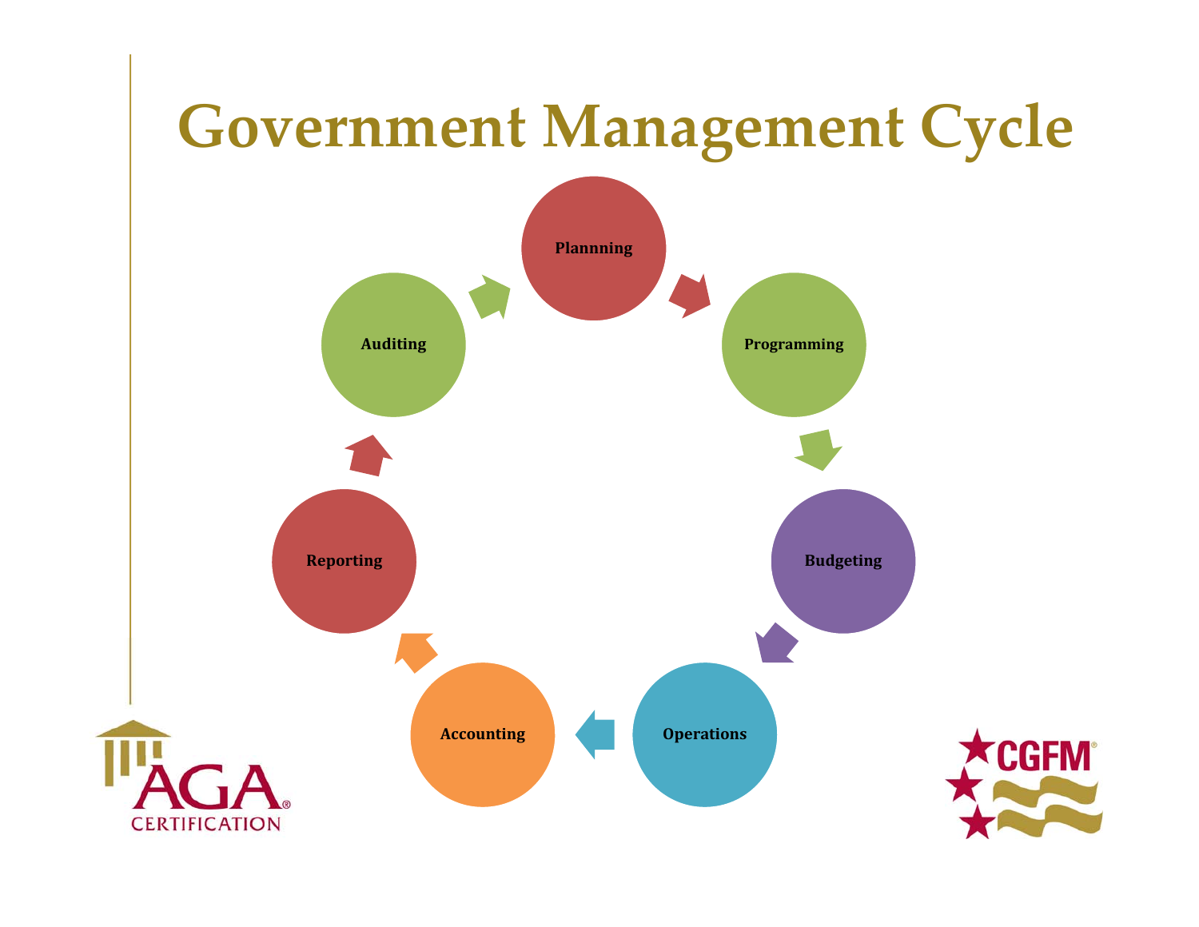# Government Management Cycle

- Plannning
- Programming
- Budgeting
- Operations
- Accounting
- Reporting
- Auditing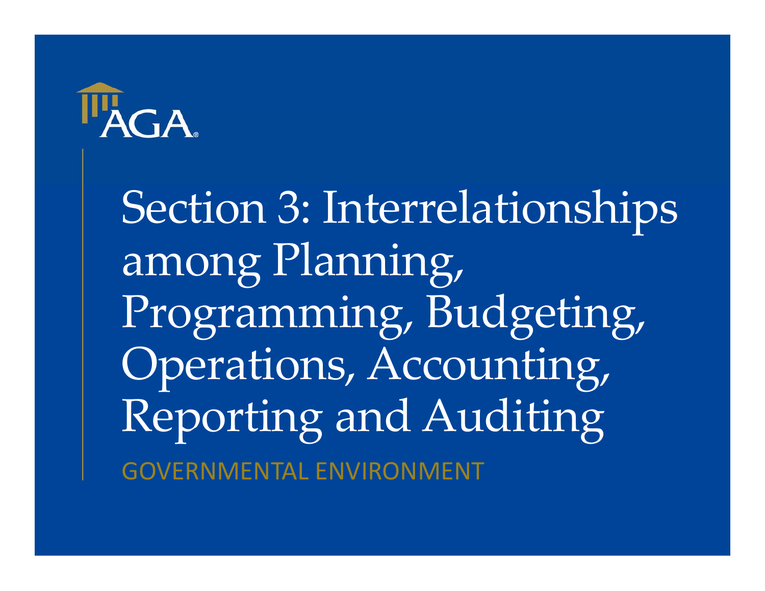# Section 3: Interrelationships among Planning, Programming, Budgeting, Operations, Accounting, Reporting and Auditing

GOVERNMENTAL ENVIRONMENT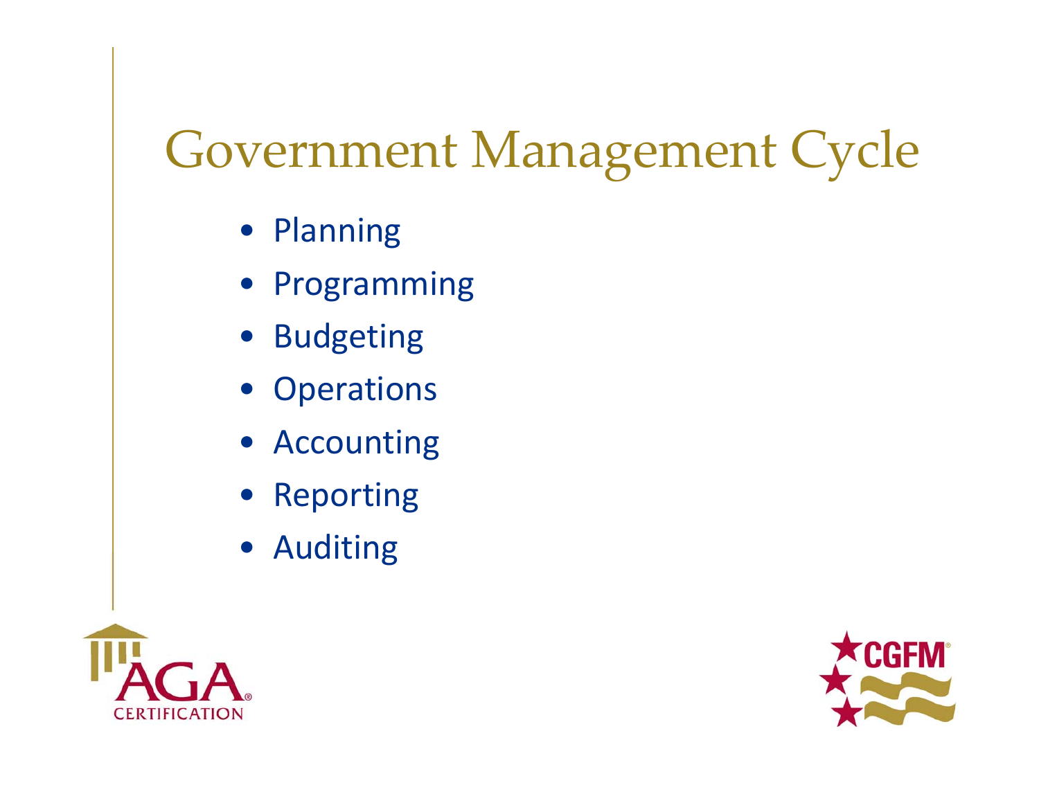# Government Management Cycle

- Planning
- Programming
- Budgeting
- Operations
- Accounting
- Reporting
- Auditing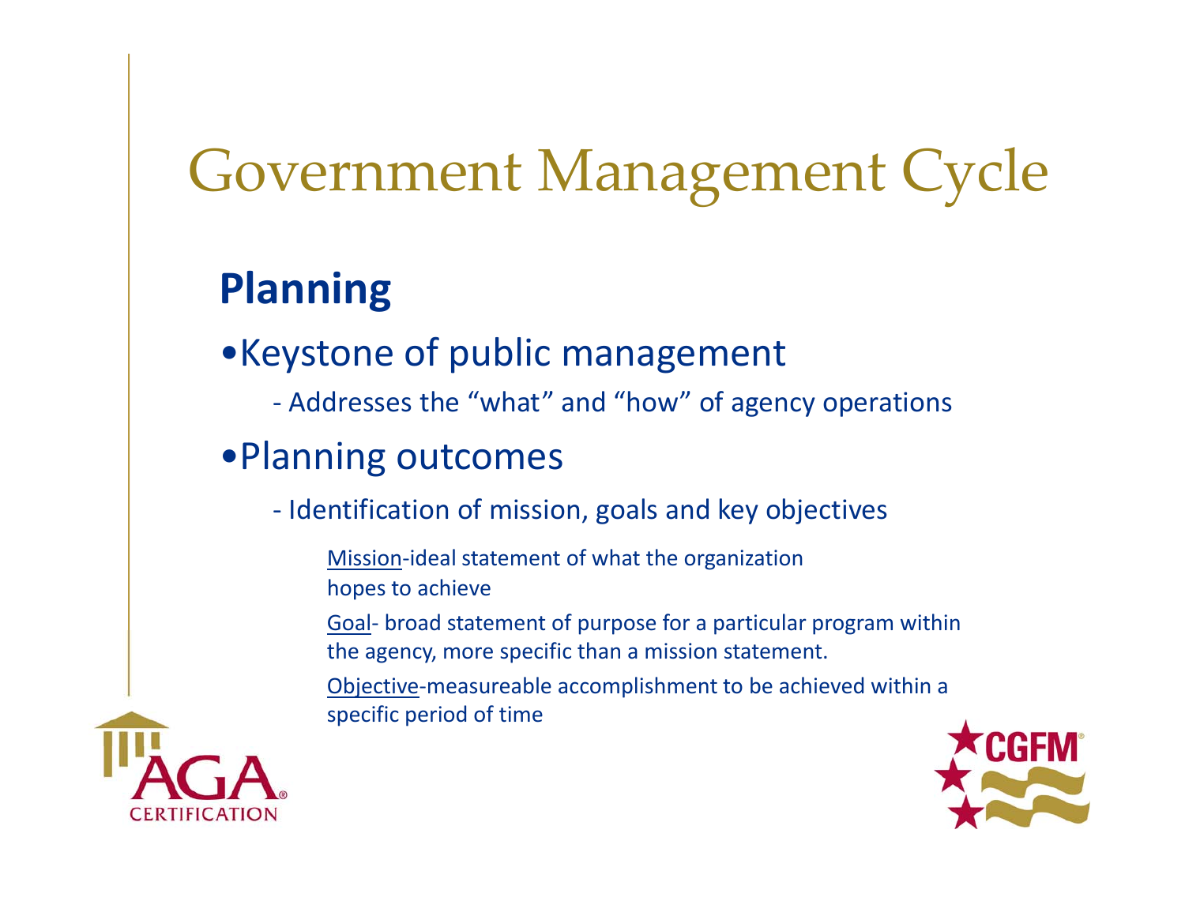# Government Management Cycle

## Planning

- Keystone of public management
  - Addresses the "what" and "how" of agency operations
- Planning outcomes
  - Identification of mission, goals and key objectives

    Mission-ideal statement of what the organization hopes to achieve

    Goal- broad statement of purpose for a particular program within the agency, more specific than a mission statement.

    Objective-measureable accomplishment to be achieved within a specific period of time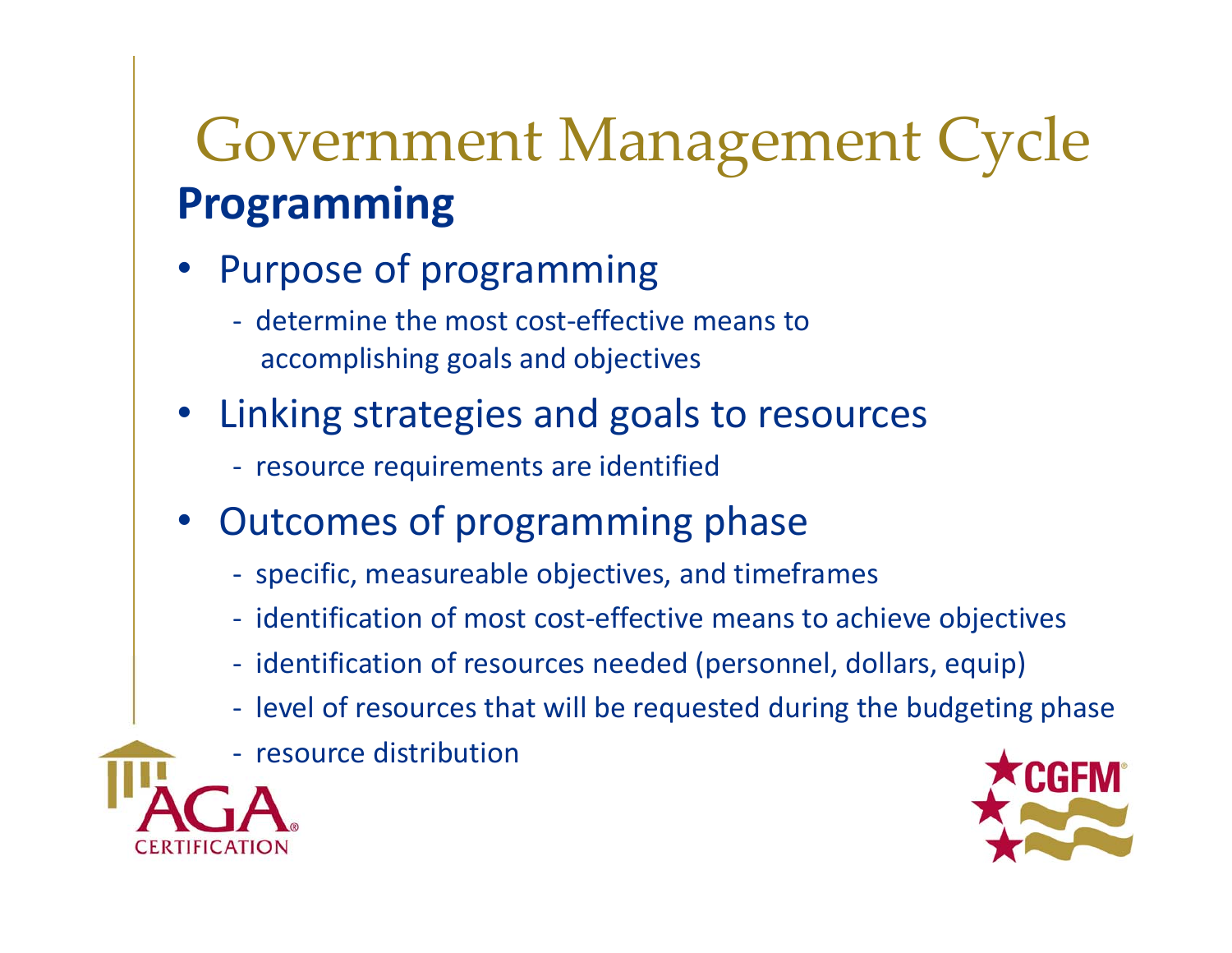# Government Management Cycle

## Programming

- Purpose of programming
  - determine the most cost-effective means to accomplishing goals and objectives
- Linking strategies and goals to resources
  - resource requirements are identified
- Outcomes of programming phase
  - specific, measureable objectives, and timeframes
  - identification of most cost-effective means to achieve objectives
  - identification of resources needed (personnel, dollars, equip)
  - level of resources that will be requested during the budgeting phase
  - resource distribution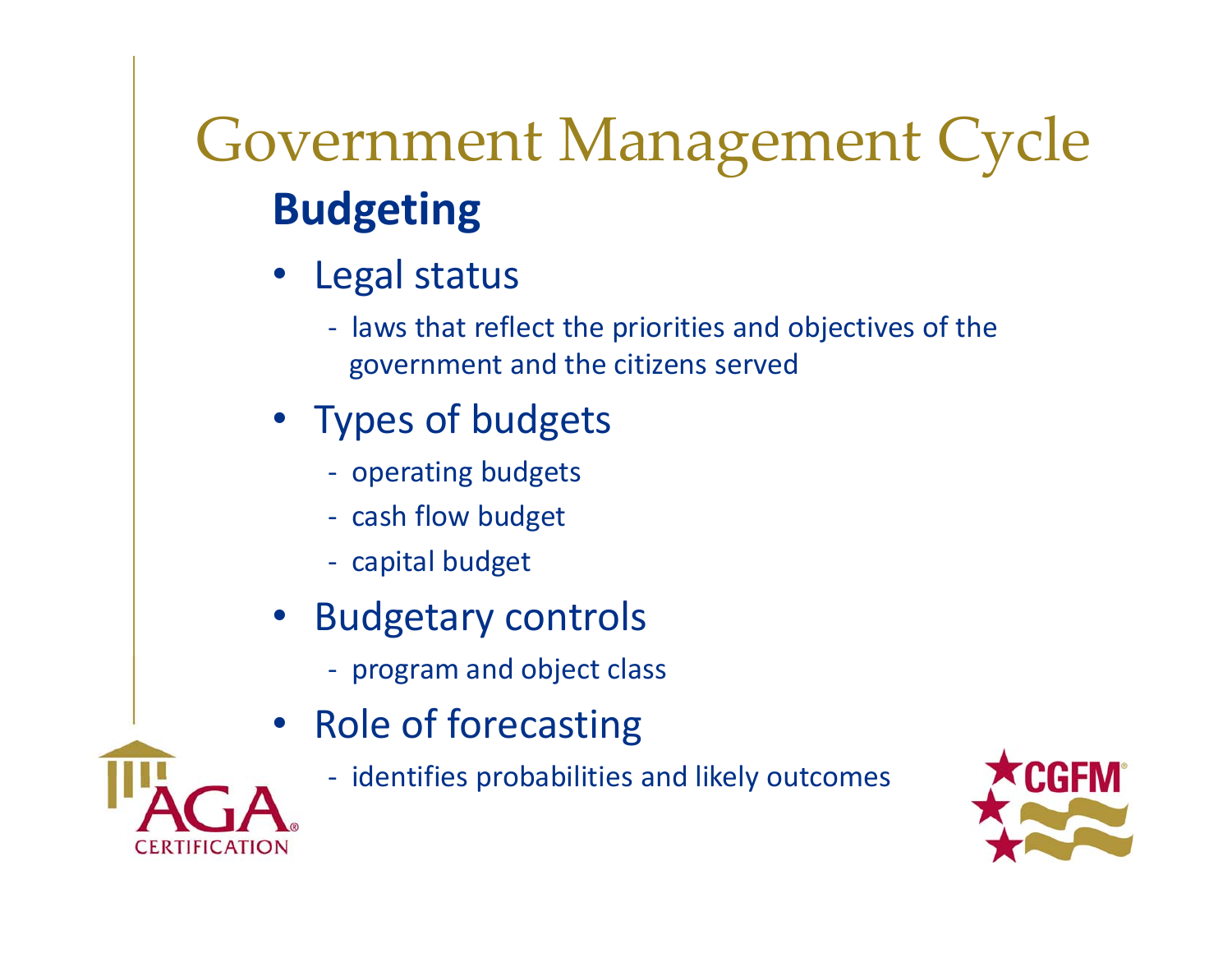# Government Management Cycle

## Budgeting

- Legal status
  - laws that reflect the priorities and objectives of the government and the citizens served
- Types of budgets
  - operating budgets
  - cash flow budget
  - capital budget
- Budgetary controls
  - program and object class
- Role of forecasting
  - identifies probabilities and likely outcomes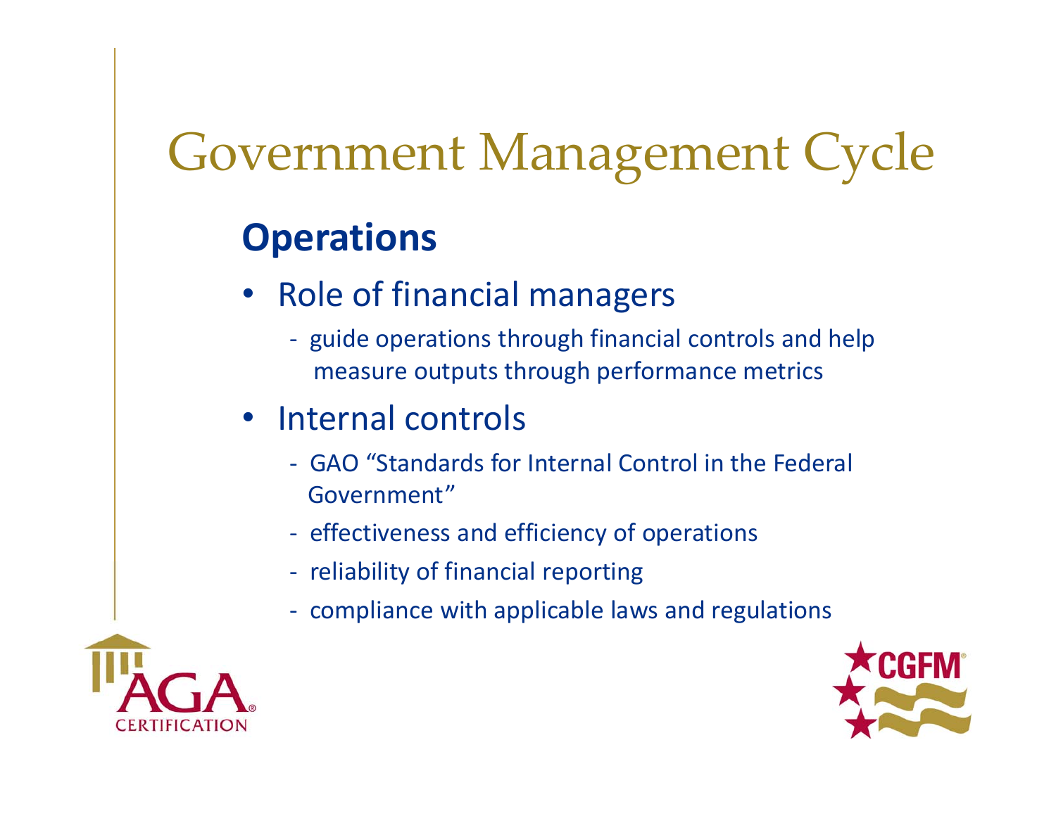# Government Management Cycle

## Operations

- Role of financial managers
  - guide operations through financial controls and help measure outputs through performance metrics
- Internal controls
  - GAO "Standards for Internal Control in the Federal Government"
  - effectiveness and efficiency of operations
  - reliability of financial reporting
  - compliance with applicable laws and regulations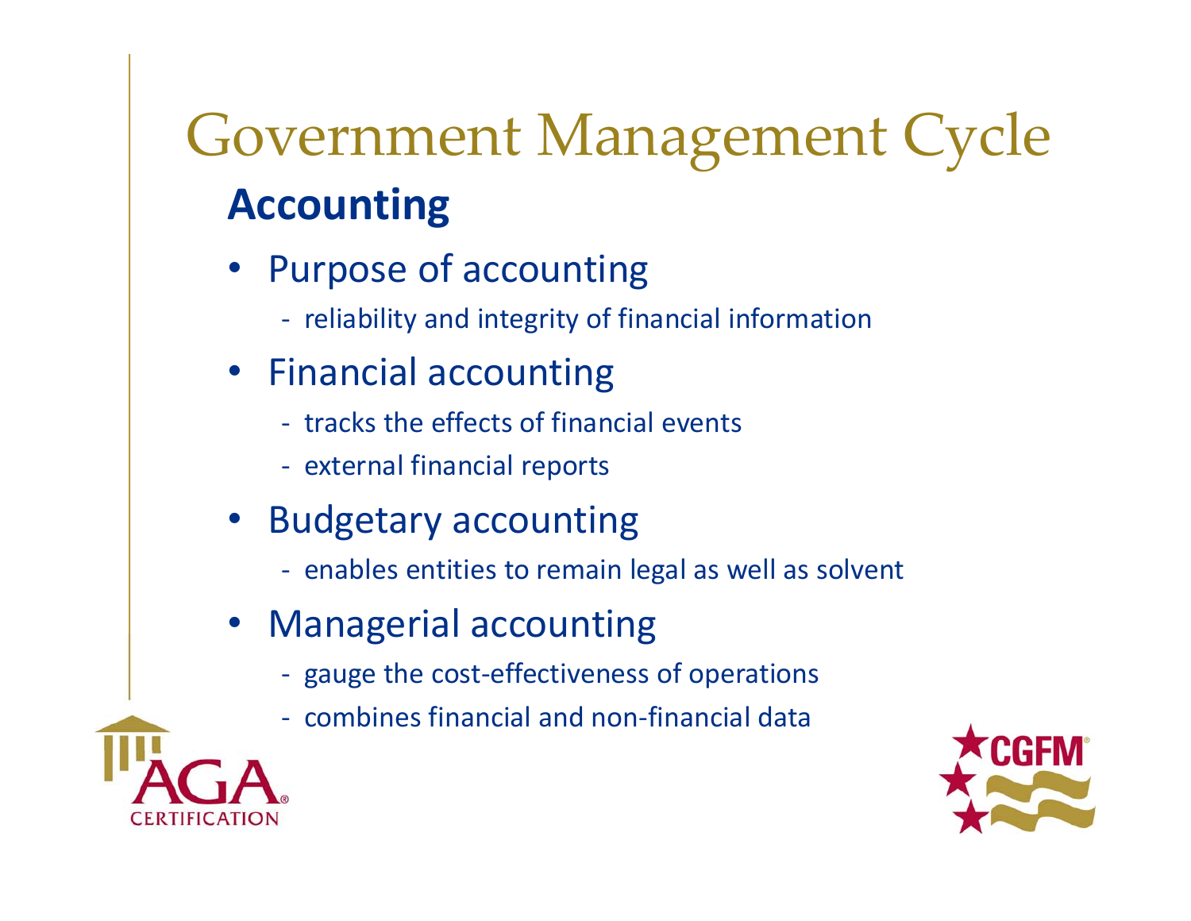# Government Management Cycle

## Accounting

- Purpose of accounting
  - reliability and integrity of financial information
- Financial accounting
  - tracks the effects of financial events
  - external financial reports
- Budgetary accounting
  - enables entities to remain legal as well as solvent
- Managerial accounting
  - gauge the cost-effectiveness of operations
  - combines financial and non-financial data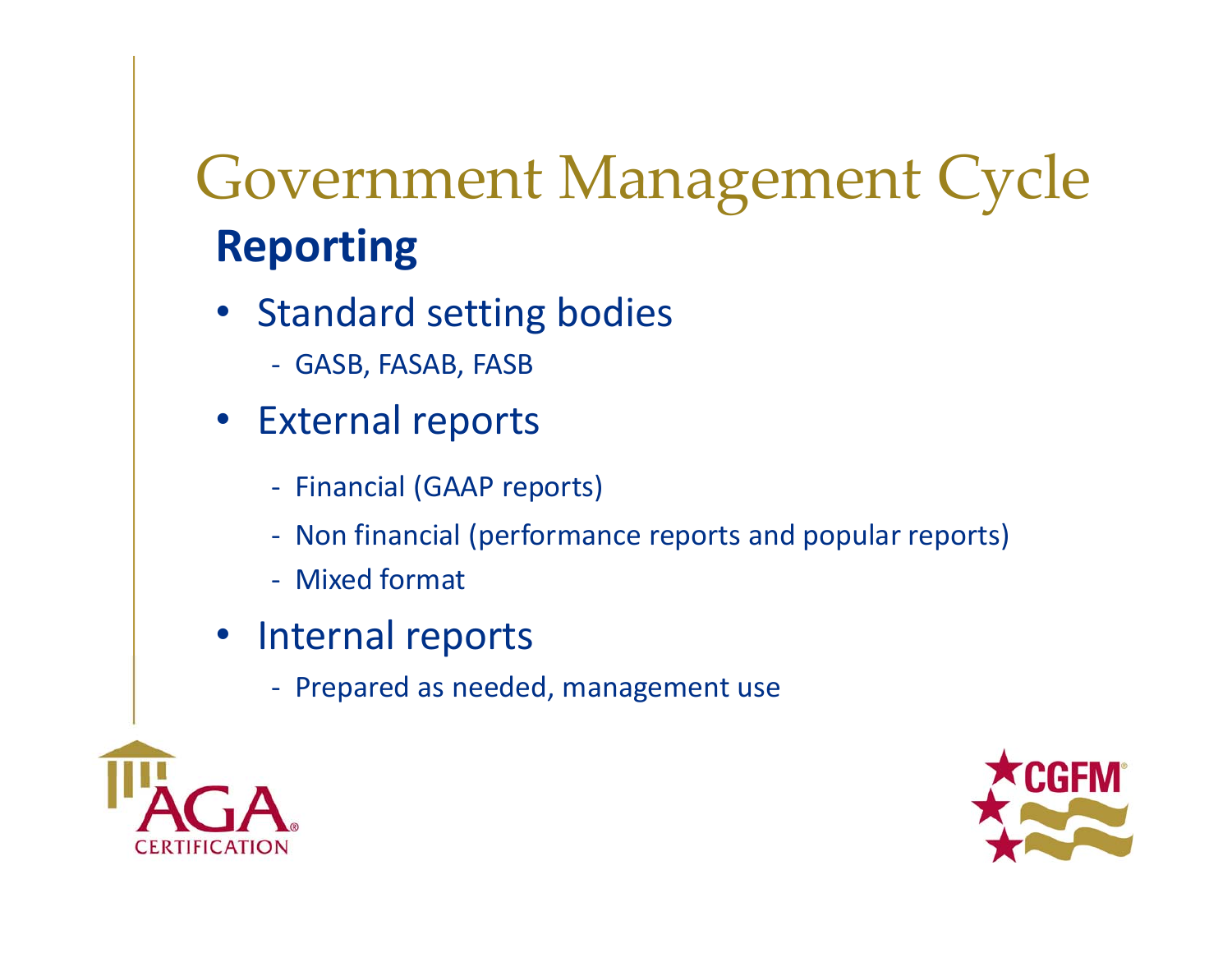# Government Management Cycle

## Reporting

- Standard setting bodies
  - GASB, FASAB, FASB
- External reports
  - Financial (GAAP reports)
  - Non financial (performance reports and popular reports)
  - Mixed format
- Internal reports
  - Prepared as needed, management use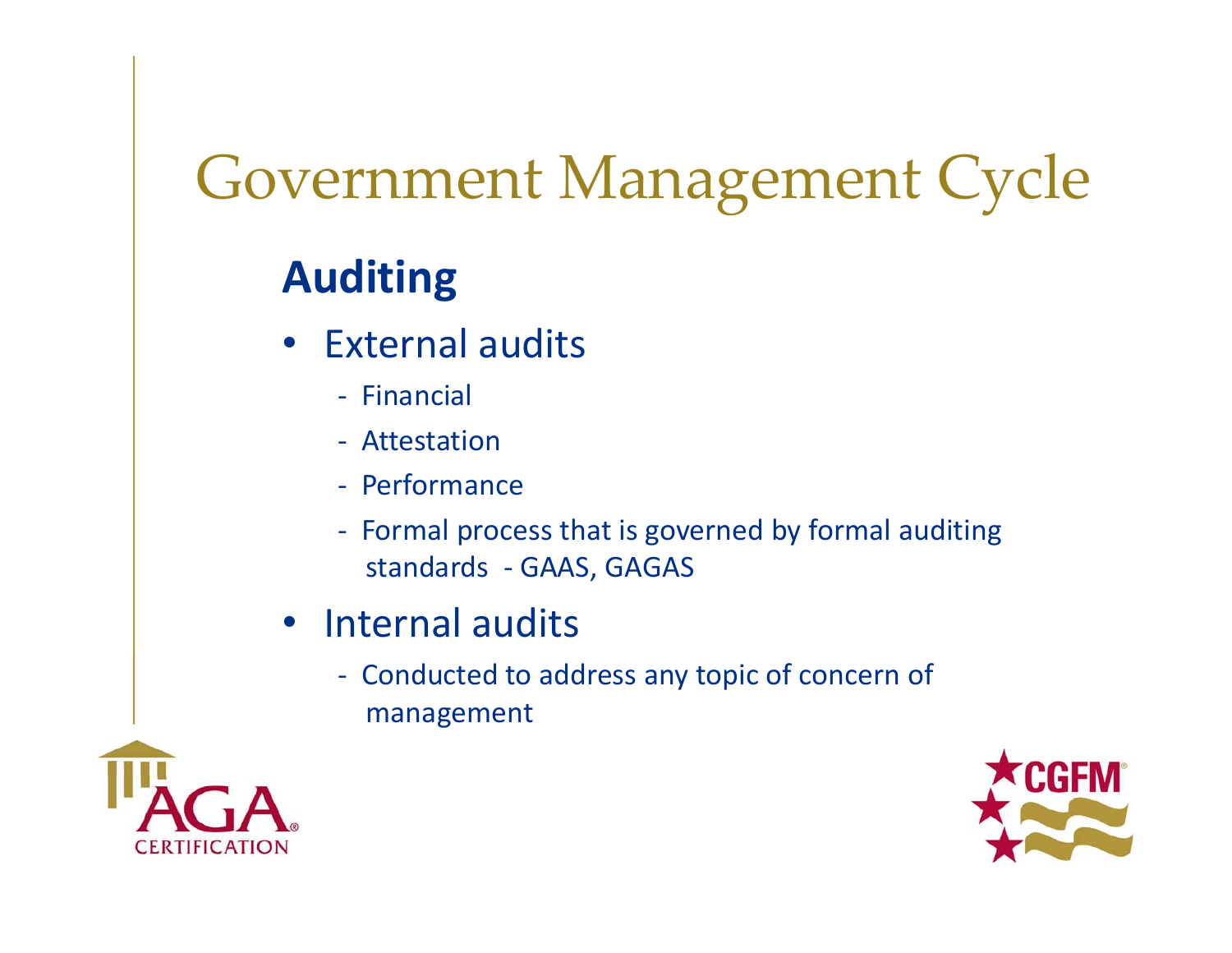# Government Management Cycle

## Auditing

- External audits
  - Financial
  - Attestation
  - Performance
  - Formal process that is governed by formal auditing standards - GAAS, GAGAS
- Internal audits
  - Conducted to address any topic of concern of management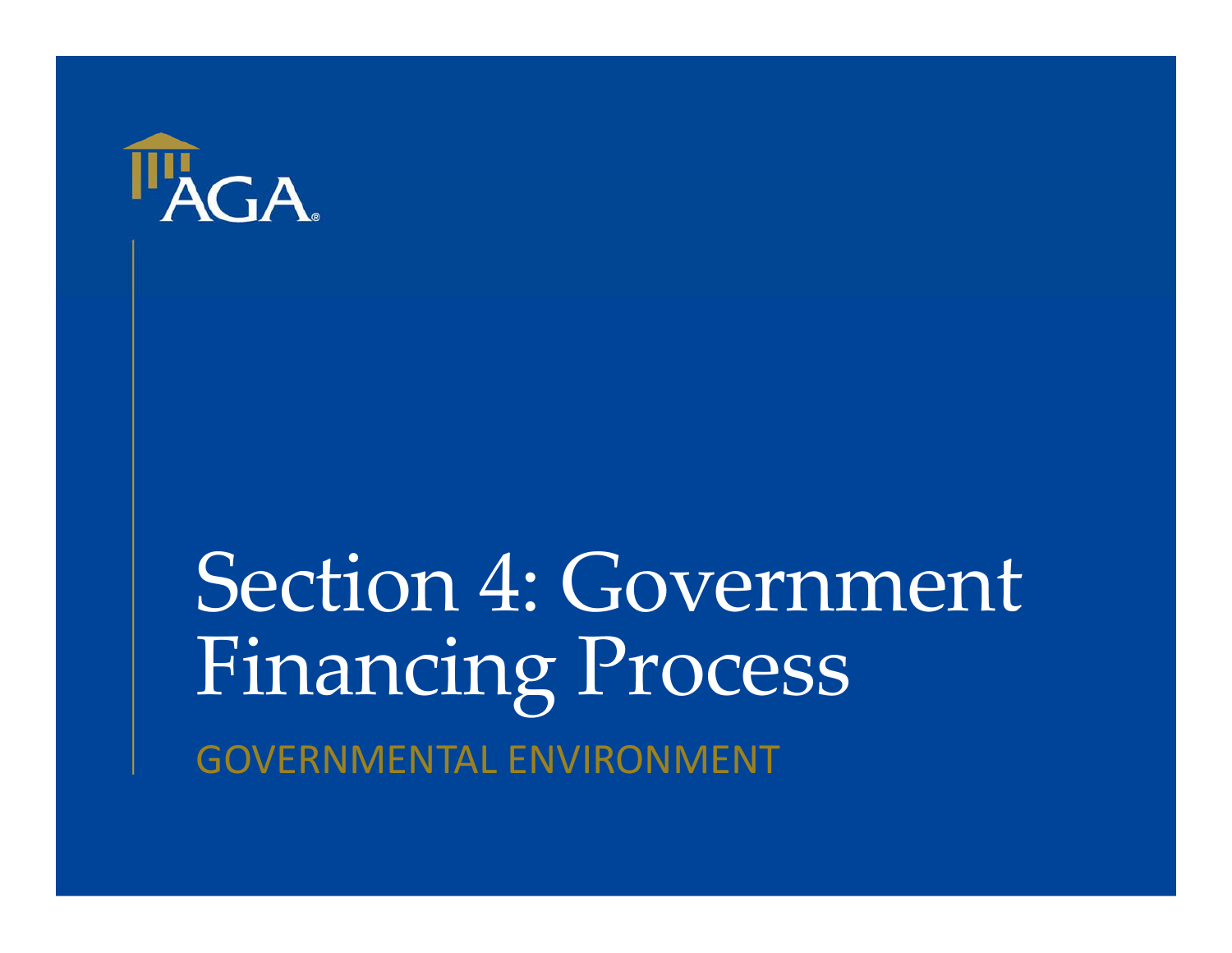AGA

# Section 4: Government Financing Process

GOVERNMENTAL ENVIRONMENT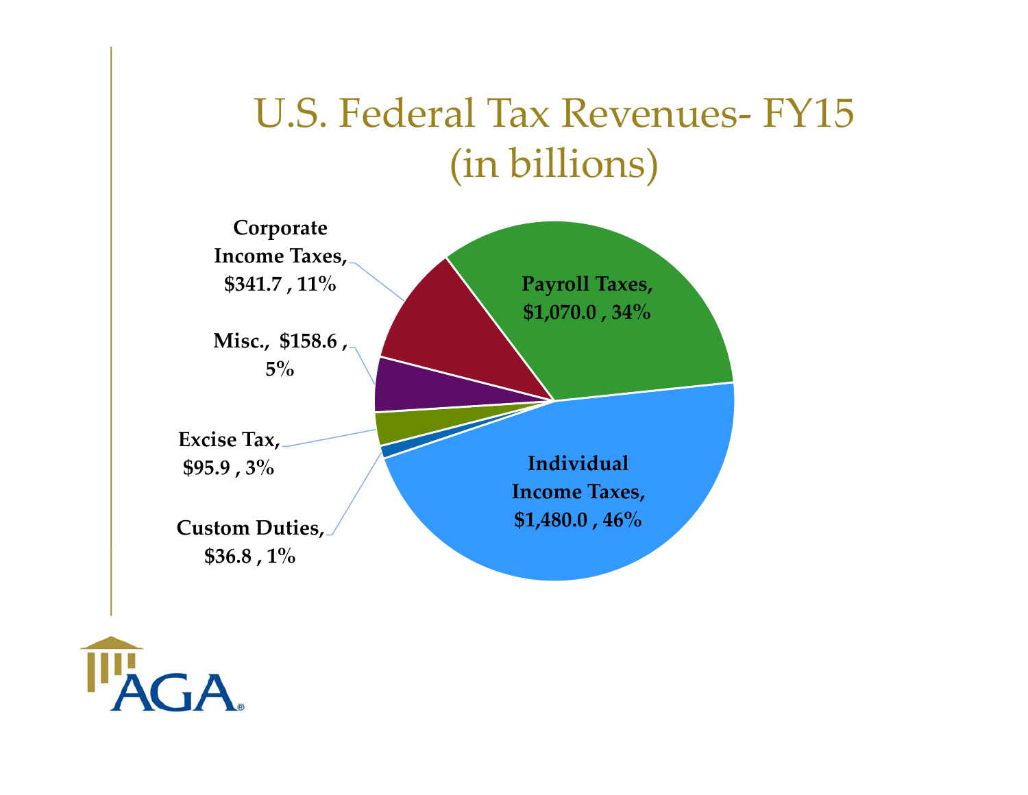# U.S. Federal Tax Revenues- FY15 (in billions)

**Corporate Income Taxes, $341.7 , 11%**

**Payroll Taxes, $1,070.0 , 34%**

**Misc., $158.6 , 5%**

**Excise Tax, $95.9 , 3%**

**Custom Duties, $36.8 , 1%**

**Individual Income Taxes, $1,480.0 , 46%**

AGA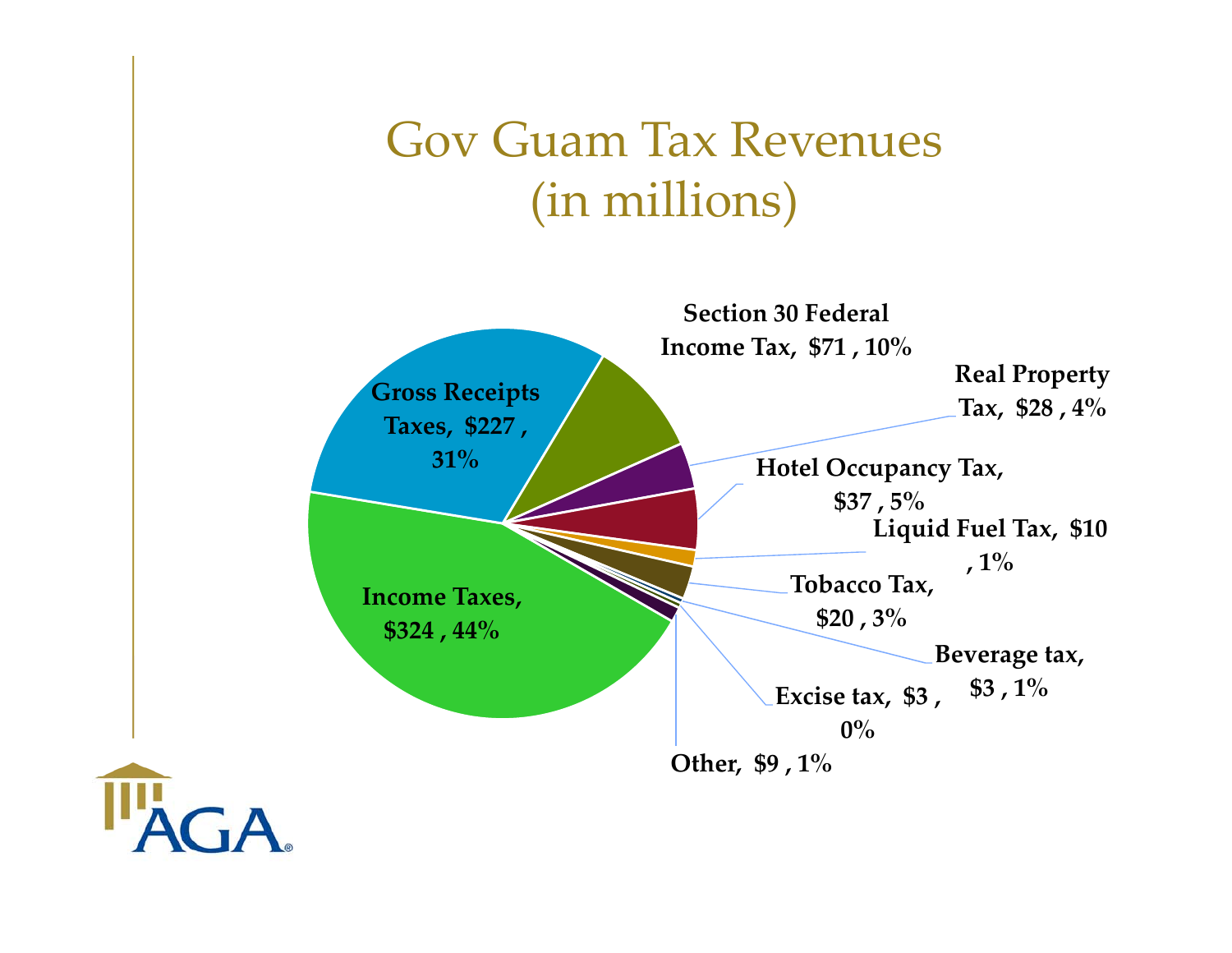# Gov Guam Tax Revenues (in millions)

- Income Taxes, $324 , 44%
- Gross Receipts Taxes, $227 , 31%
- Section 30 Federal Income Tax, $71 , 10%
- Real Property Tax, $28 , 4%
- Hotel Occupancy Tax, $37 , 5%
- Liquid Fuel Tax, $10 , 1%
- Tobacco Tax, $20 , 3%
- Beverage tax, $3 , 1%
- Excise tax, $3 , 0%
- Other, $9 , 1%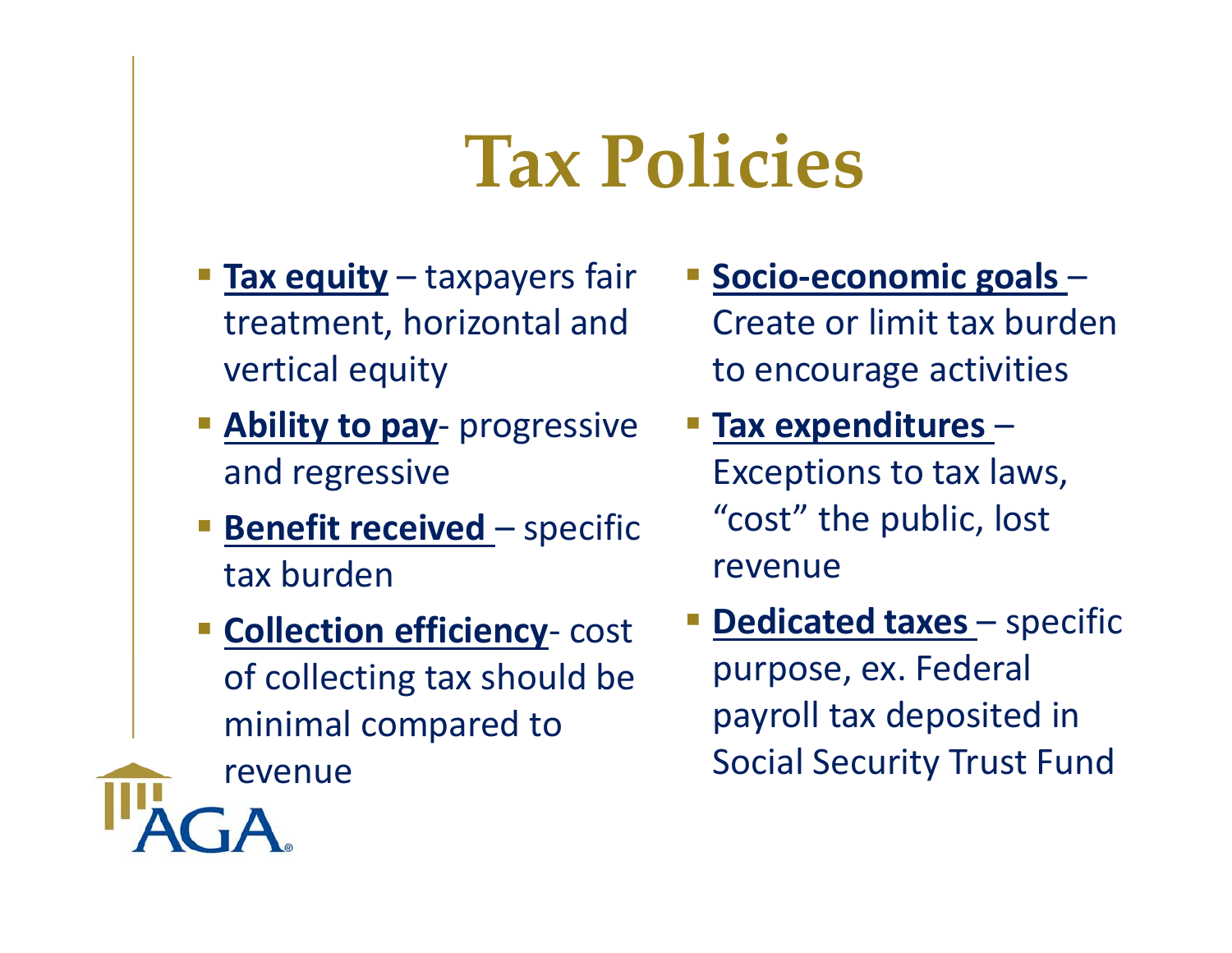# Tax Policies

- **Tax equity** – taxpayers fair treatment, horizontal and vertical equity
- **Ability to pay**- progressive and regressive
- **Benefit received** – specific tax burden
- **Collection efficiency**- cost of collecting tax should be minimal compared to revenue
- **Socio-economic goals** – Create or limit tax burden to encourage activities
- **Tax expenditures** – Exceptions to tax laws, "cost" the public, lost revenue
- **Dedicated taxes** – specific purpose, ex. Federal payroll tax deposited in Social Security Trust Fund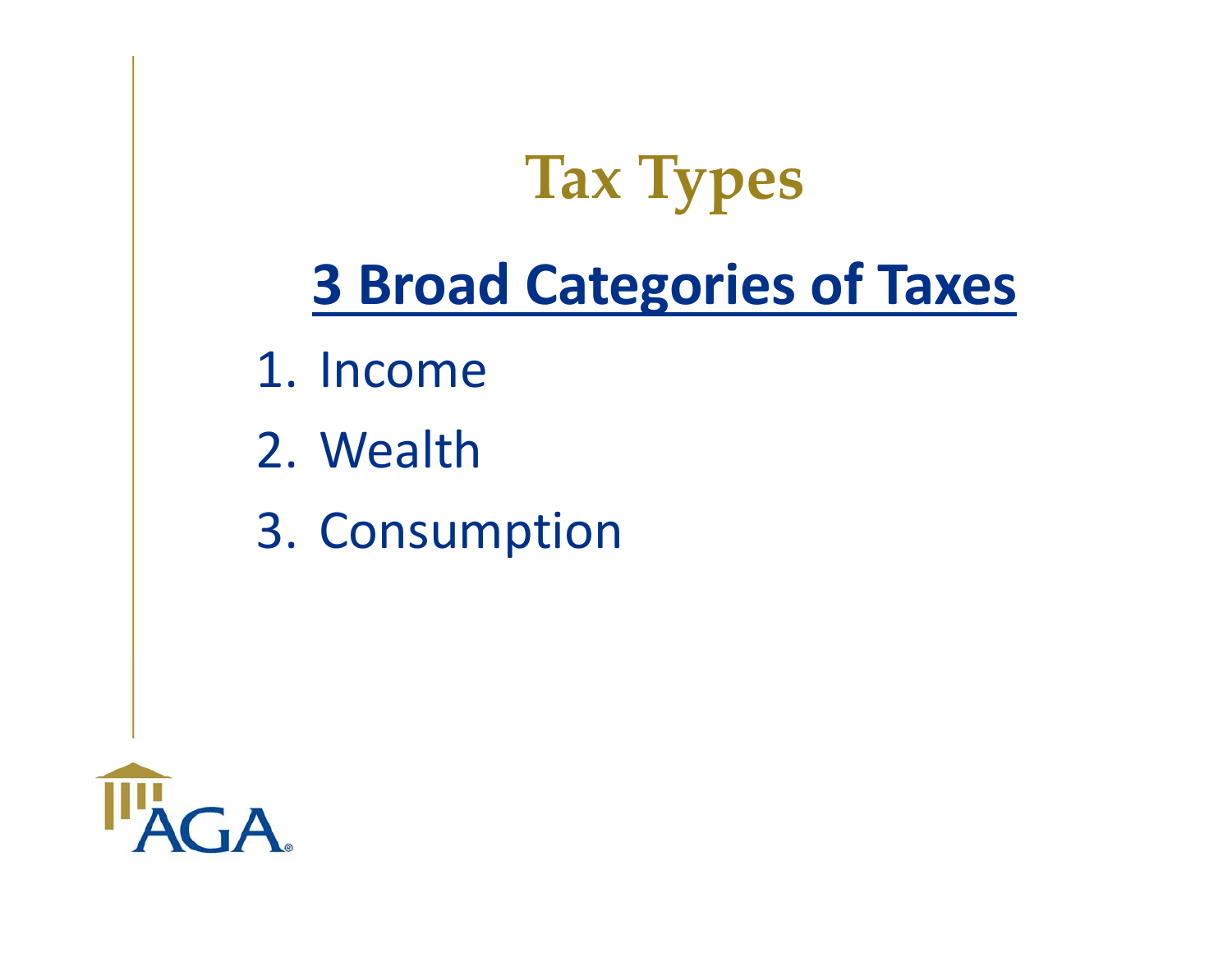# Tax Types

## 3 Broad Categories of Taxes

1. Income
2. Wealth
3. Consumption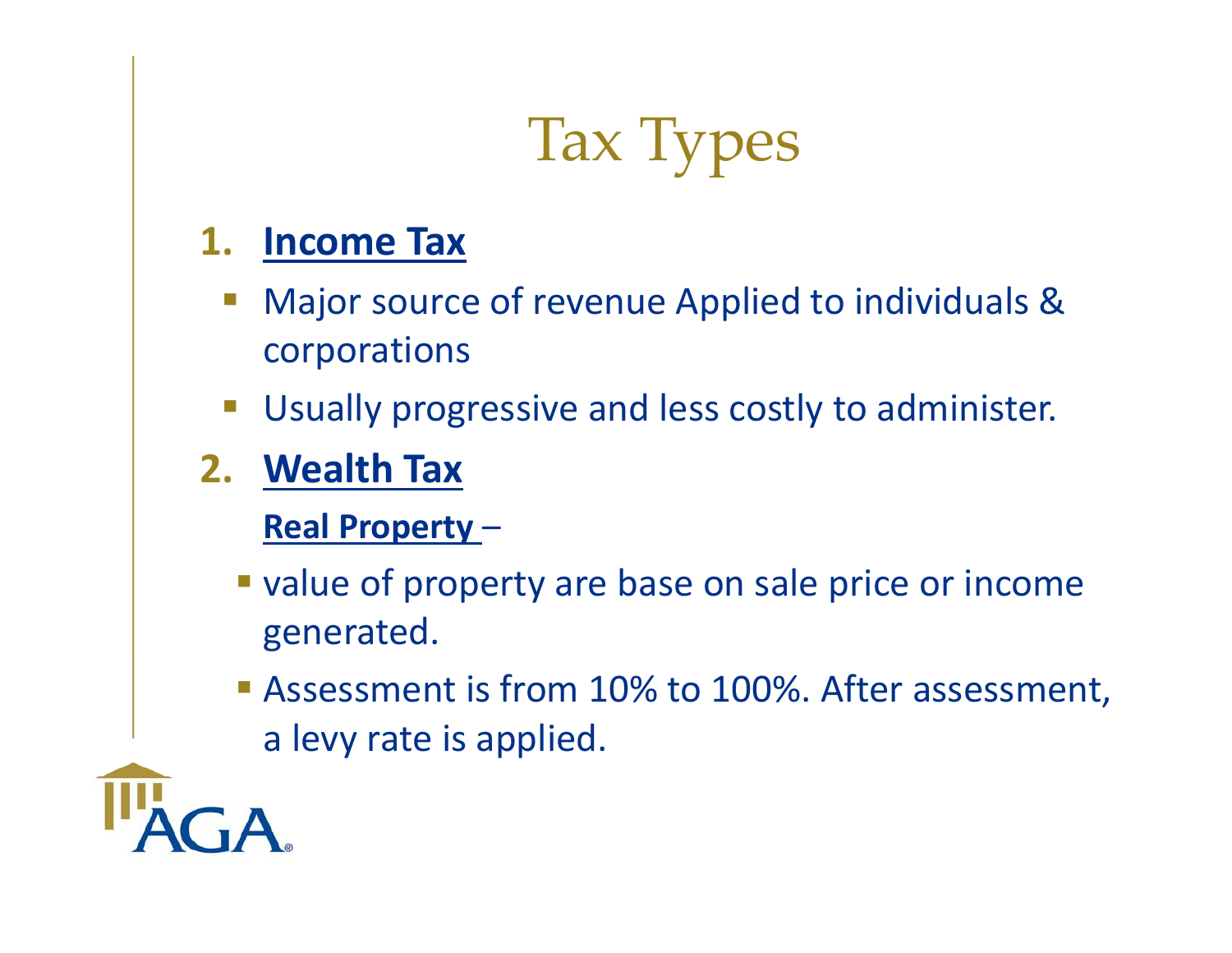# Tax Types

1. **Income Tax**
   - Major source of revenue Applied to individuals & corporations
   - Usually progressive and less costly to administer.
2. **Wealth Tax**

   **Real Property** –

   - value of property are base on sale price or income generated.
   - Assessment is from 10% to 100%. After assessment, a levy rate is applied.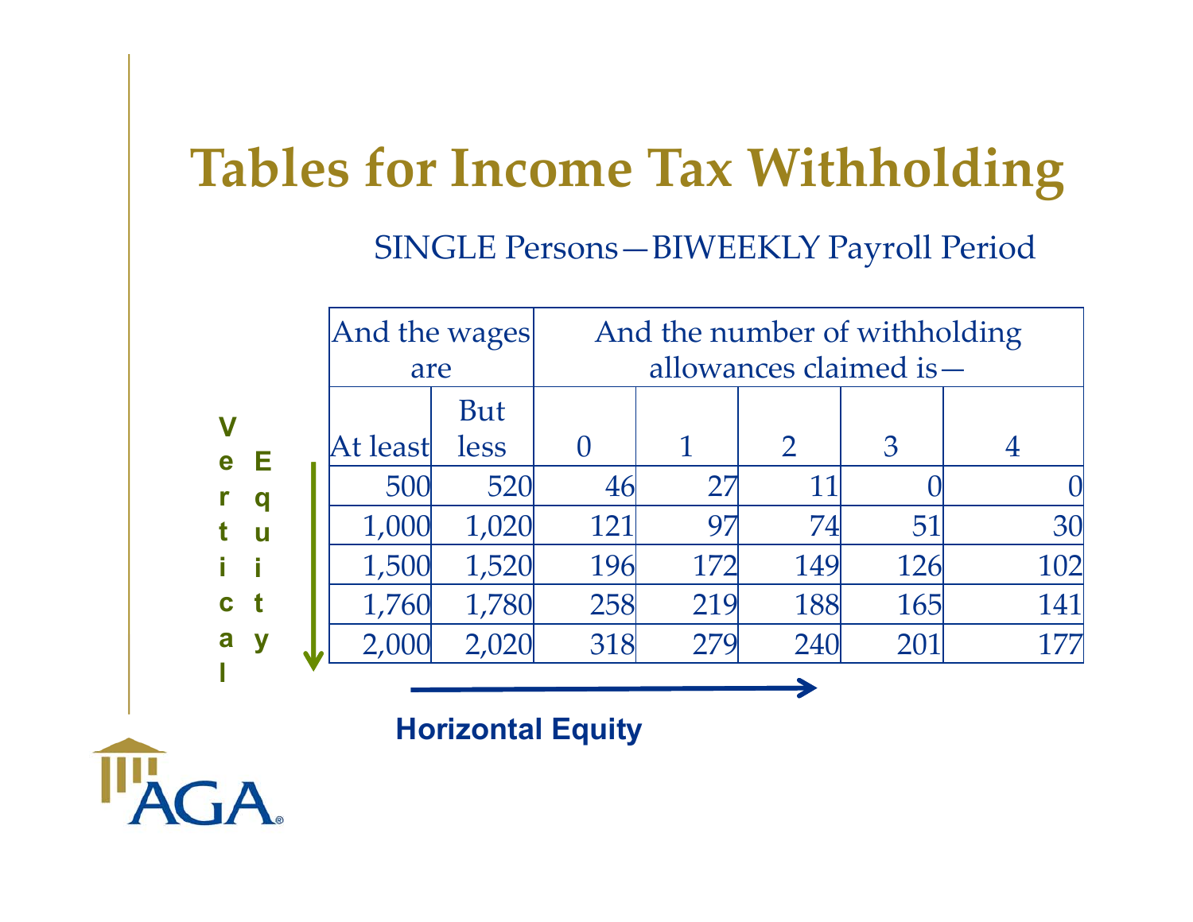# Tables for Income Tax Withholding

SINGLE Persons—BIWEEKLY Payroll Period

| And the wages are | | And the number of withholding allowances claimed is— | | | | |
|---|---|---|---|---|---|---|
| At least | But less | 0 | 1 | 2 | 3 | 4 |
| 500 | 520 | 46 | 27 | 11 | 0 | 0 |
| 1,000 | 1,020 | 121 | 97 | 74 | 51 | 30 |
| 1,500 | 1,520 | 196 | 172 | 149 | 126 | 102 |
| 1,760 | 1,780 | 258 | 219 | 188 | 165 | 141 |
| 2,000 | 2,020 | 318 | 279 | 240 | 201 | 177 |

Vertical Equity

Horizontal Equity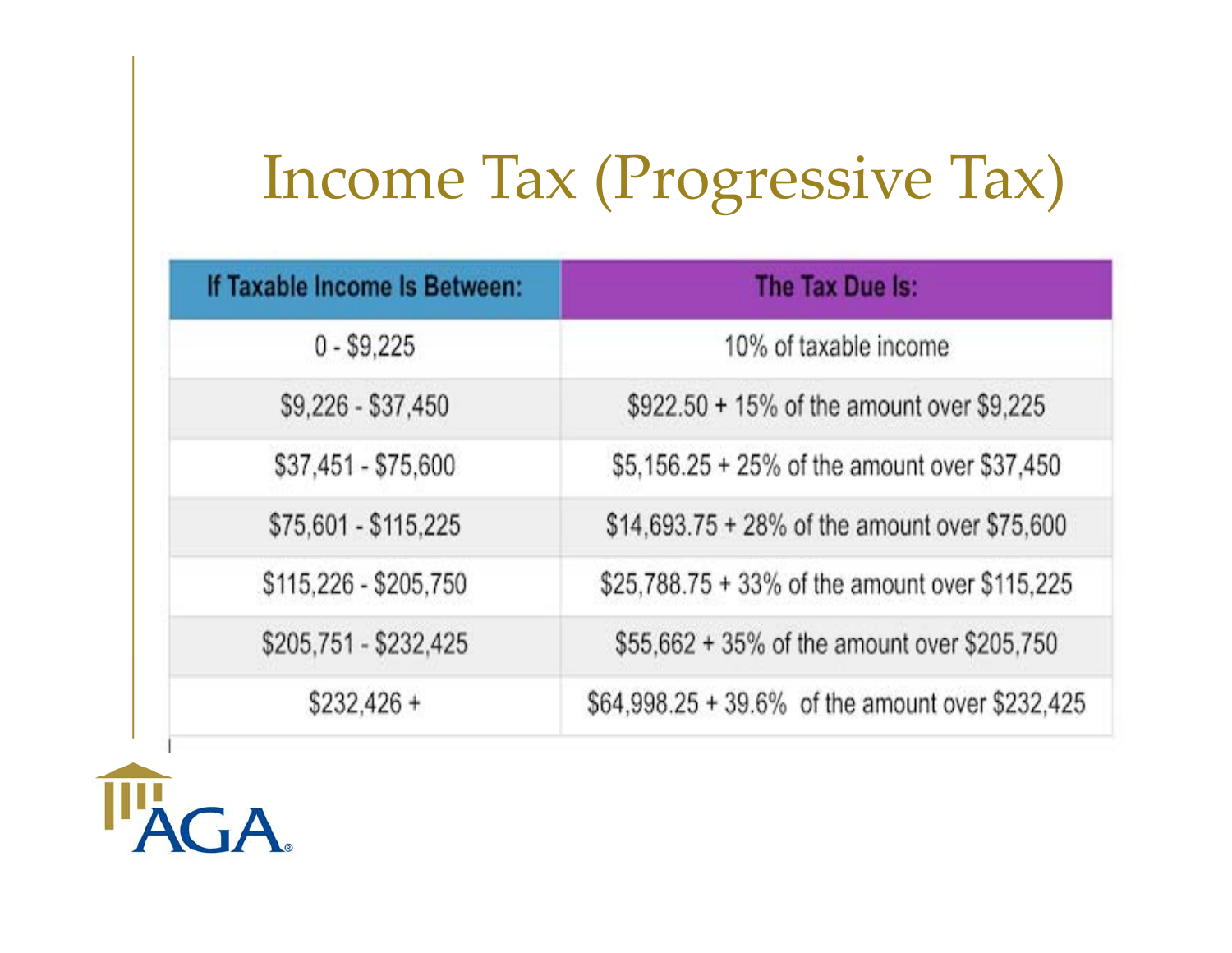# Income Tax (Progressive Tax)

| If Taxable Income Is Between: | The Tax Due Is: |
|---|---|
| 0 - $9,225 | 10% of taxable income |
| $9,226 - $37,450 | $922.50 + 15% of the amount over $9,225 |
| $37,451 - $75,600 | $5,156.25 + 25% of the amount over $37,450 |
| $75,601 - $115,225 | $14,693.75 + 28% of the amount over $75,600 |
| $115,226 - $205,750 | $25,788.75 + 33% of the amount over $115,225 |
| $205,751 - $232,425 | $55,662 + 35% of the amount over $205,750 |
| $232,426 + | $64,998.25 + 39.6% of the amount over $232,425 |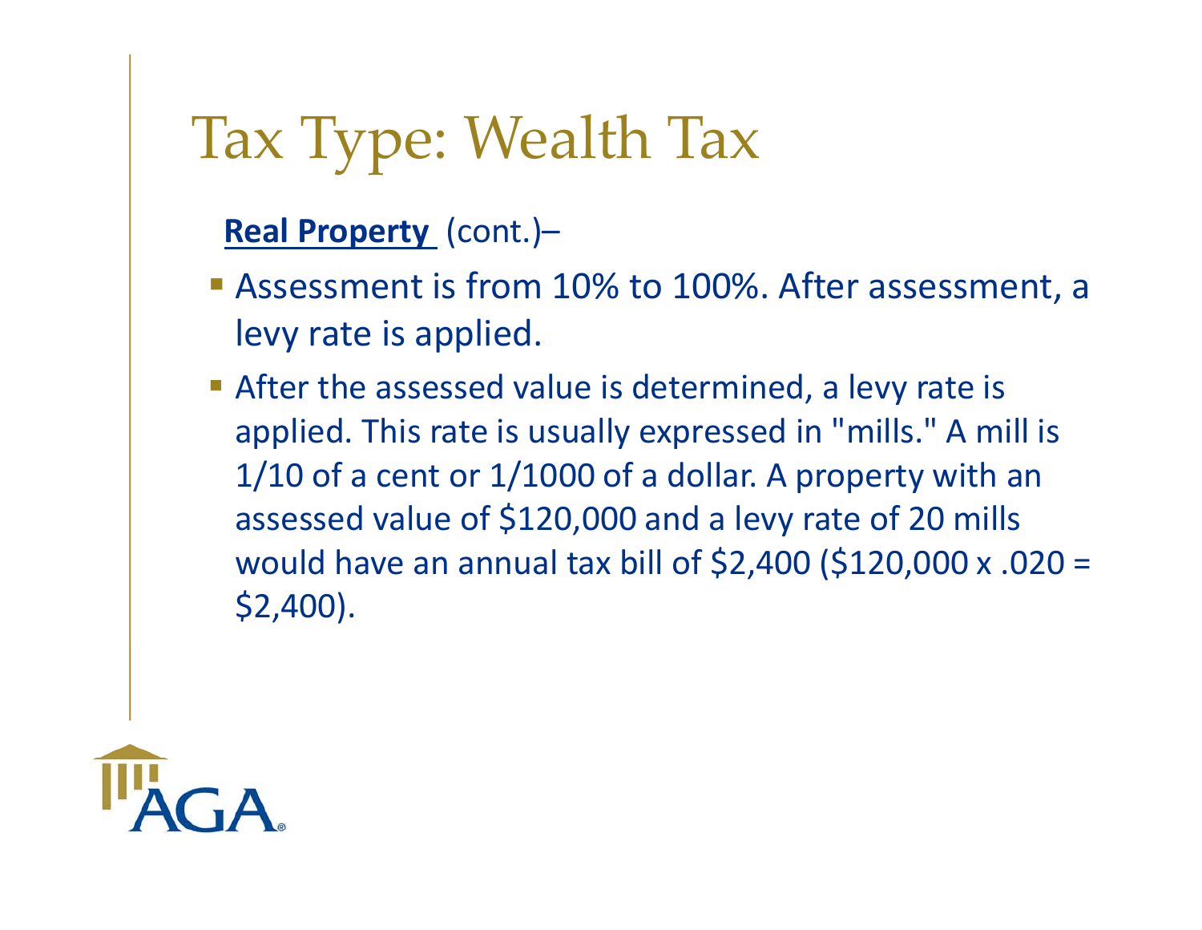# Tax Type: Wealth Tax

**Real Property** (cont.)–

- Assessment is from 10% to 100%. After assessment, a levy rate is applied.
- After the assessed value is determined, a levy rate is applied. This rate is usually expressed in "mills." A mill is 1/10 of a cent or 1/1000 of a dollar. A property with an assessed value of $120,000 and a levy rate of 20 mills would have an annual tax bill of $2,400 ($120,000 x .020 = $2,400).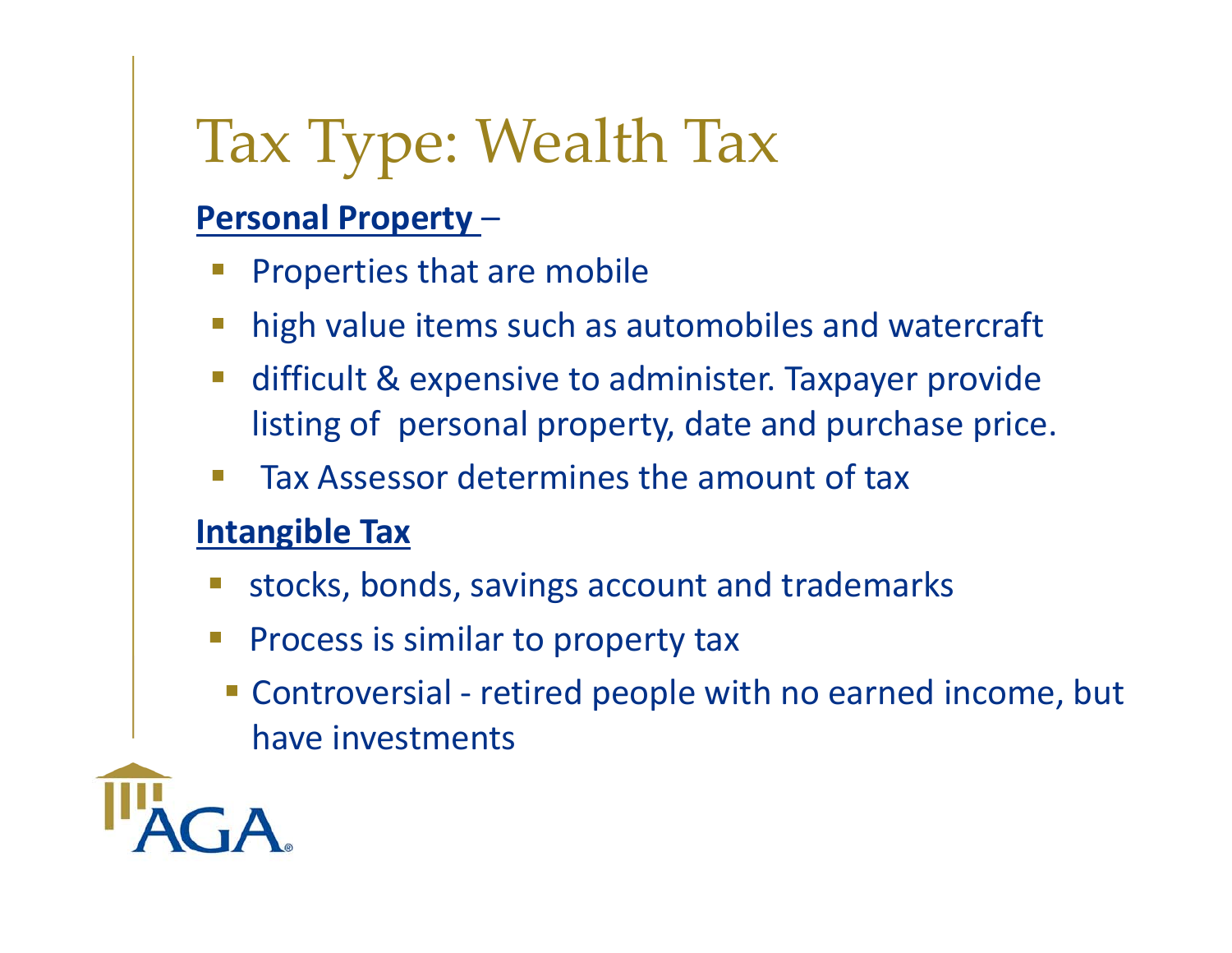# Tax Type: Wealth Tax

**Personal Property** –

- Properties that are mobile
- high value items such as automobiles and watercraft
- difficult & expensive to administer. Taxpayer provide listing of personal property, date and purchase price.
- Tax Assessor determines the amount of tax

**Intangible Tax**

- stocks, bonds, savings account and trademarks
- Process is similar to property tax
- Controversial - retired people with no earned income, but have investments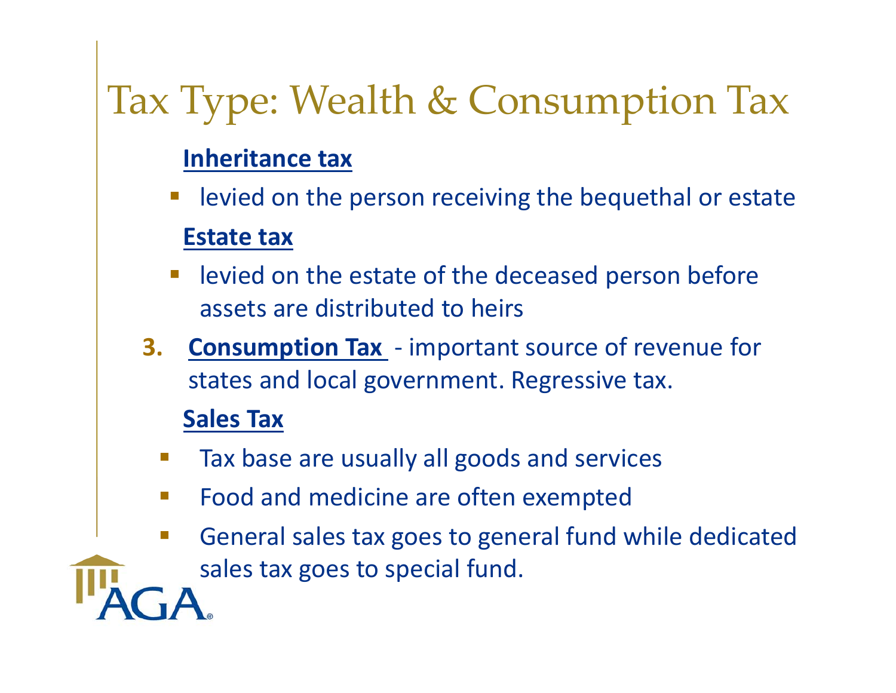# Tax Type: Wealth & Consumption Tax

**Inheritance tax**

- levied on the person receiving the bequethal or estate

**Estate tax**

- levied on the estate of the deceased person before assets are distributed to heirs

3. **Consumption Tax** - important source of revenue for states and local government. Regressive tax.

   **Sales Tax**

   - Tax base are usually all goods and services
   - Food and medicine are often exempted
   - General sales tax goes to general fund while dedicated sales tax goes to special fund.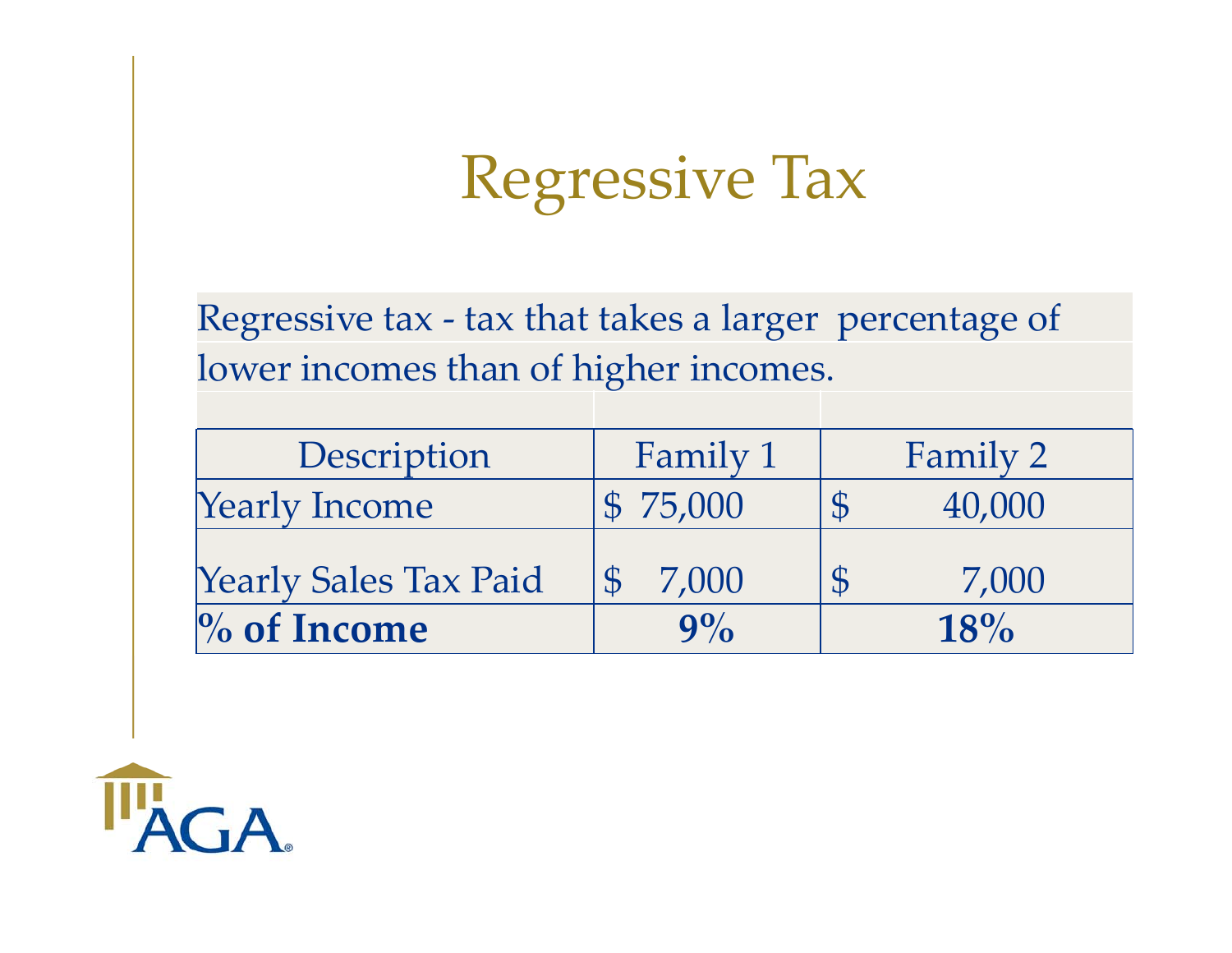# Regressive Tax

Regressive tax - tax that takes a larger percentage of lower incomes than of higher incomes.

| Description | Family 1 | Family 2 |
|---|---|---|
| Yearly Income | $ 75,000 | $ 40,000 |
| Yearly Sales Tax Paid | $ 7,000 | $ 7,000 |
| **% of Income** | **9%** | **18%** |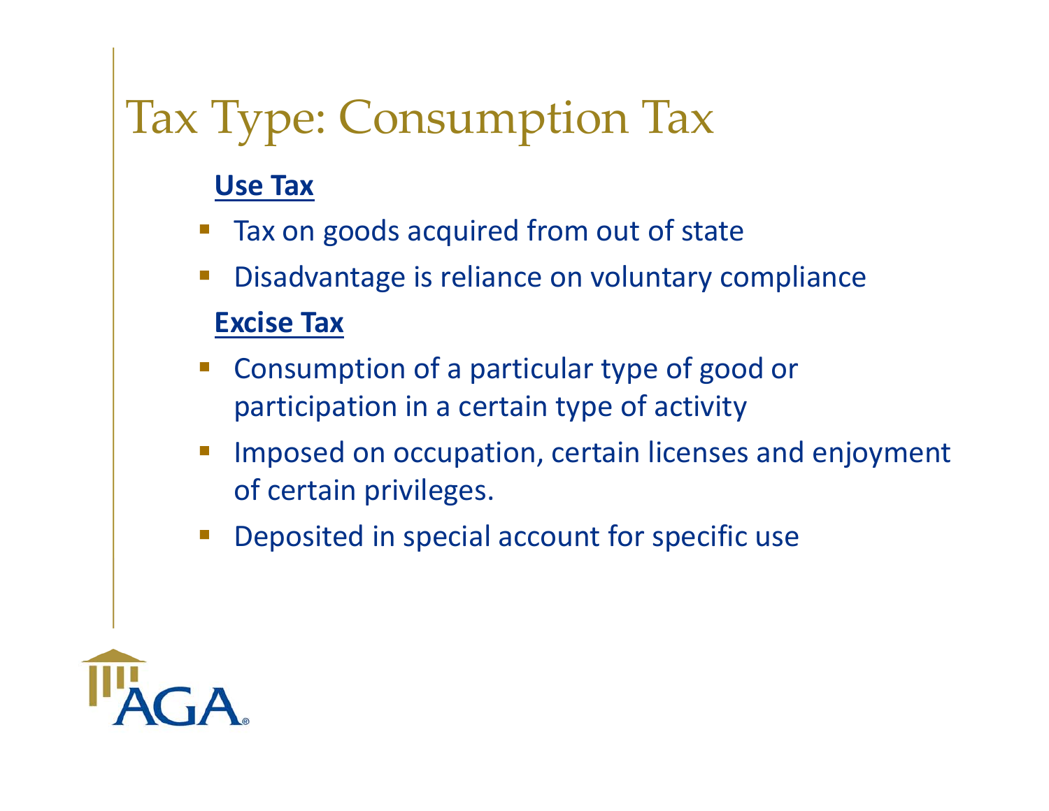# Tax Type: Consumption Tax

**Use Tax**

- Tax on goods acquired from out of state
- Disadvantage is reliance on voluntary compliance

**Excise Tax**

- Consumption of a particular type of good or participation in a certain type of activity
- Imposed on occupation, certain licenses and enjoyment of certain privileges.
- Deposited in special account for specific use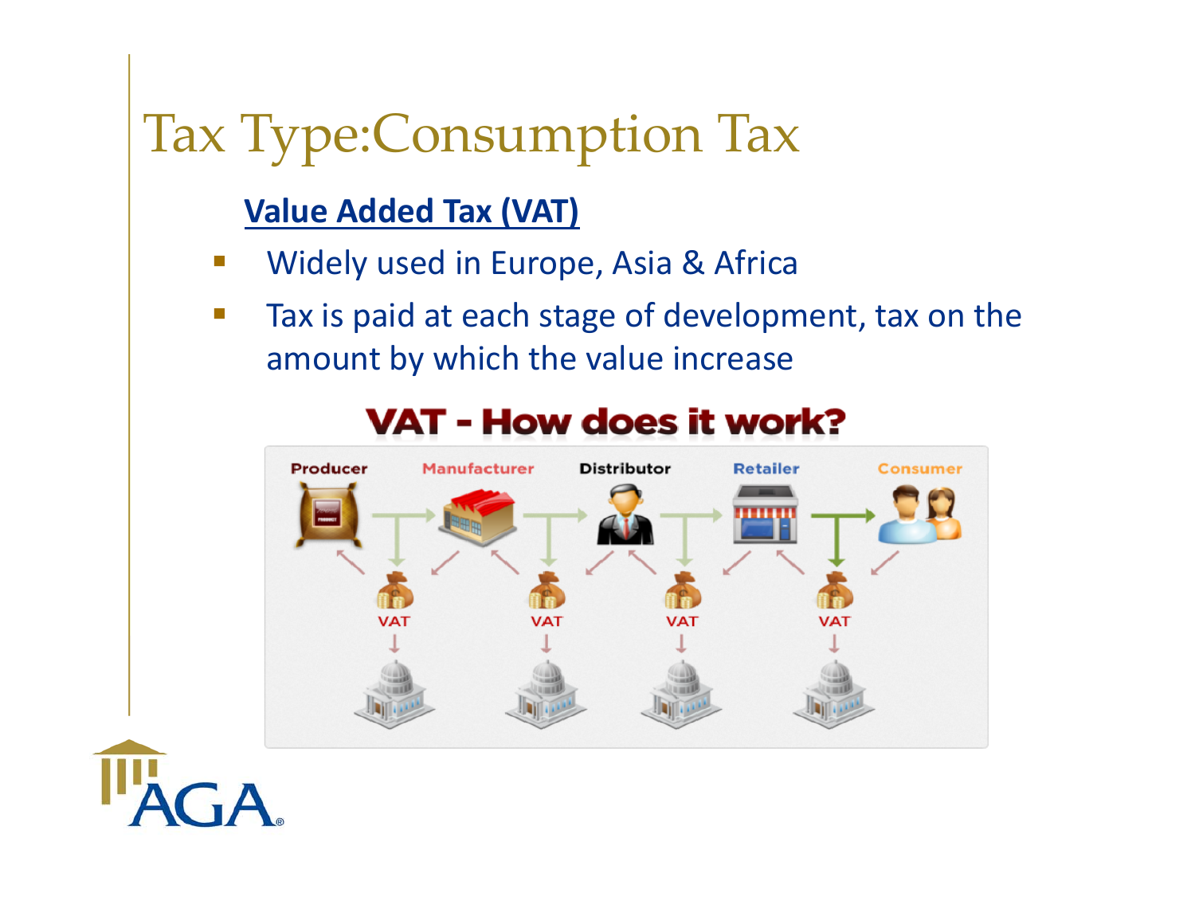# Tax Type:Consumption Tax

**Value Added Tax (VAT)**

- Widely used in Europe, Asia & Africa
- Tax is paid at each stage of development, tax on the amount by which the value increase

VAT - How does it work?

Producer → Manufacturer → Distributor → Retailer → Consumer

VAT VAT VAT VAT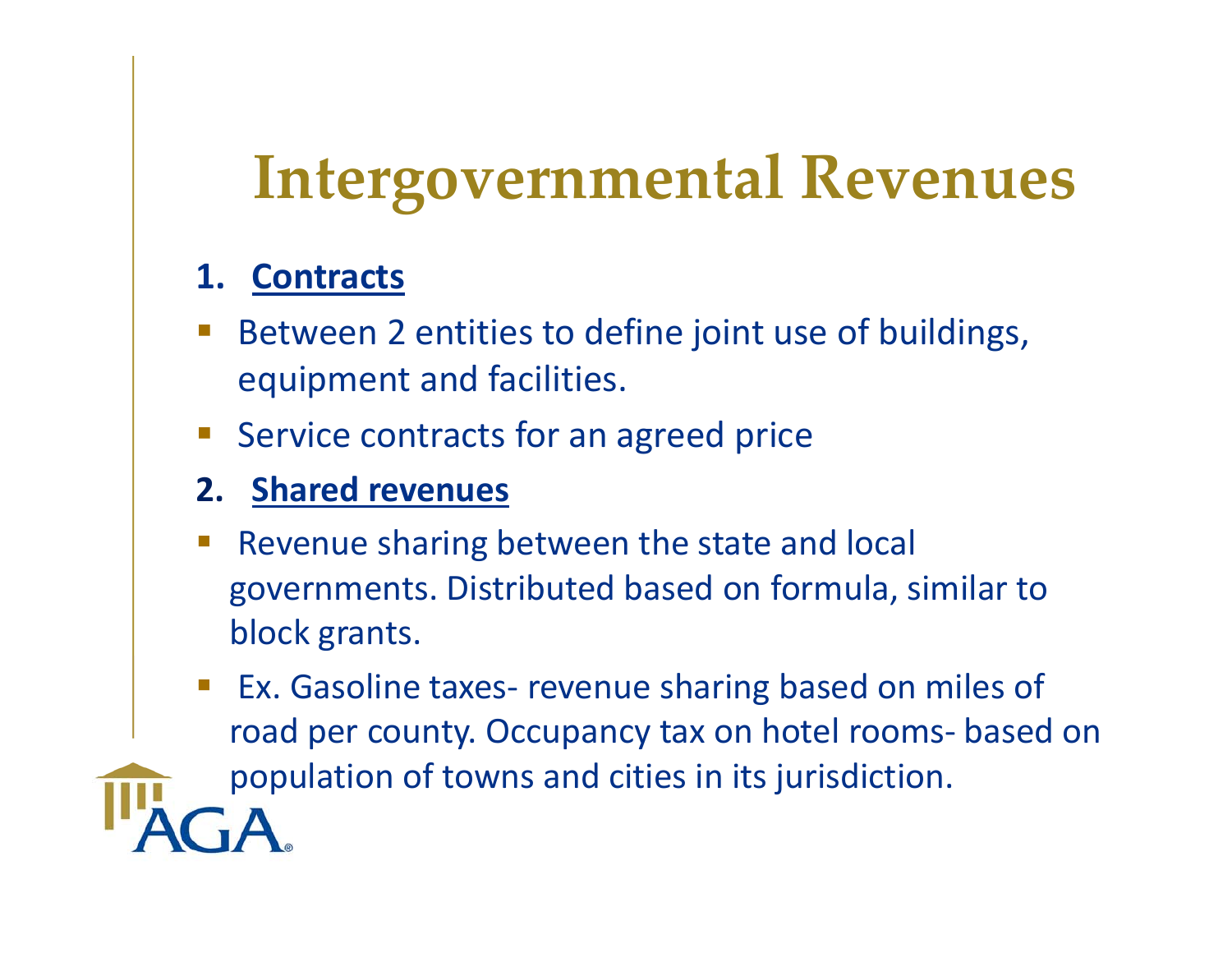# Intergovernmental Revenues

1. **Contracts**

- Between 2 entities to define joint use of buildings, equipment and facilities.
- Service contracts for an agreed price

2. **Shared revenues**

- Revenue sharing between the state and local governments. Distributed based on formula, similar to block grants.
- Ex. Gasoline taxes- revenue sharing based on miles of road per county. Occupancy tax on hotel rooms- based on population of towns and cities in its jurisdiction.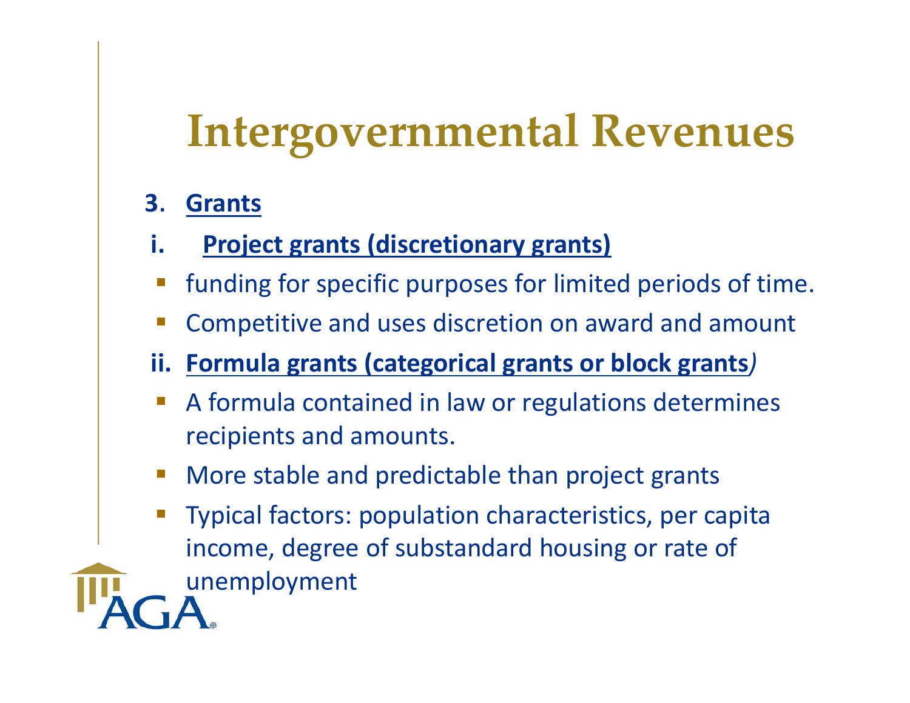# Intergovernmental Revenues

3. **Grants**

i. **Project grants (discretionary grants)**

- funding for specific purposes for limited periods of time.
- Competitive and uses discretion on award and amount

ii. **Formula grants (categorical grants or block grants*)***

- A formula contained in law or regulations determines recipients and amounts.
- More stable and predictable than project grants
- Typical factors: population characteristics, per capita income, degree of substandard housing or rate of unemployment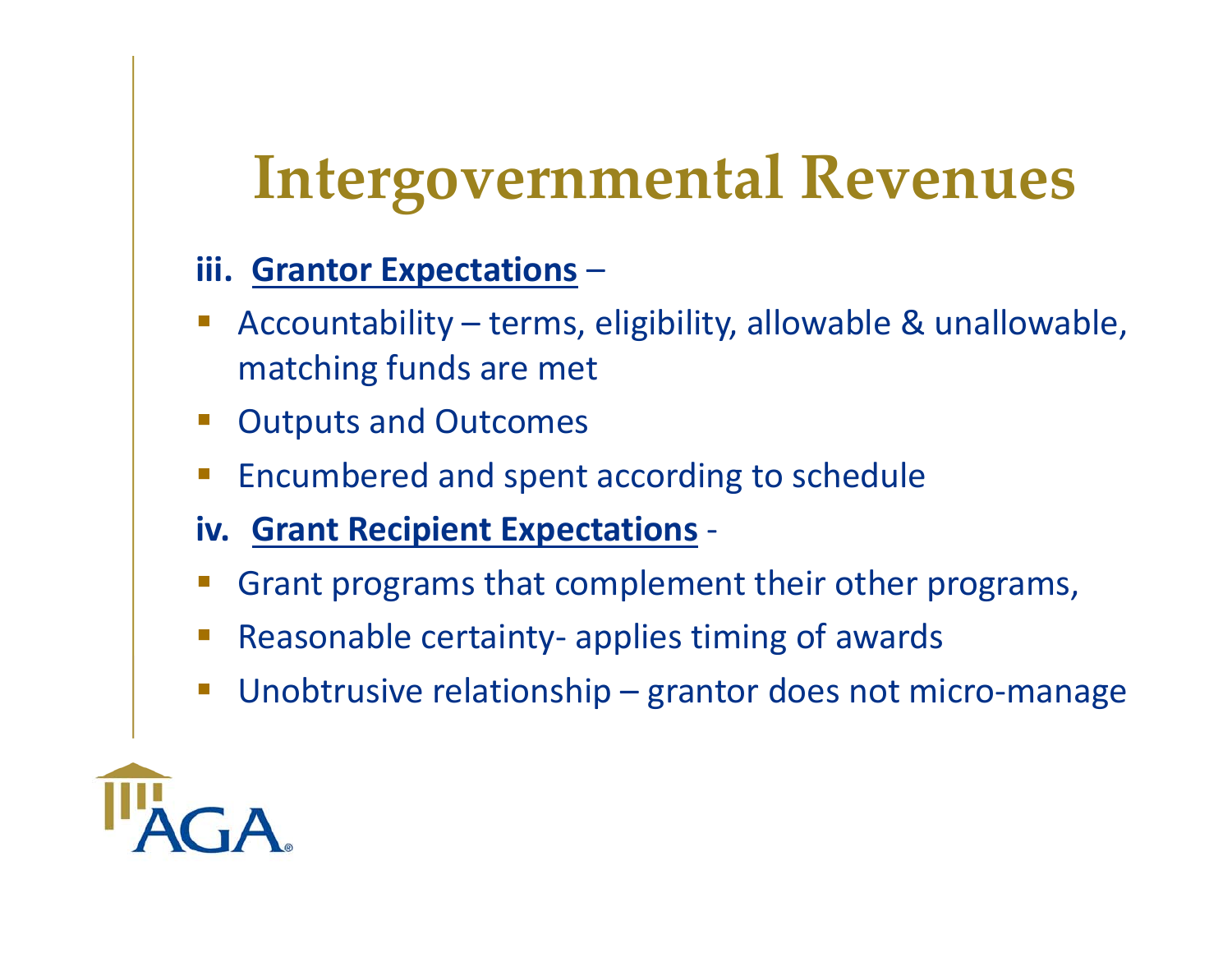# Intergovernmental Revenues

**iii. Grantor Expectations** –

- Accountability – terms, eligibility, allowable & unallowable, matching funds are met
- Outputs and Outcomes
- Encumbered and spent according to schedule

**iv. Grant Recipient Expectations** -

- Grant programs that complement their other programs,
- Reasonable certainty- applies timing of awards
- Unobtrusive relationship – grantor does not micro-manage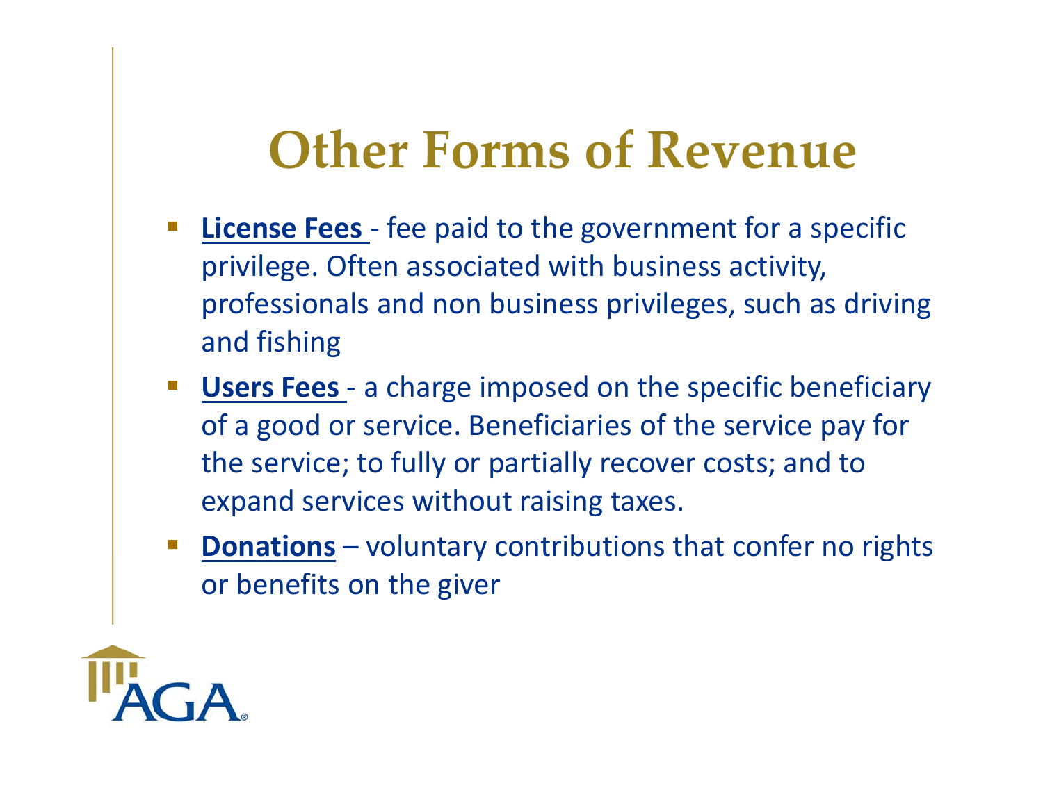# Other Forms of Revenue

- **License Fees** - fee paid to the government for a specific privilege. Often associated with business activity, professionals and non business privileges, such as driving and fishing
- **Users Fees** - a charge imposed on the specific beneficiary of a good or service. Beneficiaries of the service pay for the service; to fully or partially recover costs; and to expand services without raising taxes.
- **Donations** – voluntary contributions that confer no rights or benefits on the giver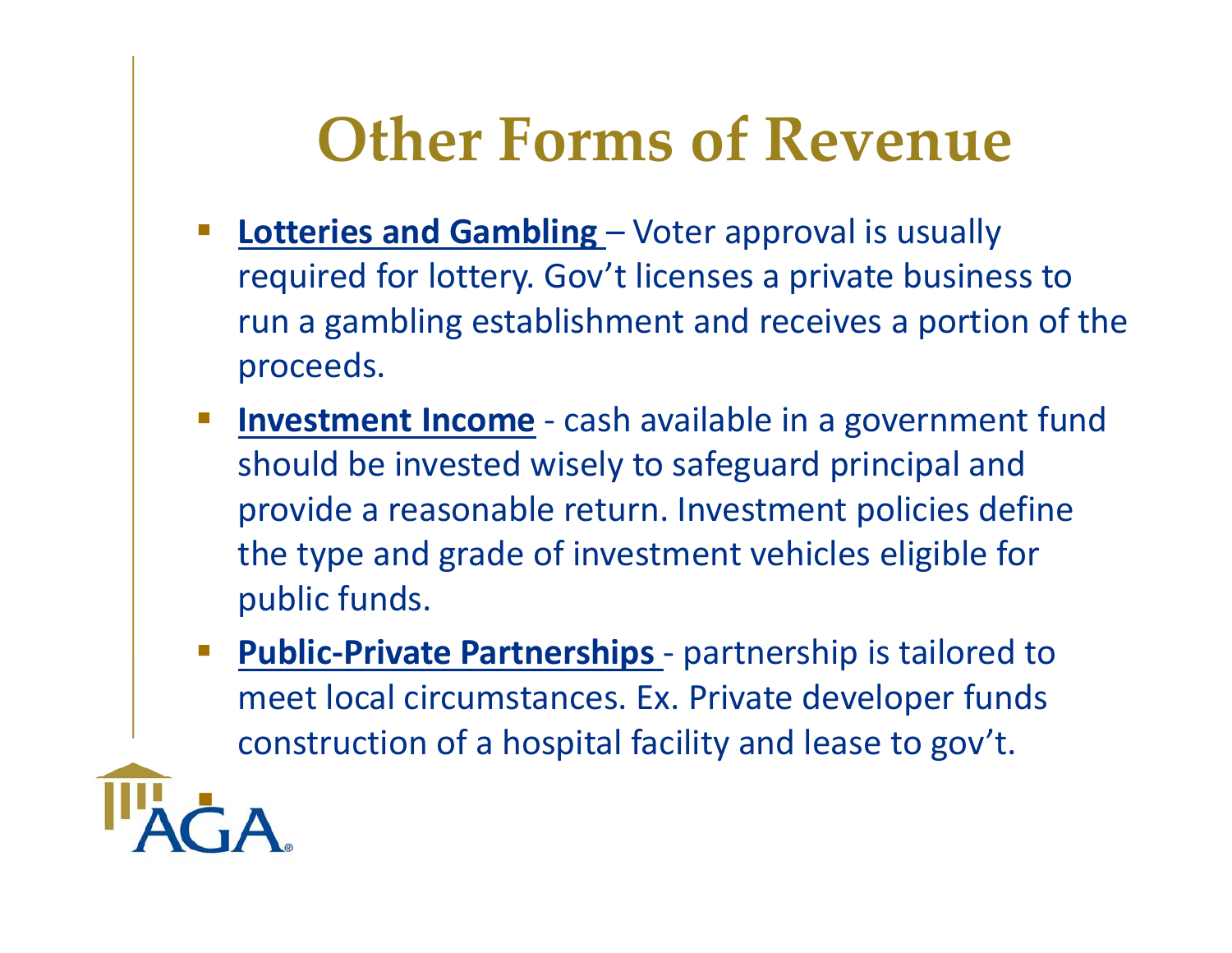# Other Forms of Revenue

- **Lotteries and Gambling** – Voter approval is usually required for lottery. Gov't licenses a private business to run a gambling establishment and receives a portion of the proceeds.
- **Investment Income** - cash available in a government fund should be invested wisely to safeguard principal and provide a reasonable return. Investment policies define the type and grade of investment vehicles eligible for public funds.
- **Public-Private Partnerships** - partnership is tailored to meet local circumstances. Ex. Private developer funds construction of a hospital facility and lease to gov't.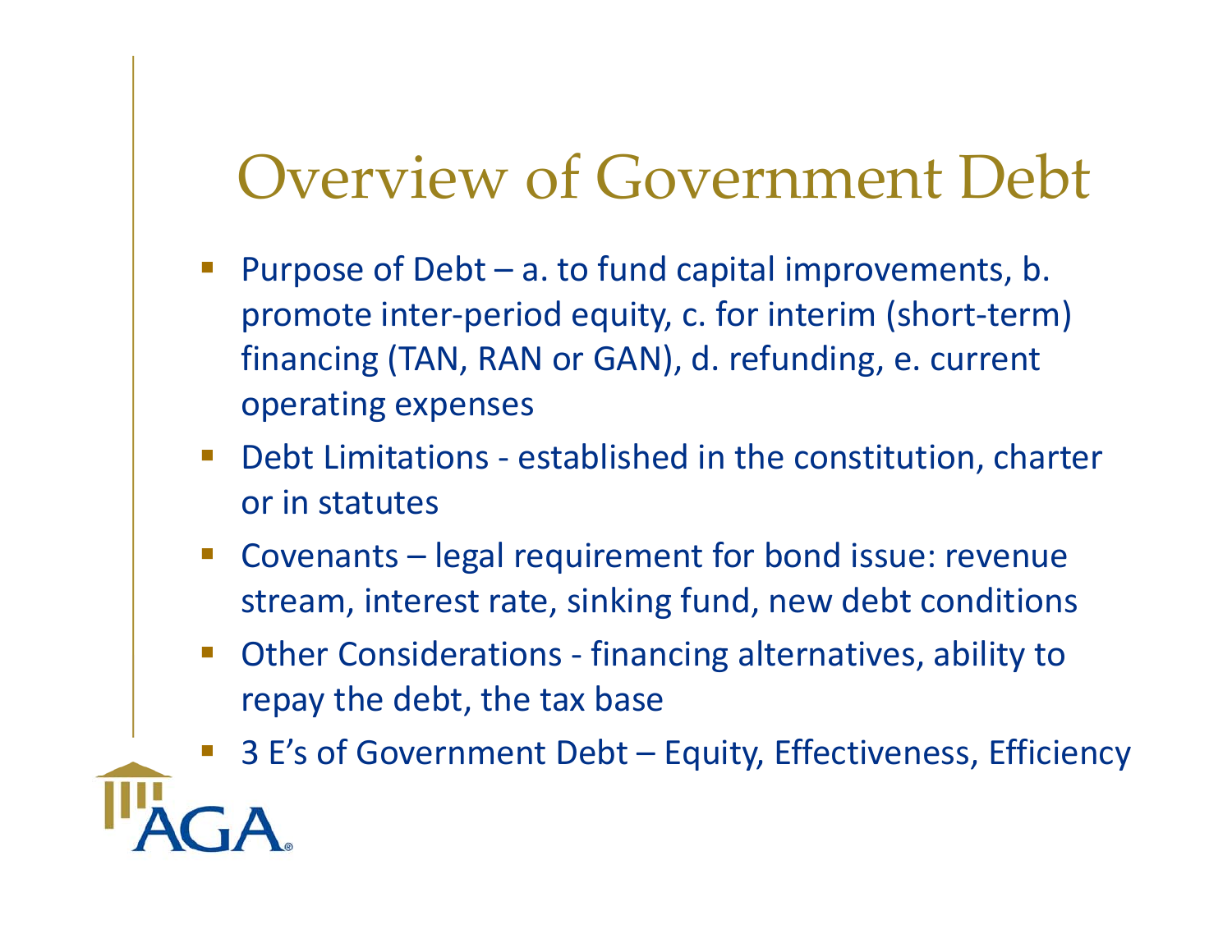# Overview of Government Debt

- Purpose of Debt – a. to fund capital improvements, b. promote inter-period equity, c. for interim (short-term) financing (TAN, RAN or GAN), d. refunding, e. current operating expenses
- Debt Limitations - established in the constitution, charter or in statutes
- Covenants – legal requirement for bond issue: revenue stream, interest rate, sinking fund, new debt conditions
- Other Considerations - financing alternatives, ability to repay the debt, the tax base
- 3 E's of Government Debt – Equity, Effectiveness, Efficiency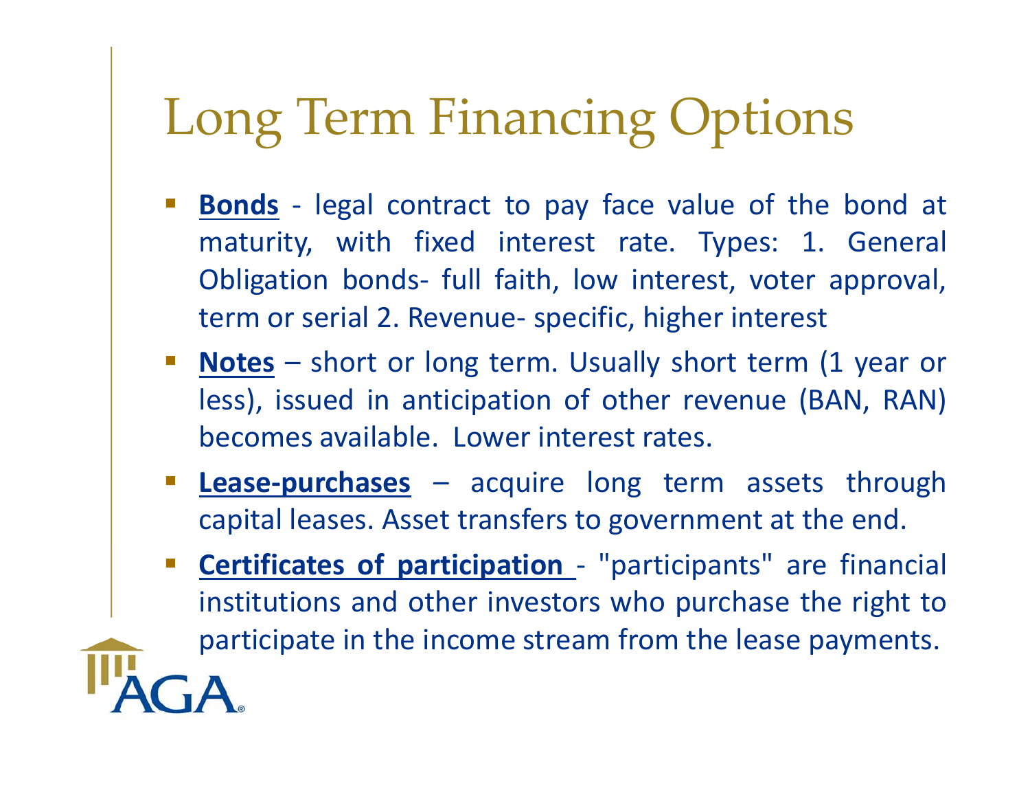# Long Term Financing Options

- **Bonds** - legal contract to pay face value of the bond at maturity, with fixed interest rate. Types: 1. General Obligation bonds- full faith, low interest, voter approval, term or serial 2. Revenue- specific, higher interest
- **Notes** – short or long term. Usually short term (1 year or less), issued in anticipation of other revenue (BAN, RAN) becomes available. Lower interest rates.
- **Lease-purchases** – acquire long term assets through capital leases. Asset transfers to government at the end.
- **Certificates of participation** - "participants" are financial institutions and other investors who purchase the right to participate in the income stream from the lease payments.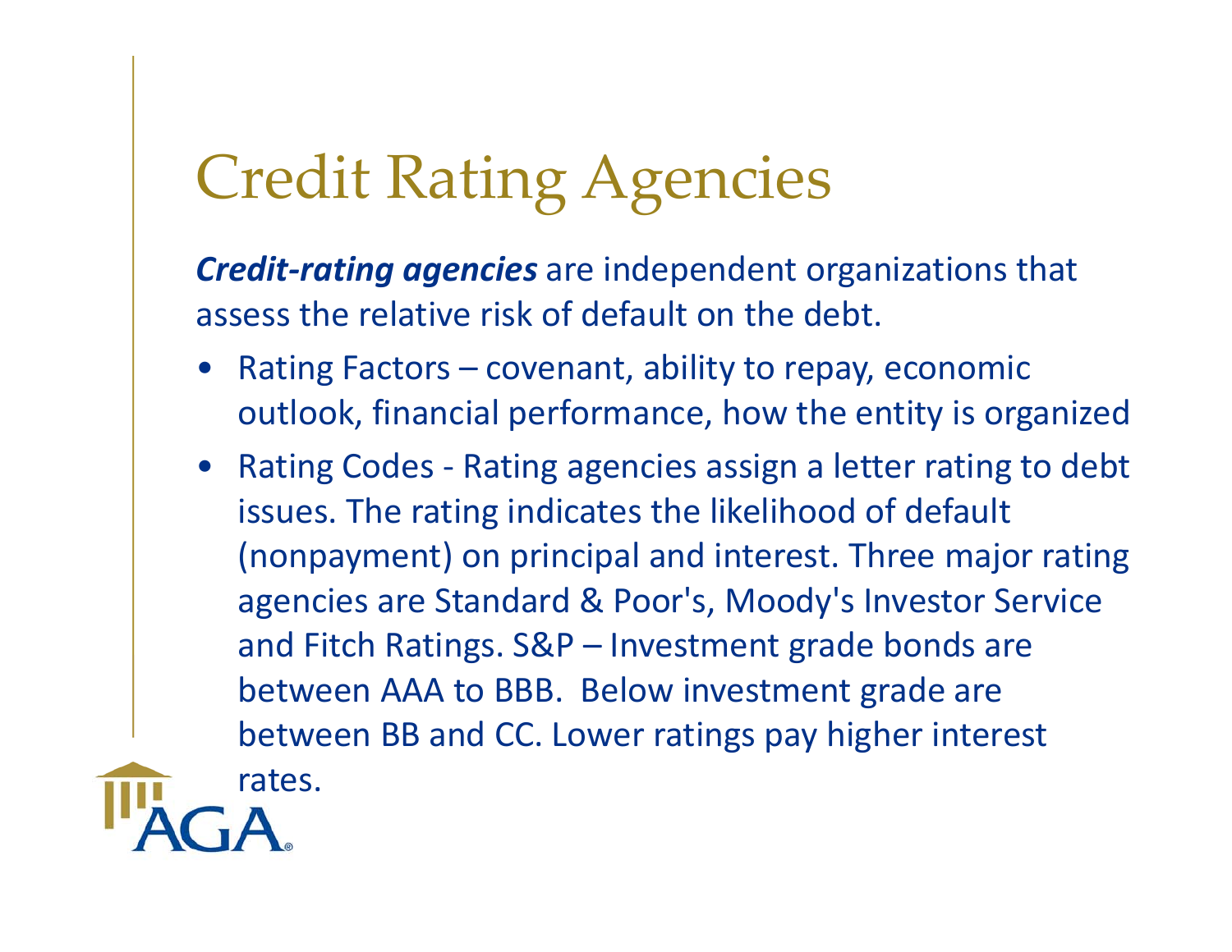# Credit Rating Agencies

***Credit-rating agencies*** are independent organizations that assess the relative risk of default on the debt.

- Rating Factors – covenant, ability to repay, economic outlook, financial performance, how the entity is organized
- Rating Codes - Rating agencies assign a letter rating to debt issues. The rating indicates the likelihood of default (nonpayment) on principal and interest. Three major rating agencies are Standard & Poor's, Moody's Investor Service and Fitch Ratings. S&P – Investment grade bonds are between AAA to BBB. Below investment grade are between BB and CC. Lower ratings pay higher interest rates.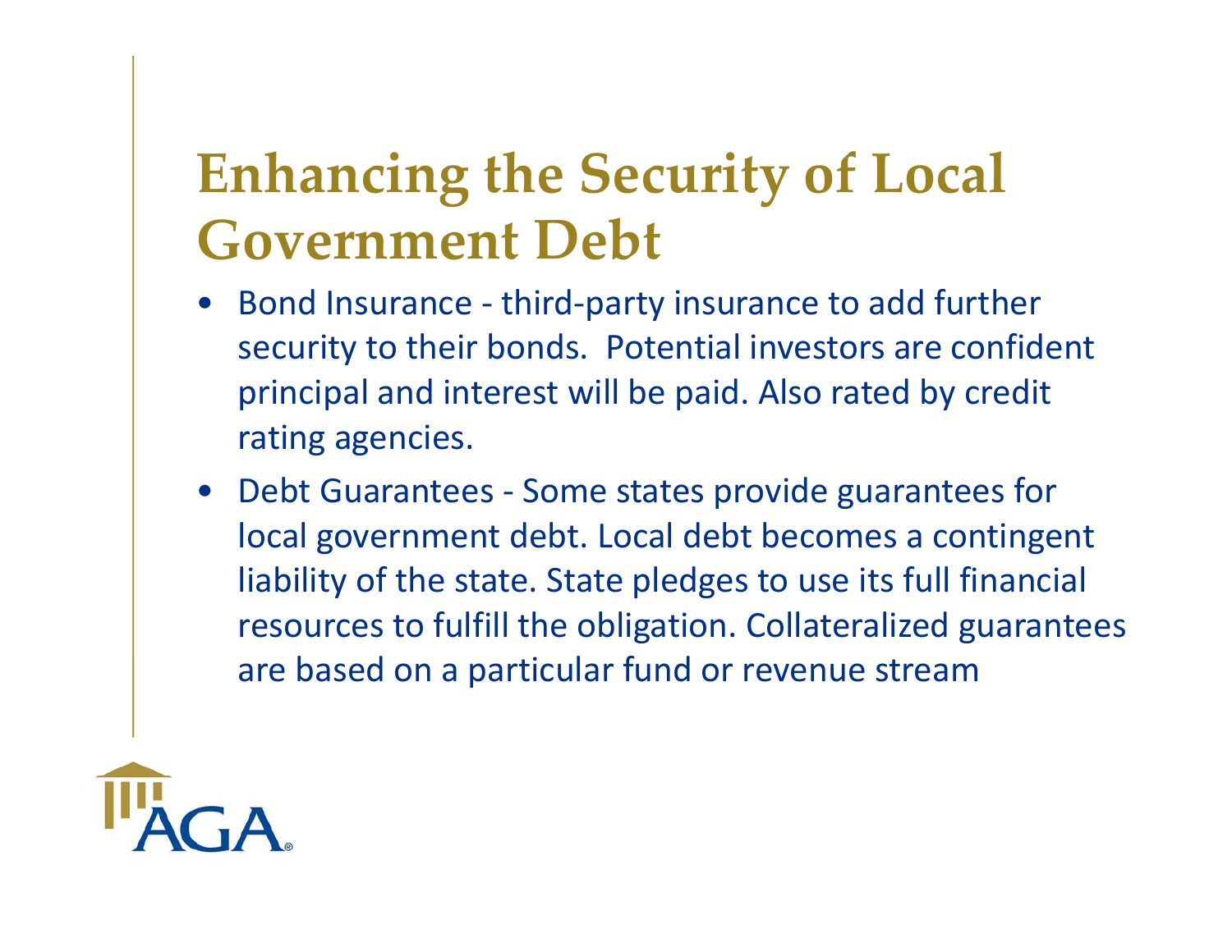# Enhancing the Security of Local Government Debt

- Bond Insurance - third-party insurance to add further security to their bonds. Potential investors are confident principal and interest will be paid. Also rated by credit rating agencies.
- Debt Guarantees - Some states provide guarantees for local government debt. Local debt becomes a contingent liability of the state. State pledges to use its full financial resources to fulfill the obligation. Collateralized guarantees are based on a particular fund or revenue stream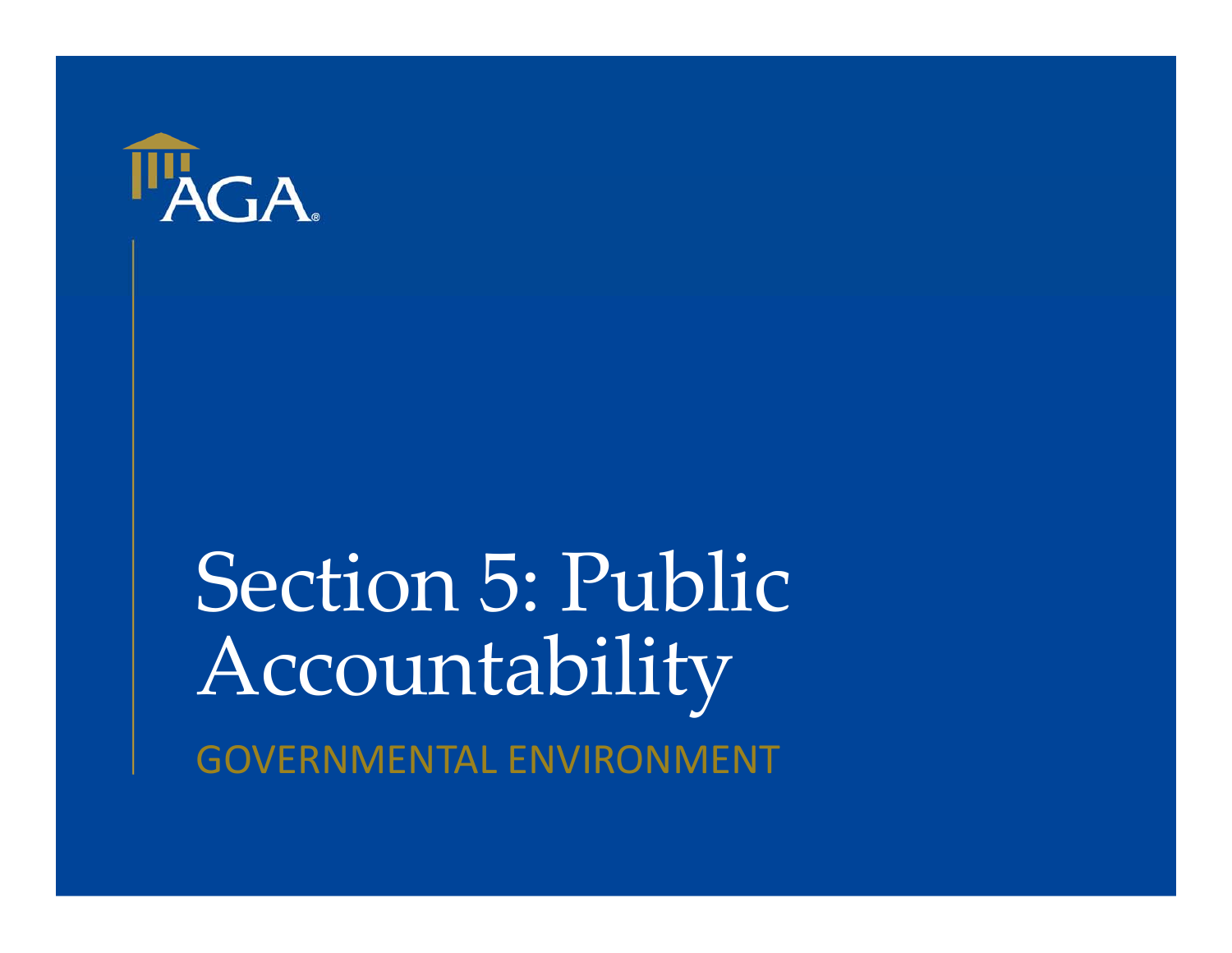AGA

# Section 5: Public Accountability

GOVERNMENTAL ENVIRONMENT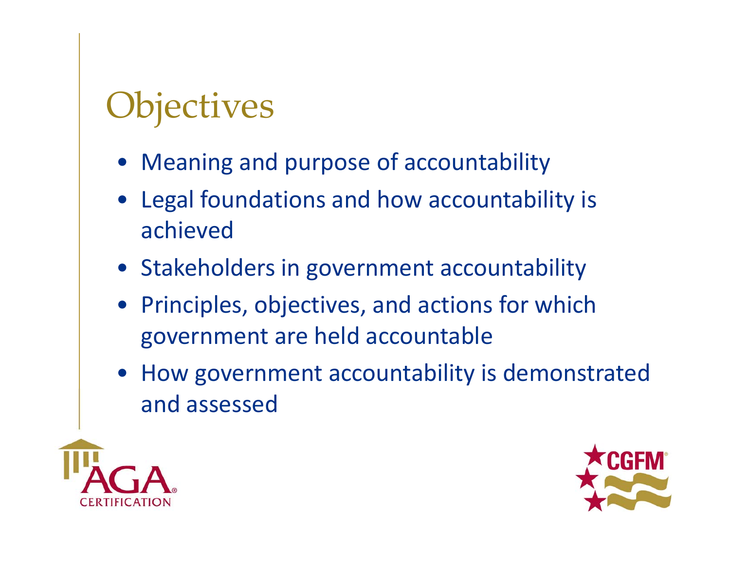# Objectives

- Meaning and purpose of accountability
- Legal foundations and how accountability is achieved
- Stakeholders in government accountability
- Principles, objectives, and actions for which government are held accountable
- How government accountability is demonstrated and assessed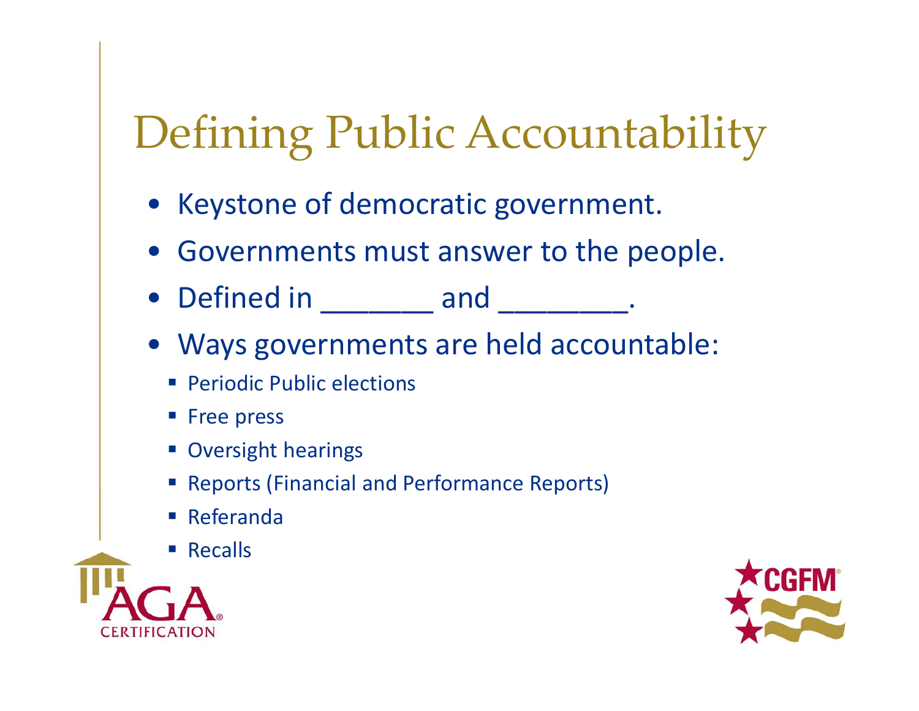# Defining Public Accountability

- Keystone of democratic government.
- Governments must answer to the people.
- Defined in _______ and ________.
- Ways governments are held accountable:
  - Periodic Public elections
  - Free press
  - Oversight hearings
  - Reports (Financial and Performance Reports)
  - Referanda
  - Recalls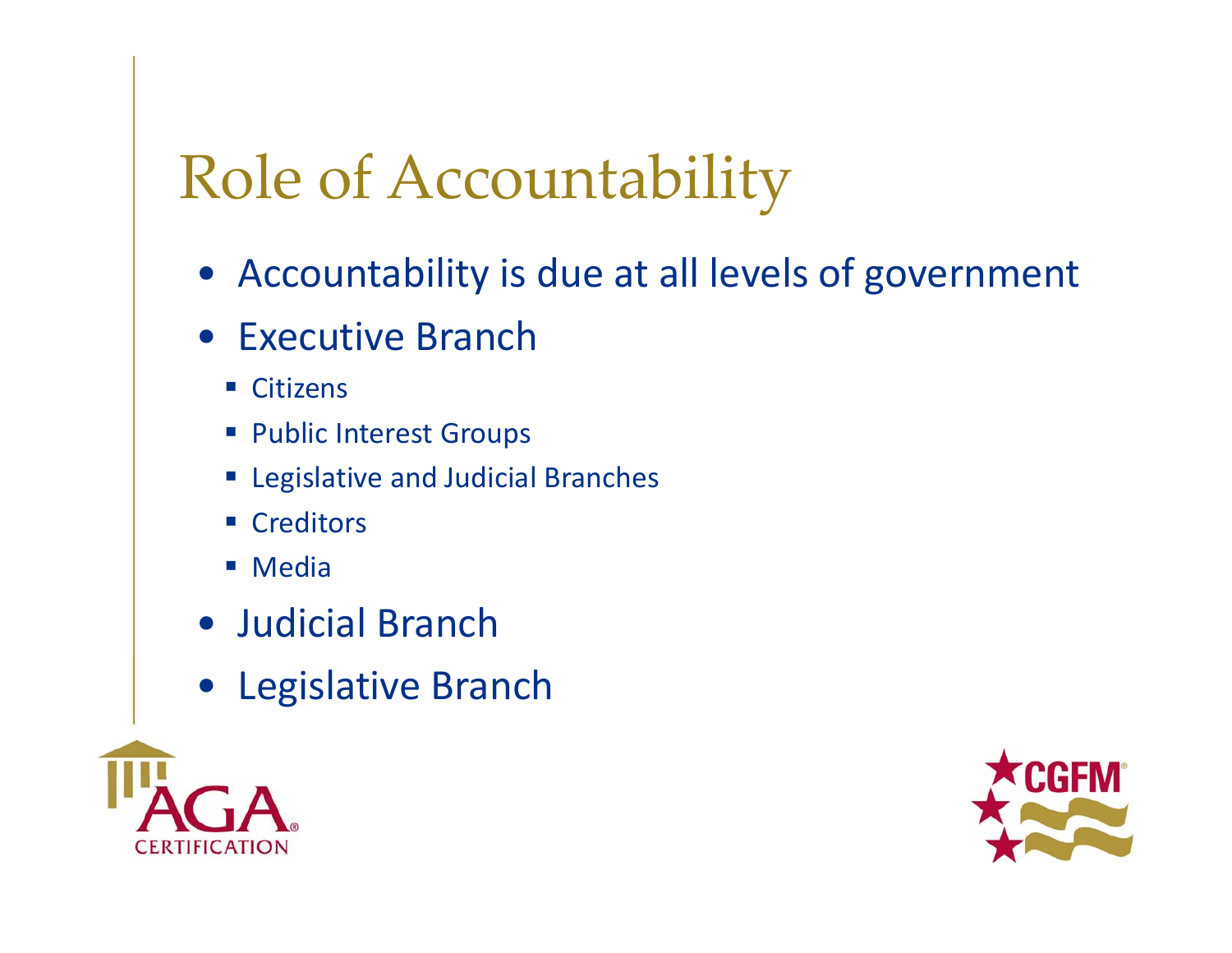# Role of Accountability

- Accountability is due at all levels of government
- Executive Branch
  - Citizens
  - Public Interest Groups
  - Legislative and Judicial Branches
  - Creditors
  - Media
- Judicial Branch
- Legislative Branch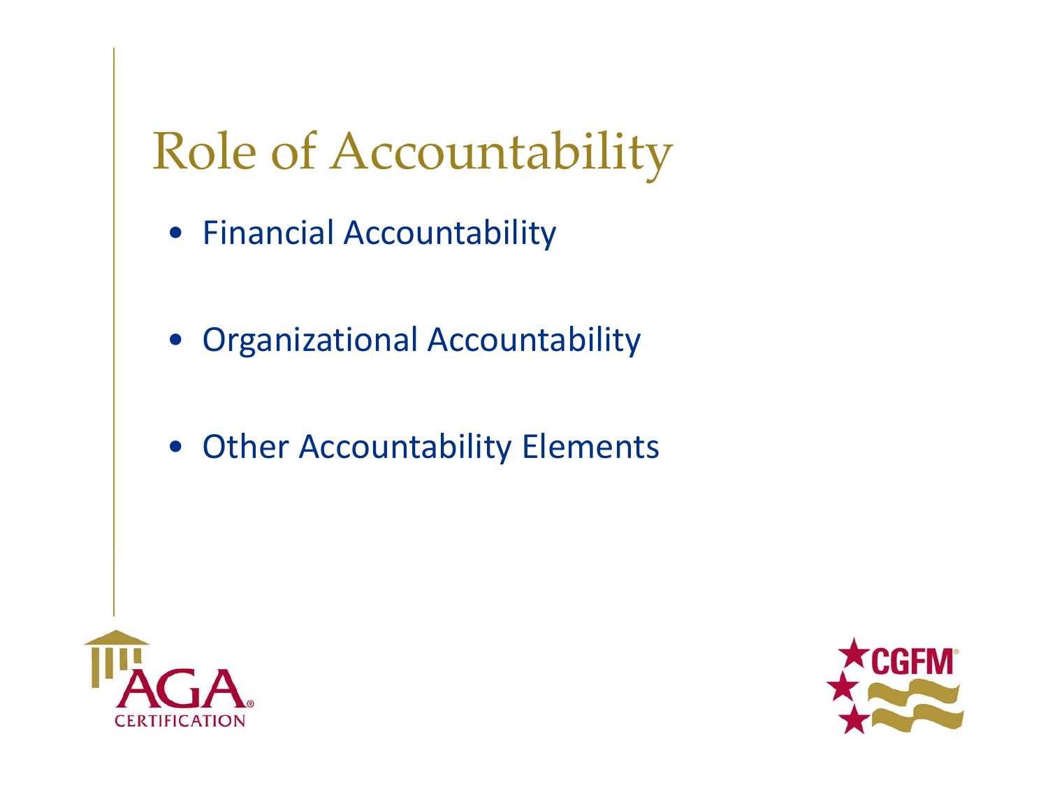# Role of Accountability

- Financial Accountability
- Organizational Accountability
- Other Accountability Elements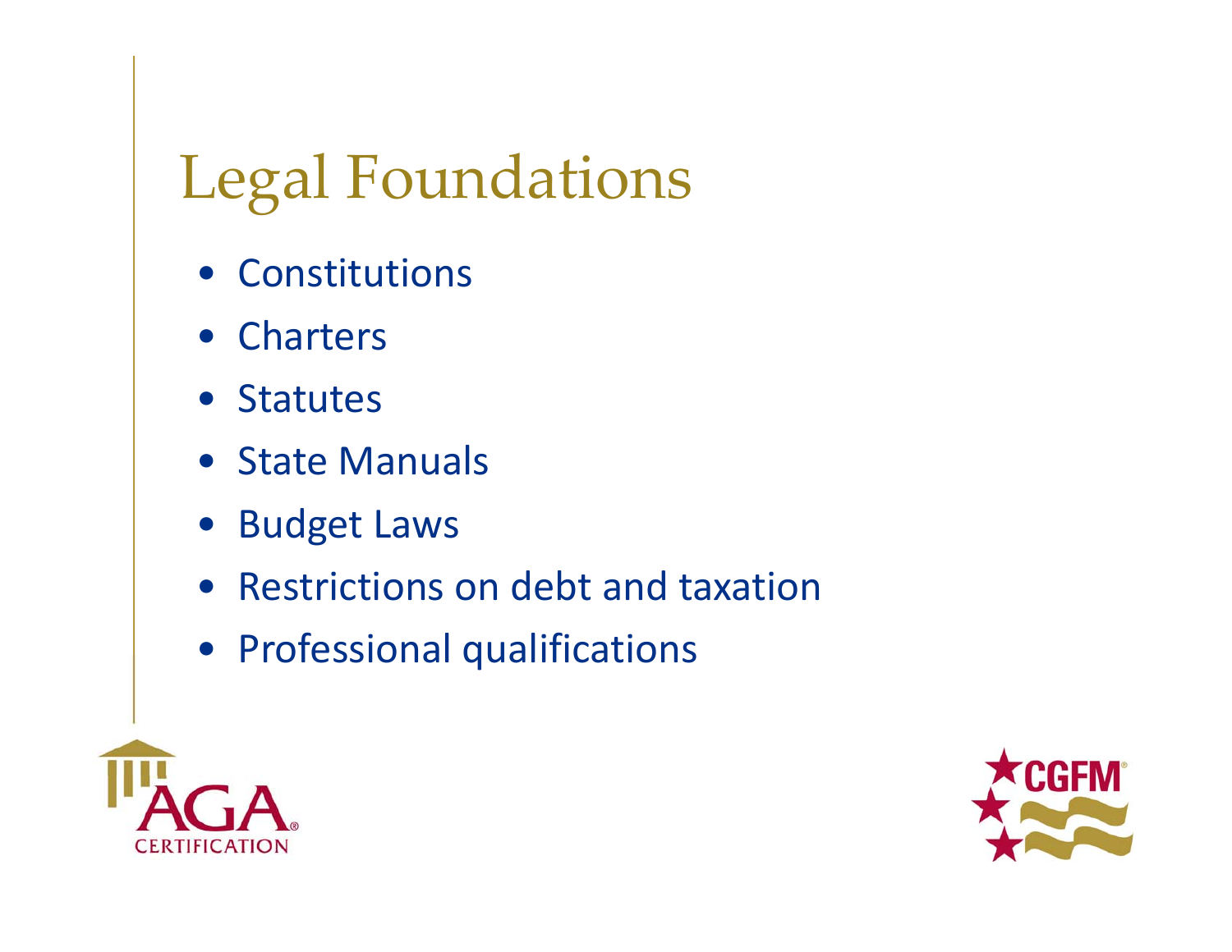# Legal Foundations

- Constitutions
- Charters
- Statutes
- State Manuals
- Budget Laws
- Restrictions on debt and taxation
- Professional qualifications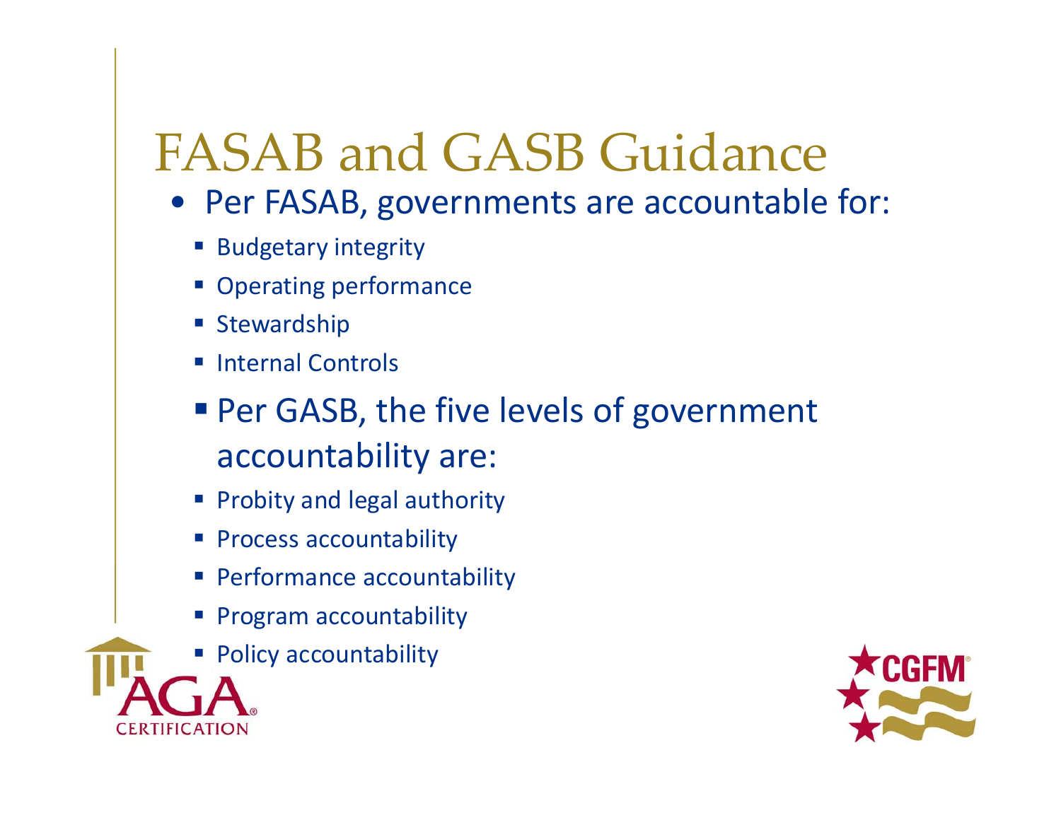# FASAB and GASB Guidance

- Per FASAB, governments are accountable for:
  - Budgetary integrity
  - Operating performance
  - Stewardship
  - Internal Controls
  - Per GASB, the five levels of government accountability are:
  - Probity and legal authority
  - Process accountability
  - Performance accountability
  - Program accountability
  - Policy accountability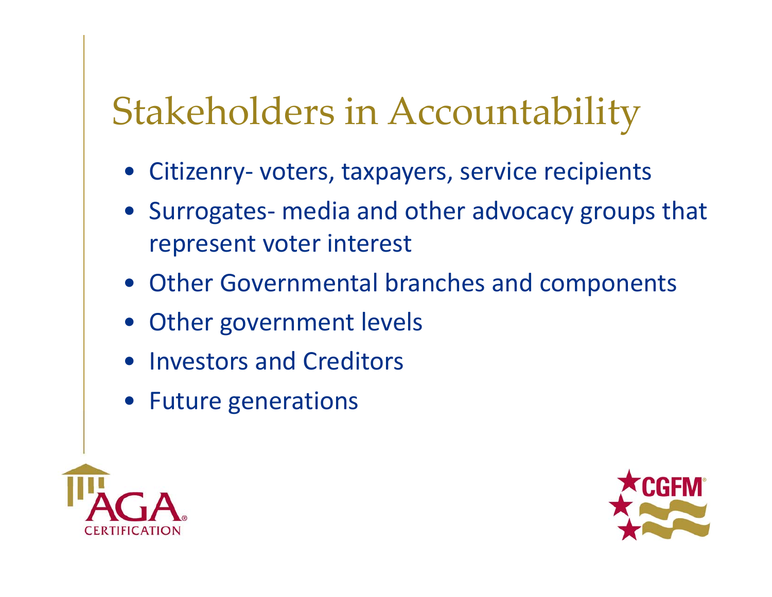# Stakeholders in Accountability

- Citizenry- voters, taxpayers, service recipients
- Surrogates- media and other advocacy groups that represent voter interest
- Other Governmental branches and components
- Other government levels
- Investors and Creditors
- Future generations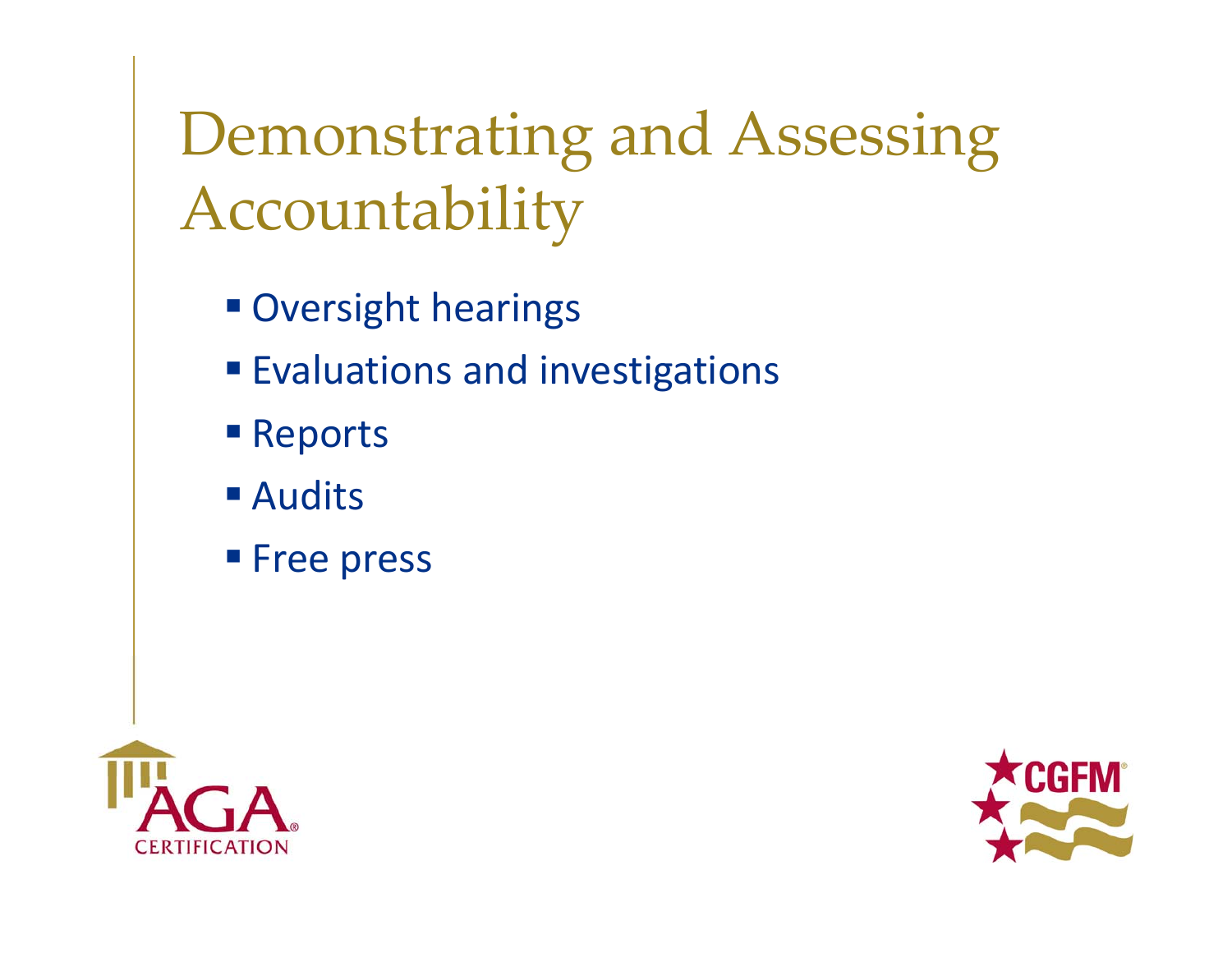# Demonstrating and Assessing Accountability

- Oversight hearings
- Evaluations and investigations
- Reports
- Audits
- Free press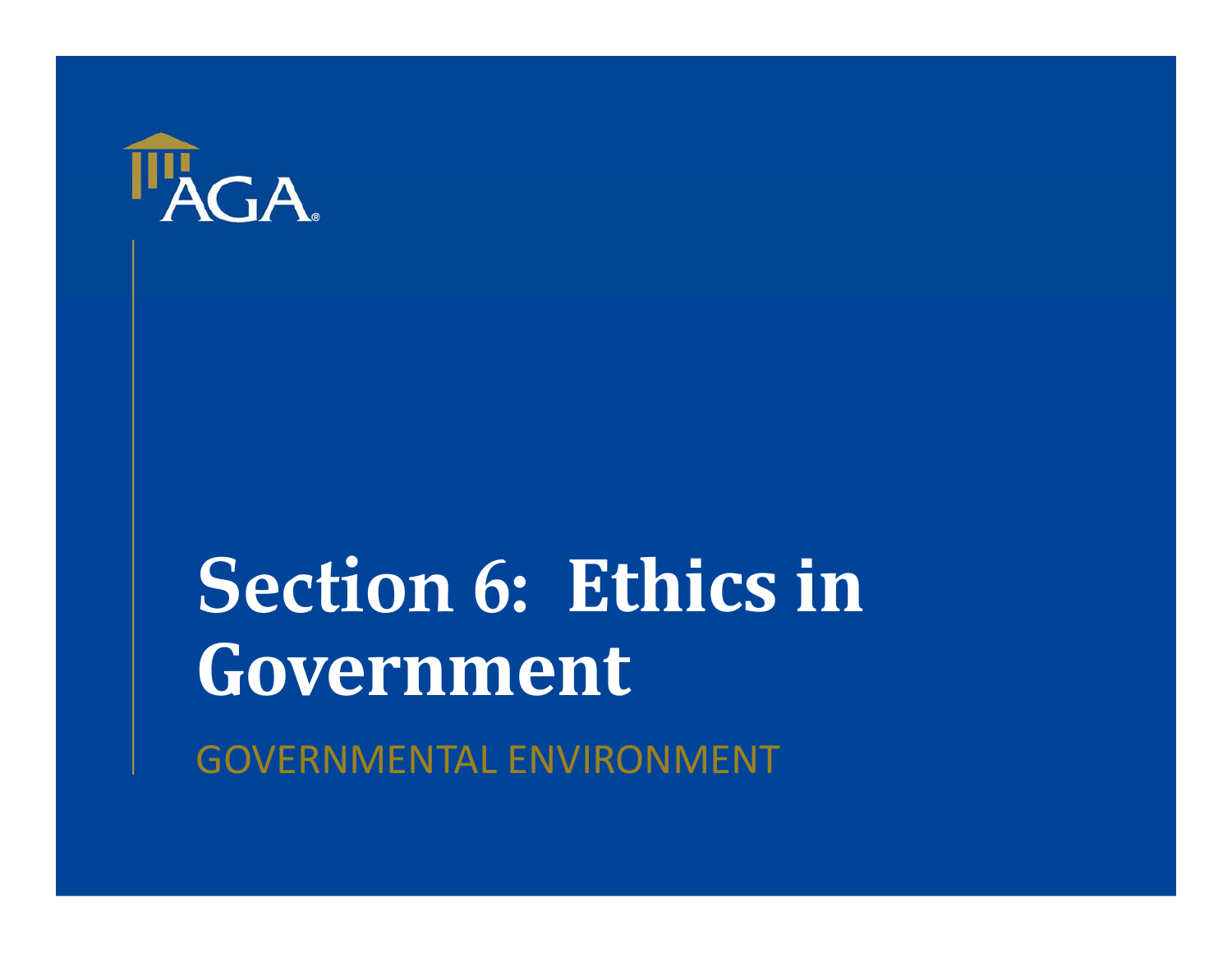AGA

# Section 6: Ethics in Government

GOVERNMENTAL ENVIRONMENT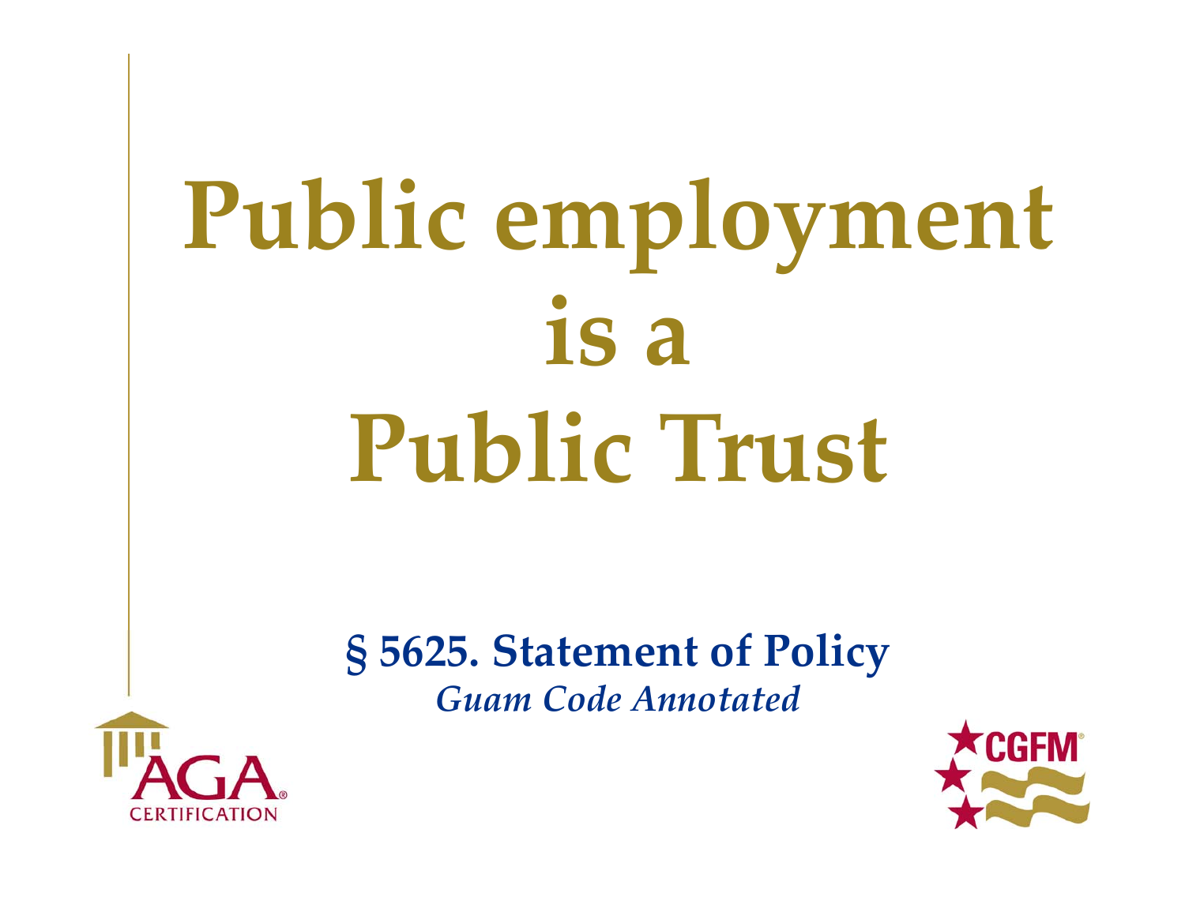# Public employment is a Public Trust

**§ 5625. Statement of Policy**

*Guam Code Annotated*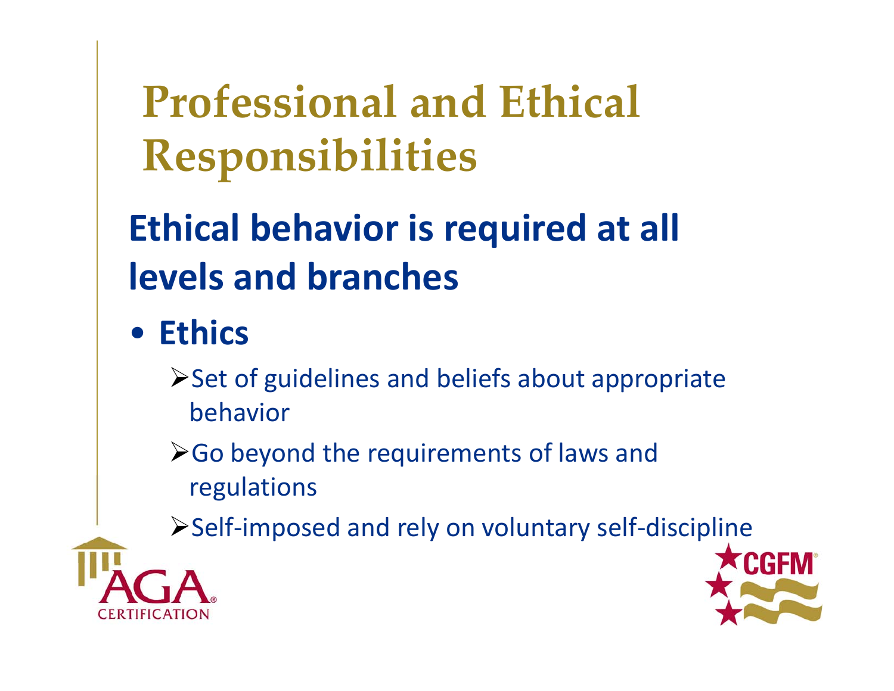# Professional and Ethical Responsibilities

## Ethical behavior is required at all levels and branches

- **Ethics**
  - Set of guidelines and beliefs about appropriate behavior
  - Go beyond the requirements of laws and regulations
  - Self-imposed and rely on voluntary self-discipline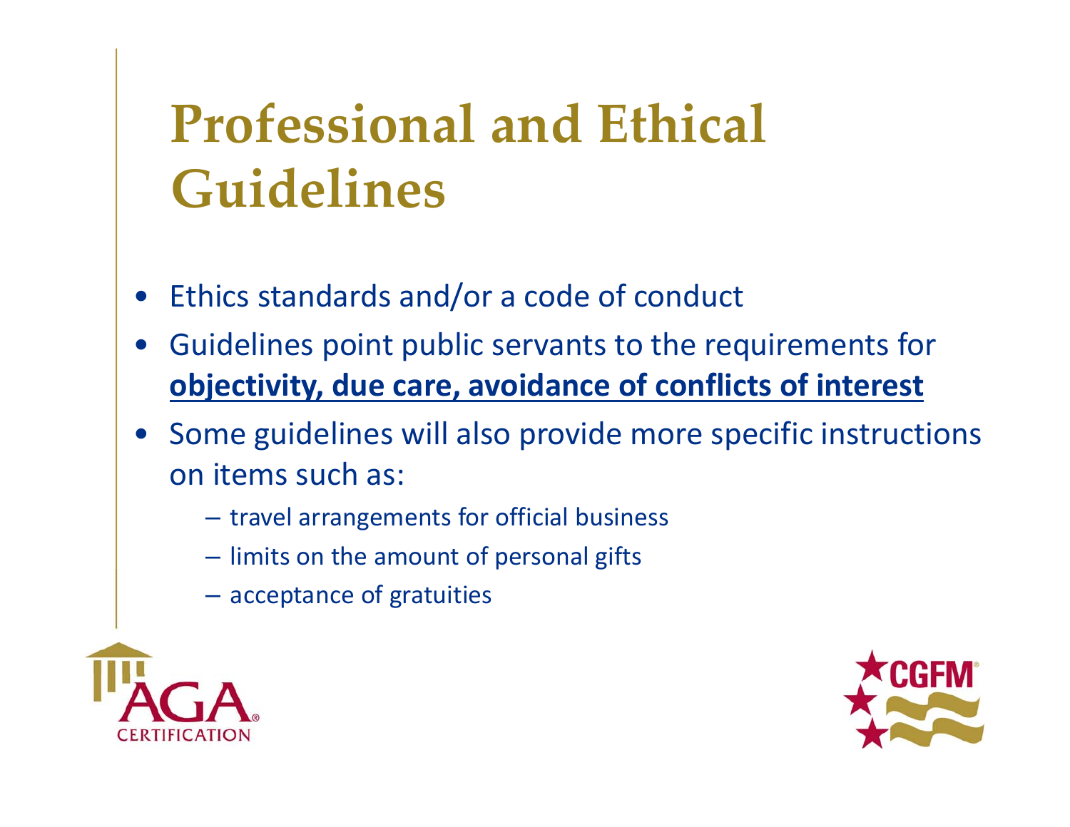# Professional and Ethical Guidelines

- Ethics standards and/or a code of conduct
- Guidelines point public servants to the requirements for **objectivity, due care, avoidance of conflicts of interest**
- Some guidelines will also provide more specific instructions on items such as:
  - travel arrangements for official business
  - limits on the amount of personal gifts
  - acceptance of gratuities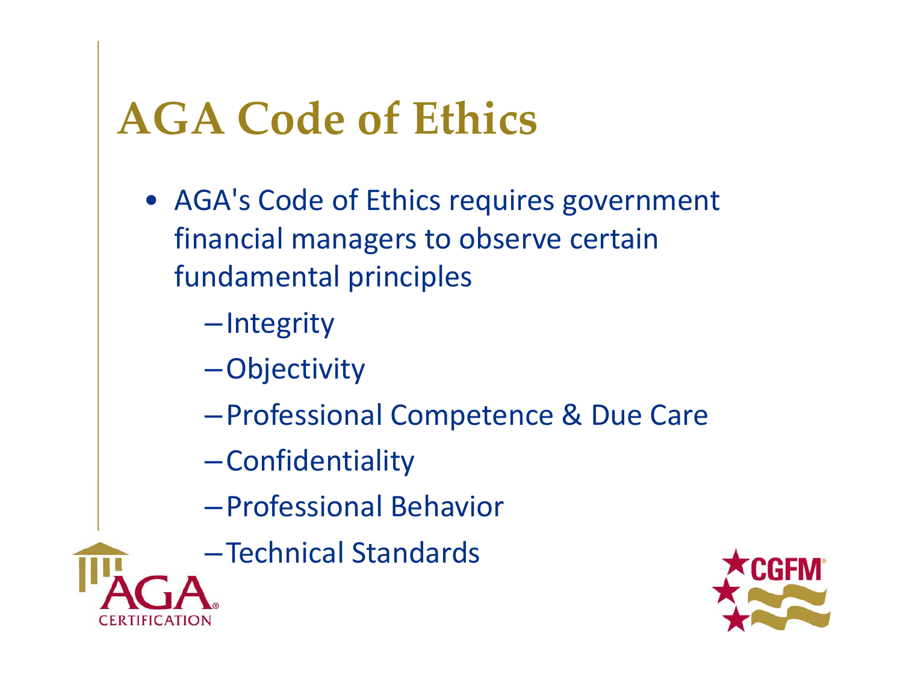# AGA Code of Ethics

- AGA's Code of Ethics requires government financial managers to observe certain fundamental principles
  - Integrity
  - Objectivity
  - Professional Competence & Due Care
  - Confidentiality
  - Professional Behavior
  - Technical Standards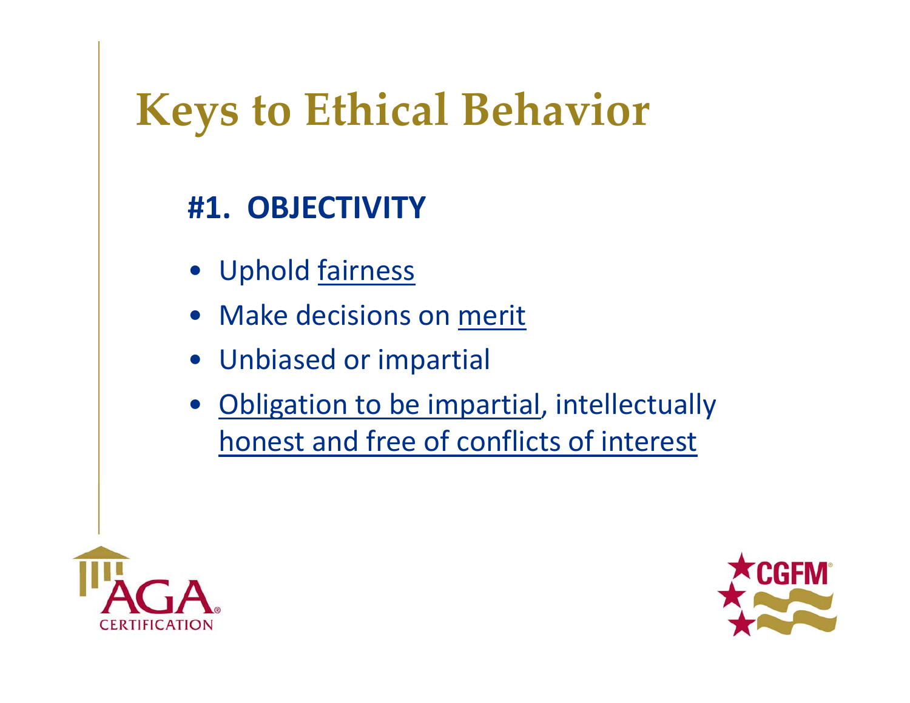# Keys to Ethical Behavior

## #1. OBJECTIVITY

- Uphold fairness
- Make decisions on merit
- Unbiased or impartial
- Obligation to be impartial, intellectually honest and free of conflicts of interest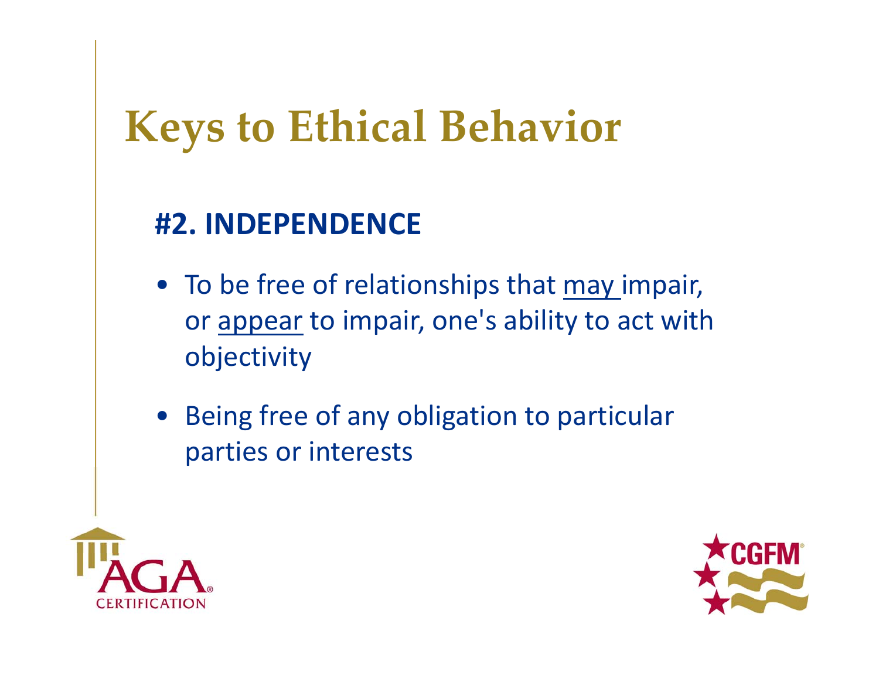# Keys to Ethical Behavior

## #2. INDEPENDENCE

- To be free of relationships that <u>may</u> impair, or <u>appear</u> to impair, one's ability to act with objectivity
- Being free of any obligation to particular parties or interests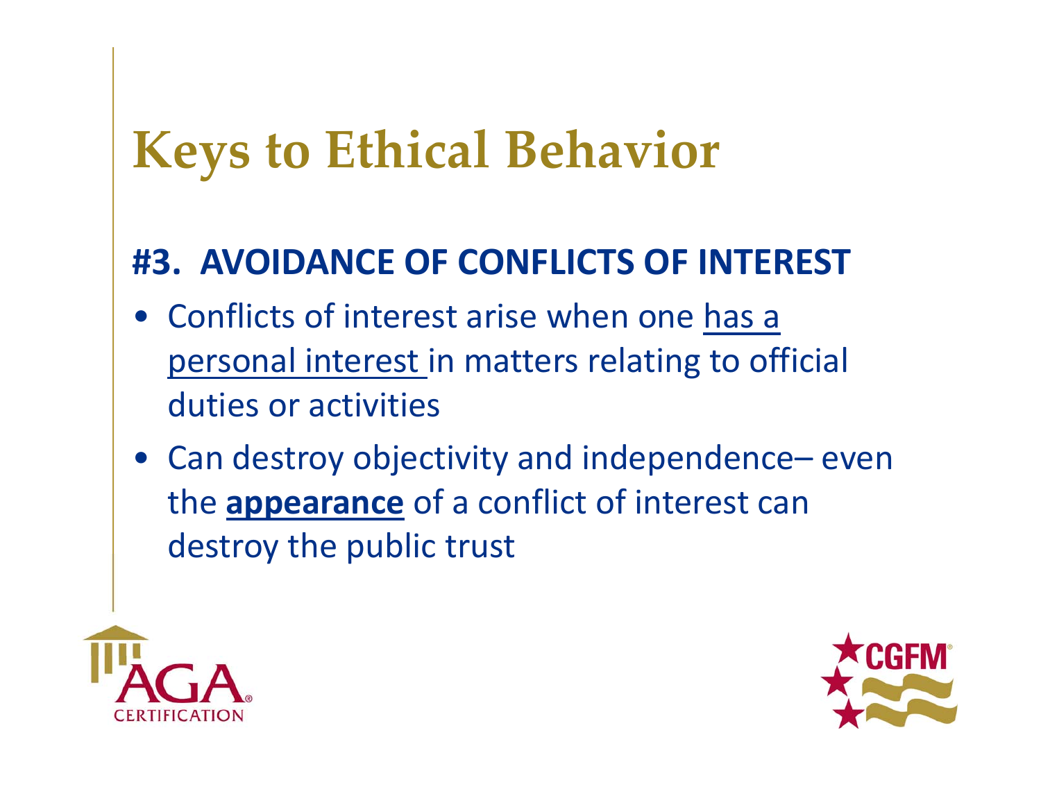# Keys to Ethical Behavior

## #3. AVOIDANCE OF CONFLICTS OF INTEREST

- Conflicts of interest arise when one has a personal interest in matters relating to official duties or activities
- Can destroy objectivity and independence– even the **appearance** of a conflict of interest can destroy the public trust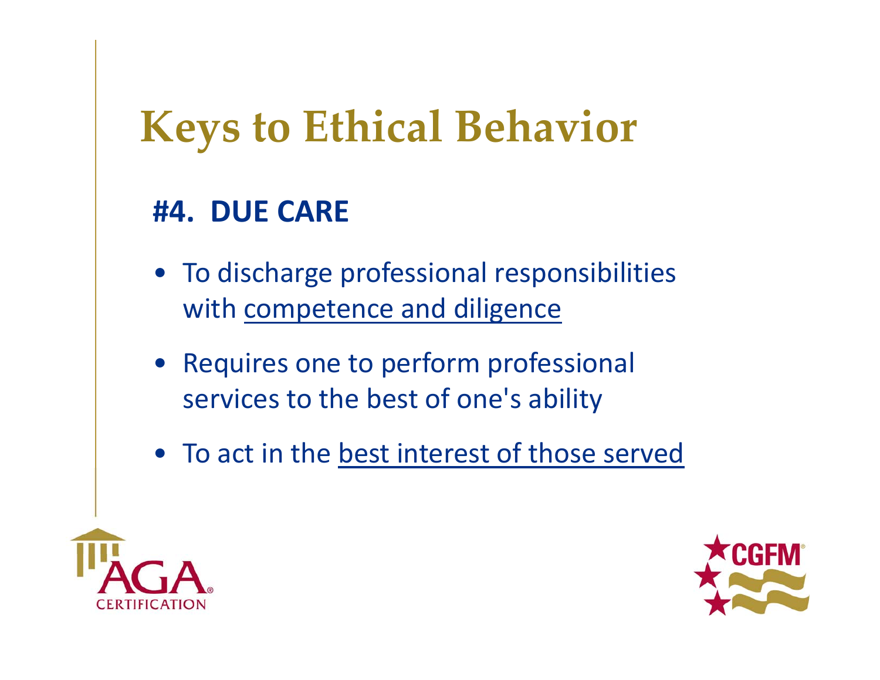# Keys to Ethical Behavior

## #4. DUE CARE

- To discharge professional responsibilities with competence and diligence
- Requires one to perform professional services to the best of one's ability
- To act in the best interest of those served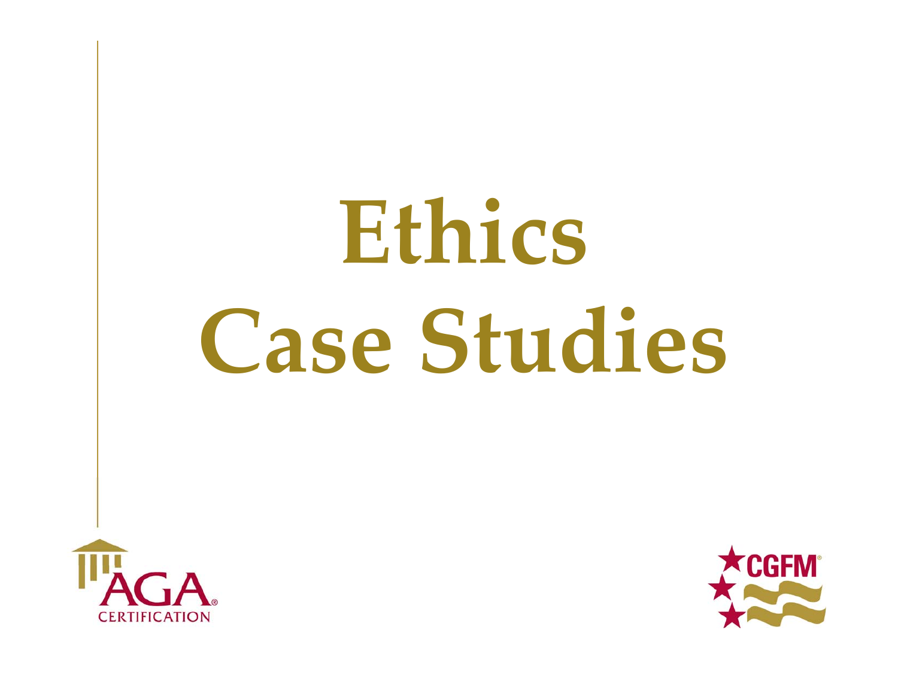# Ethics Case Studies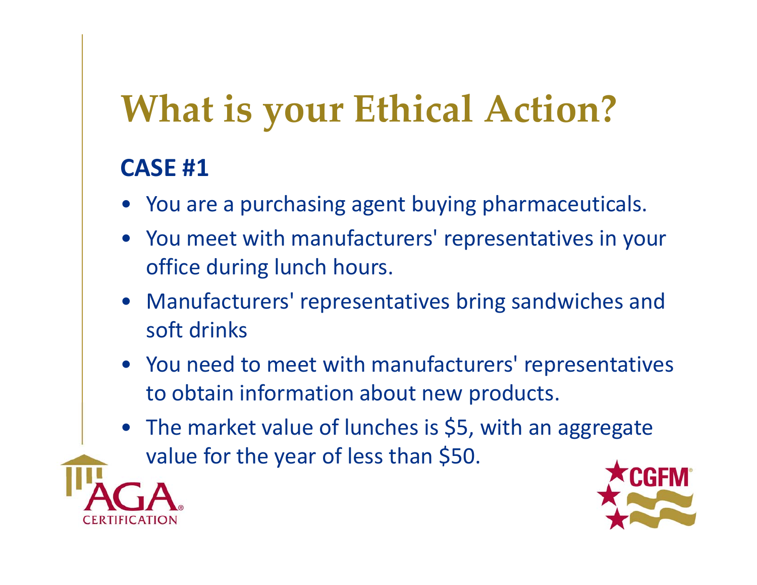# What is your Ethical Action?

## CASE #1

- You are a purchasing agent buying pharmaceuticals.
- You meet with manufacturers' representatives in your office during lunch hours.
- Manufacturers' representatives bring sandwiches and soft drinks
- You need to meet with manufacturers' representatives to obtain information about new products.
- The market value of lunches is $5, with an aggregate value for the year of less than $50.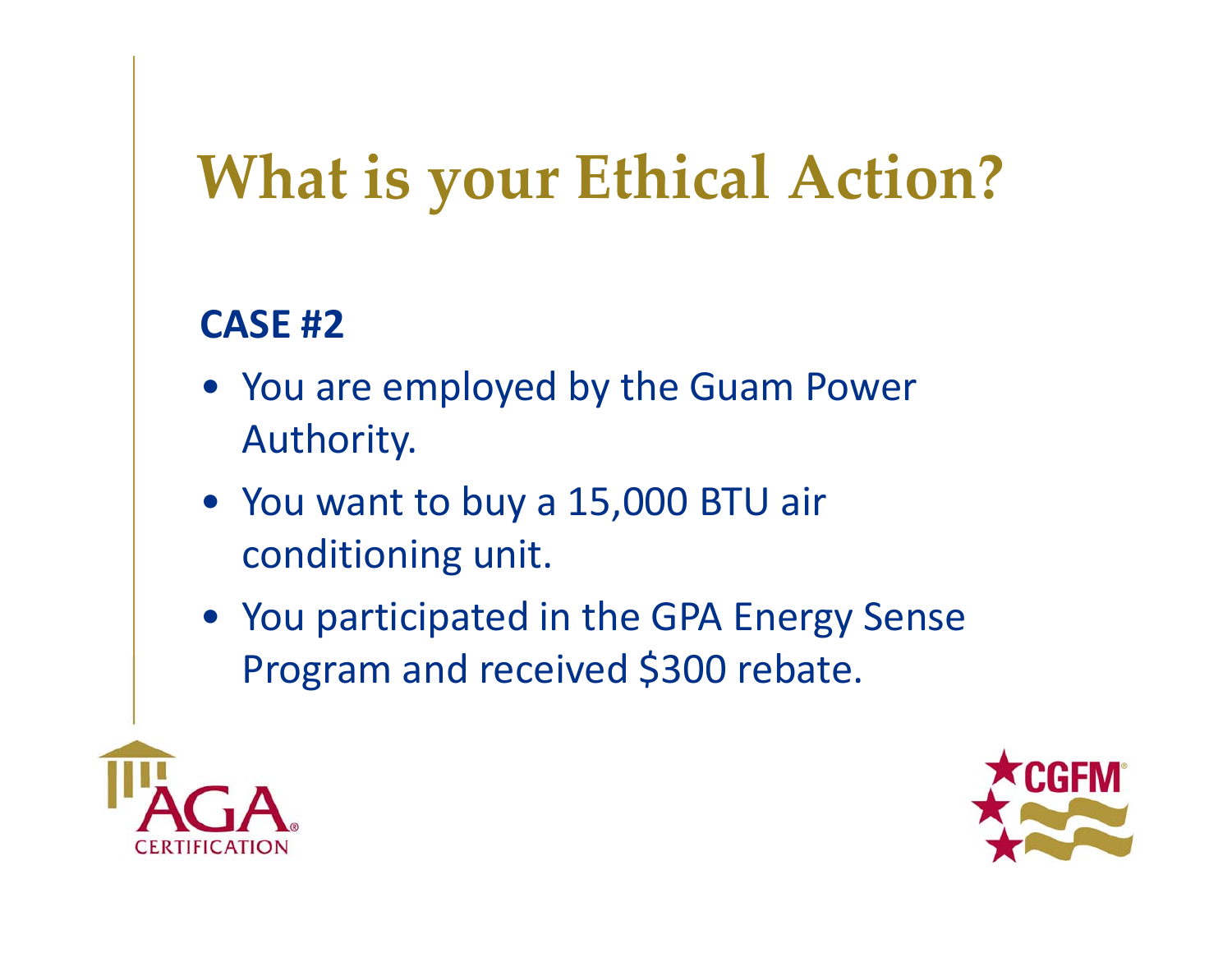# What is your Ethical Action?

**CASE #2**

- You are employed by the Guam Power Authority.
- You want to buy a 15,000 BTU air conditioning unit.
- You participated in the GPA Energy Sense Program and received $300 rebate.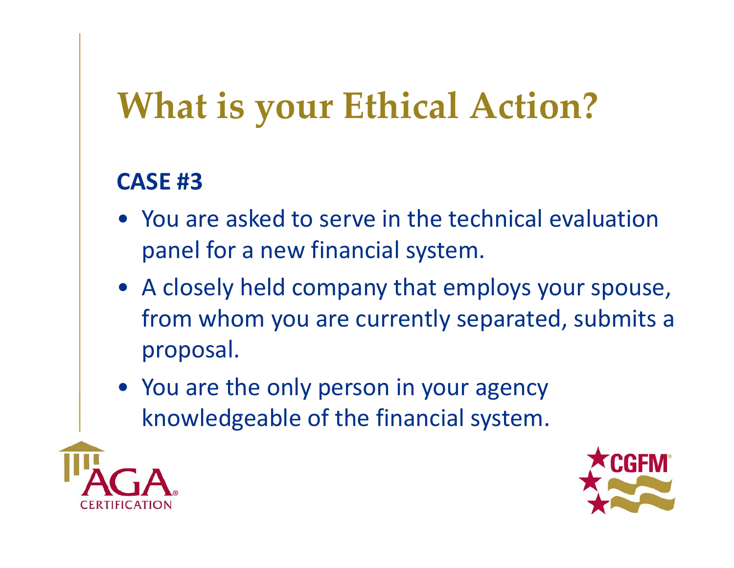# What is your Ethical Action?

**CASE #3**

- You are asked to serve in the technical evaluation panel for a new financial system.
- A closely held company that employs your spouse, from whom you are currently separated, submits a proposal.
- You are the only person in your agency knowledgeable of the financial system.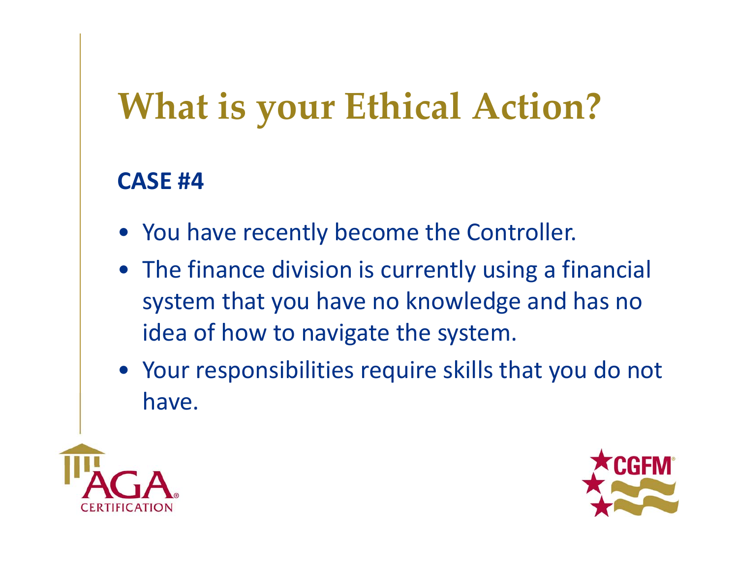# What is your Ethical Action?

**CASE #4**

- You have recently become the Controller.
- The finance division is currently using a financial system that you have no knowledge and has no idea of how to navigate the system.
- Your responsibilities require skills that you do not have.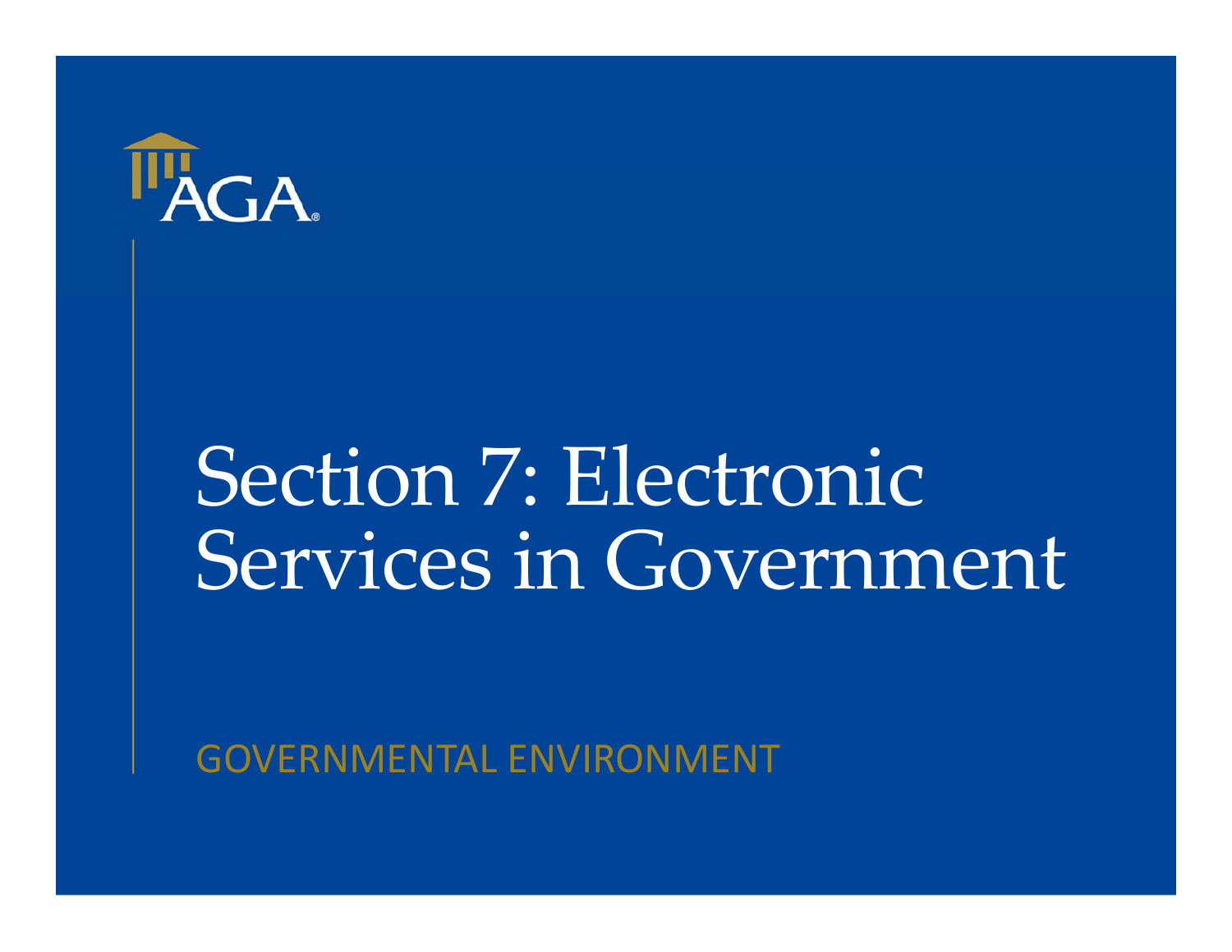# Section 7: Electronic Services in Government

GOVERNMENTAL ENVIRONMENT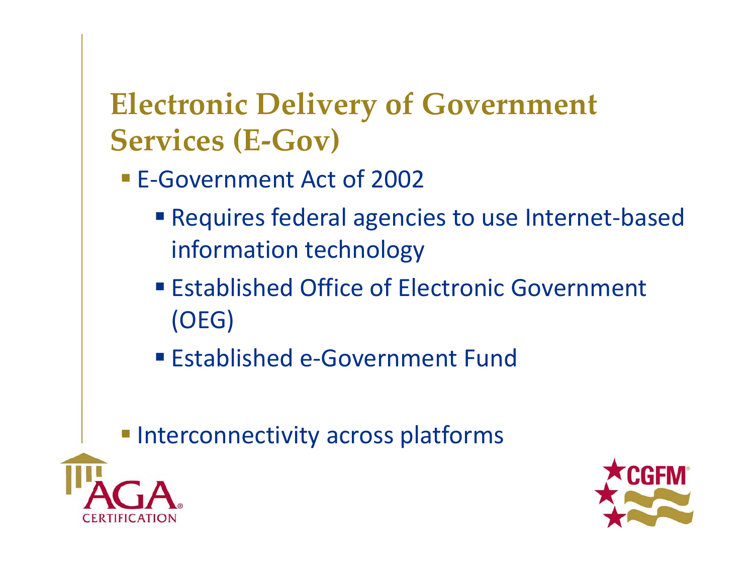# Electronic Delivery of Government Services (E-Gov)

- E-Government Act of 2002
  - Requires federal agencies to use Internet-based information technology
  - Established Office of Electronic Government (OEG)
  - Established e-Government Fund
- Interconnectivity across platforms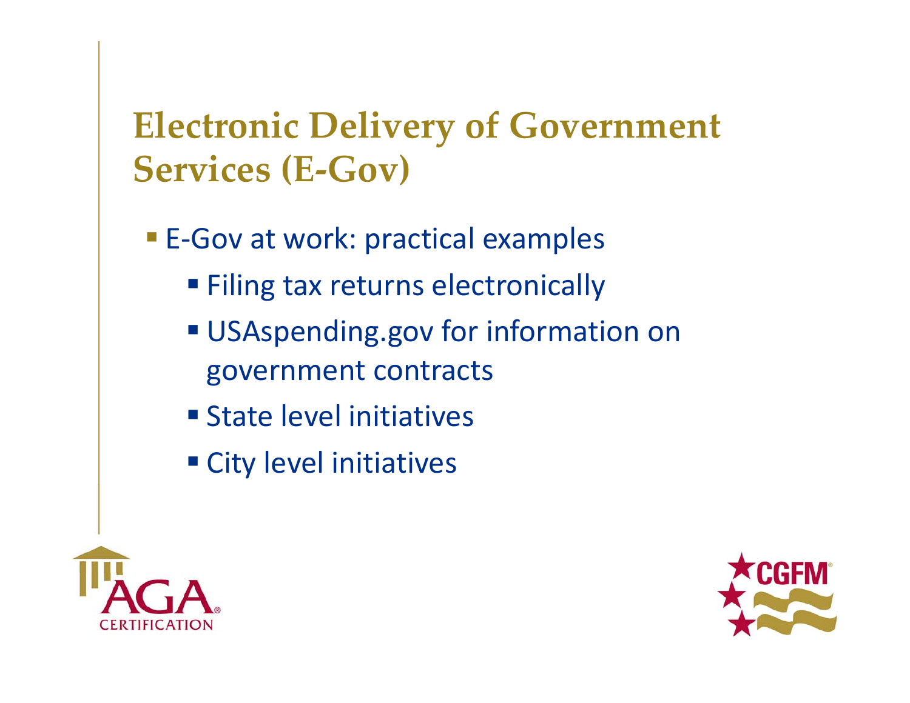# Electronic Delivery of Government Services (E-Gov)

- E-Gov at work: practical examples
  - Filing tax returns electronically
  - USAspending.gov for information on government contracts
  - State level initiatives
  - City level initiatives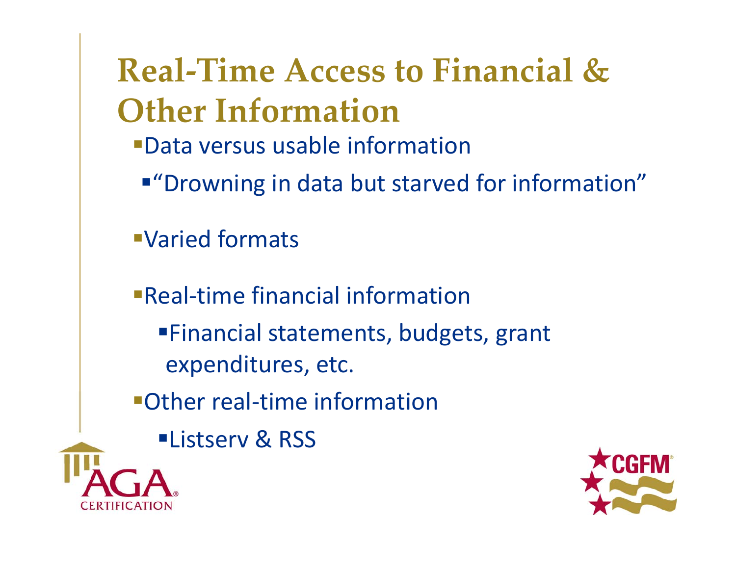# Real-Time Access to Financial & Other Information

- Data versus usable information
  - "Drowning in data but starved for information"
- Varied formats
- Real-time financial information
  - Financial statements, budgets, grant expenditures, etc.
- Other real-time information
  - Listserv & RSS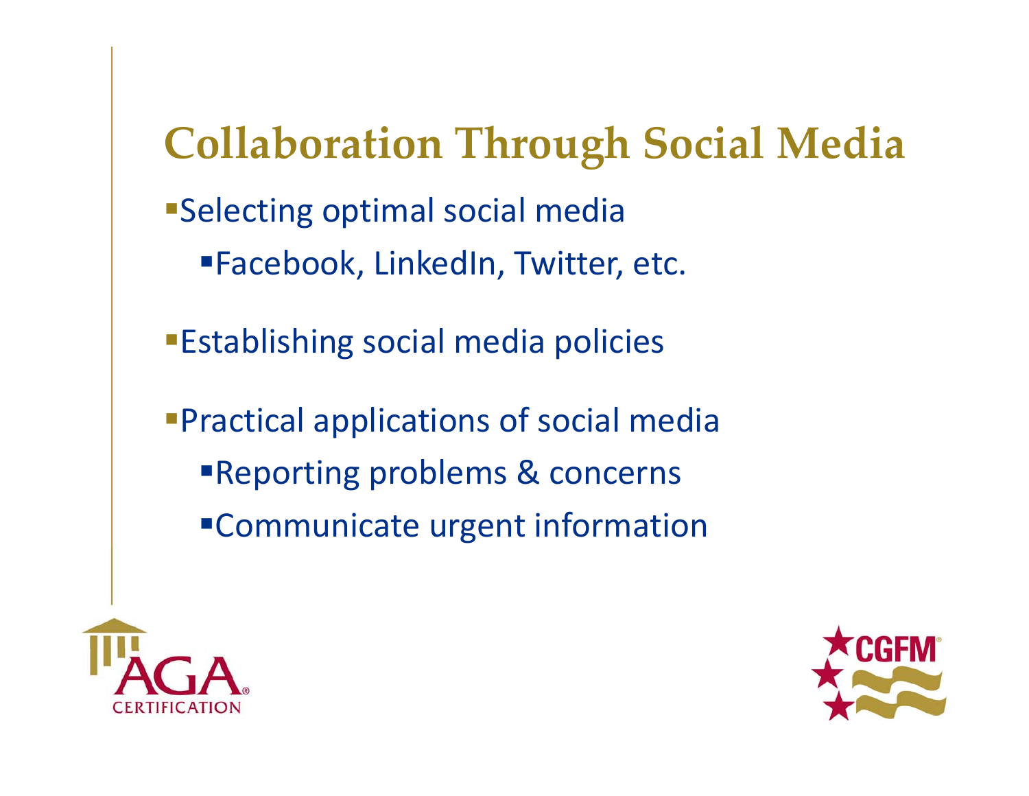# Collaboration Through Social Media

- Selecting optimal social media
  - Facebook, LinkedIn, Twitter, etc.
- Establishing social media policies
- Practical applications of social media
  - Reporting problems & concerns
  - Communicate urgent information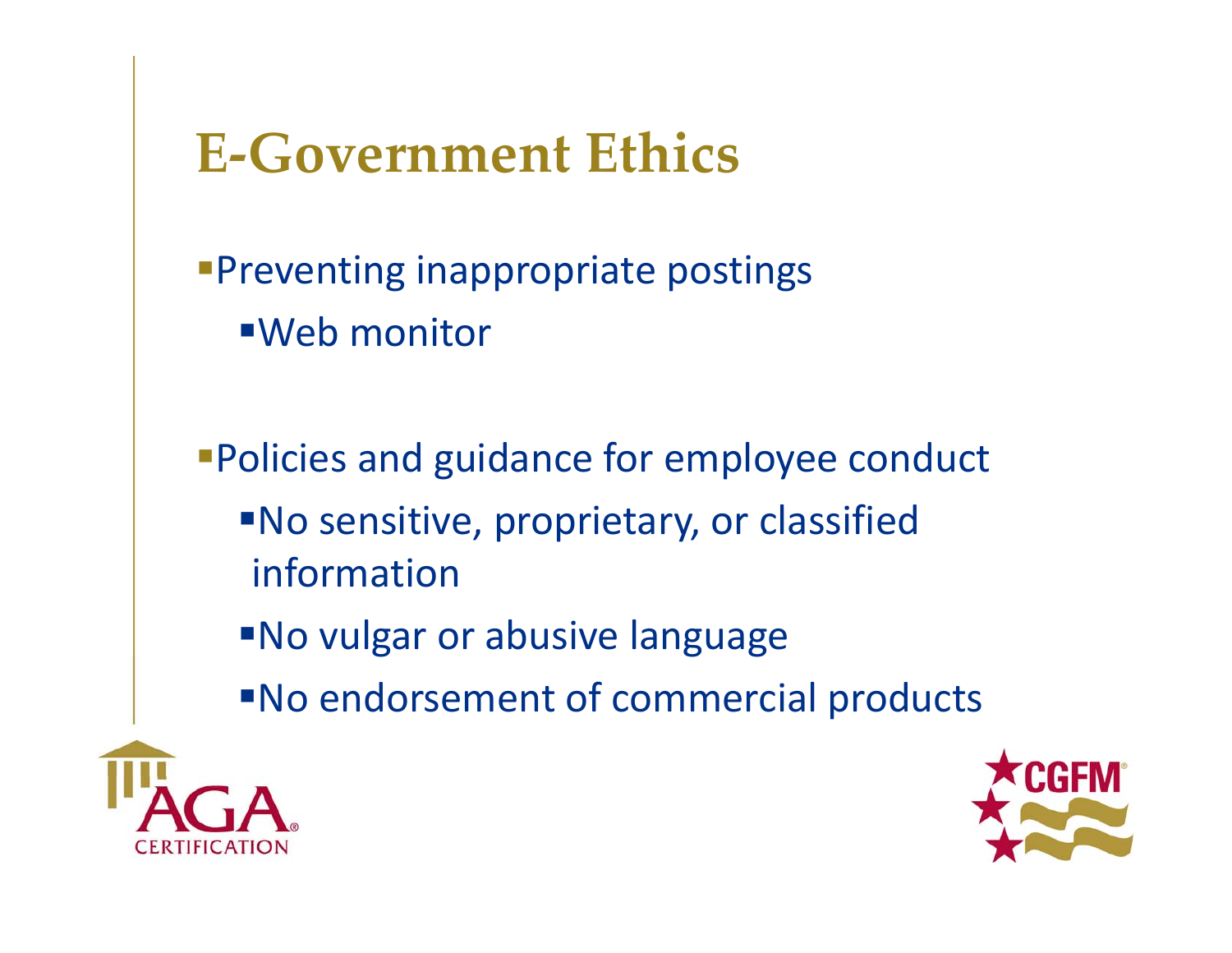# E-Government Ethics

- Preventing inappropriate postings
  - Web monitor

- Policies and guidance for employee conduct
  - No sensitive, proprietary, or classified information
  - No vulgar or abusive language
  - No endorsement of commercial products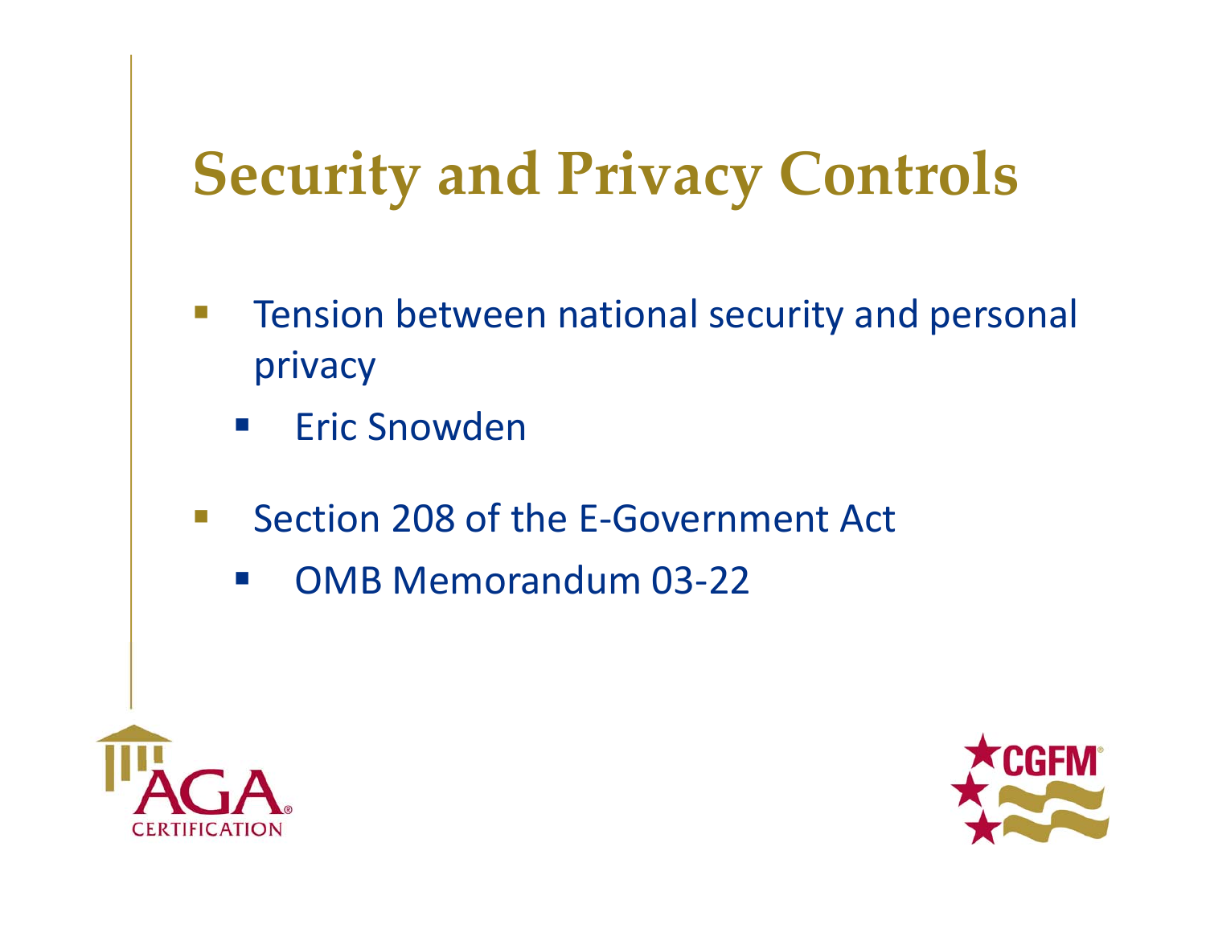# Security and Privacy Controls

- Tension between national security and personal privacy
  - Eric Snowden
- Section 208 of the E-Government Act
  - OMB Memorandum 03-22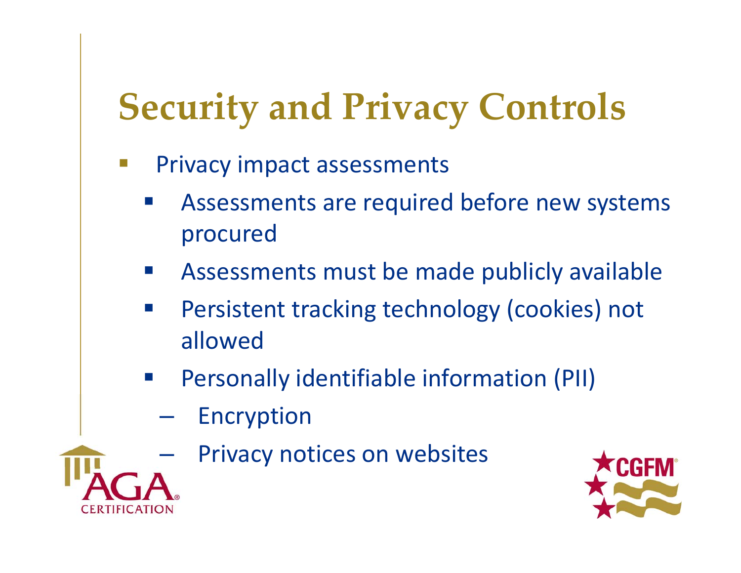# Security and Privacy Controls

- Privacy impact assessments
  - Assessments are required before new systems procured
  - Assessments must be made publicly available
  - Persistent tracking technology (cookies) not allowed
  - Personally identifiable information (PII)
    - Encryption
    - Privacy notices on websites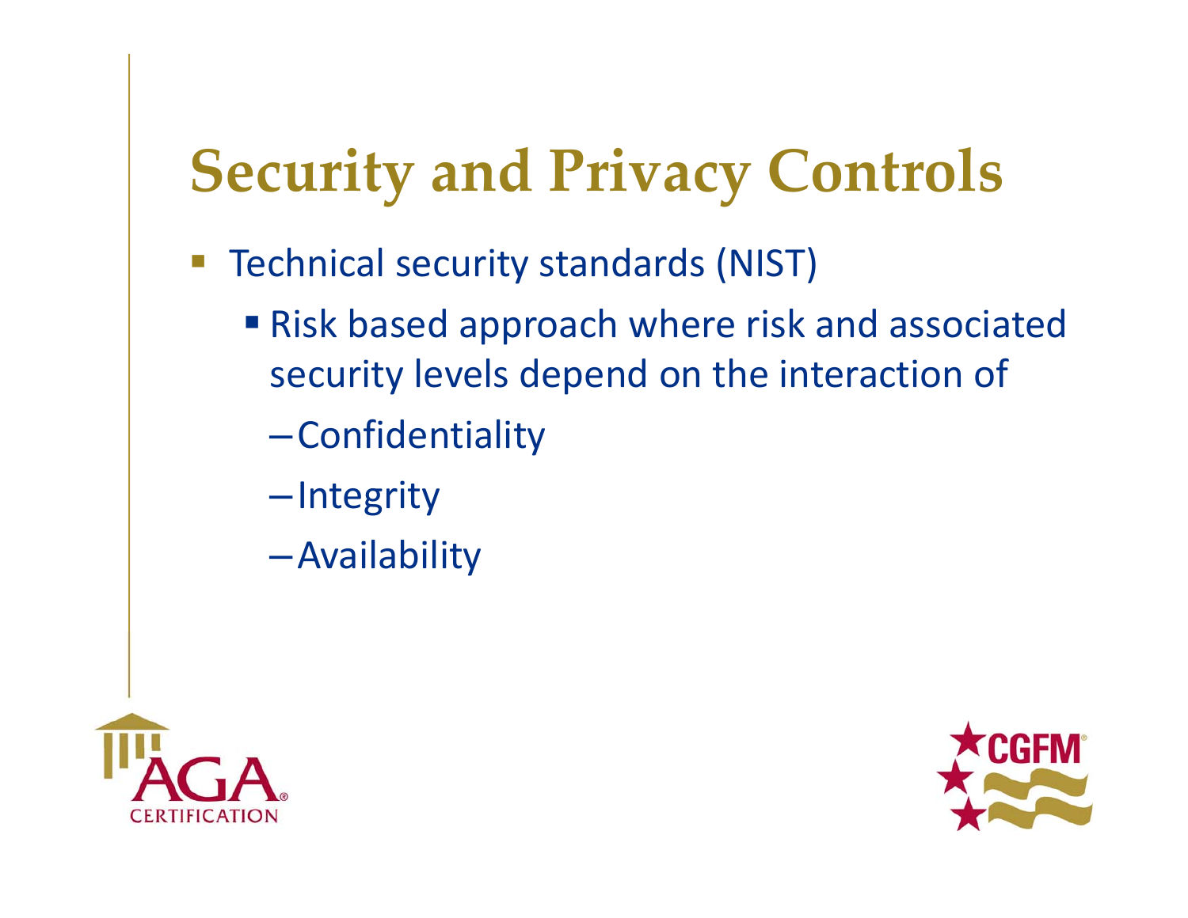# Security and Privacy Controls

- Technical security standards (NIST)
  - Risk based approach where risk and associated security levels depend on the interaction of
    - Confidentiality
    - Integrity
    - Availability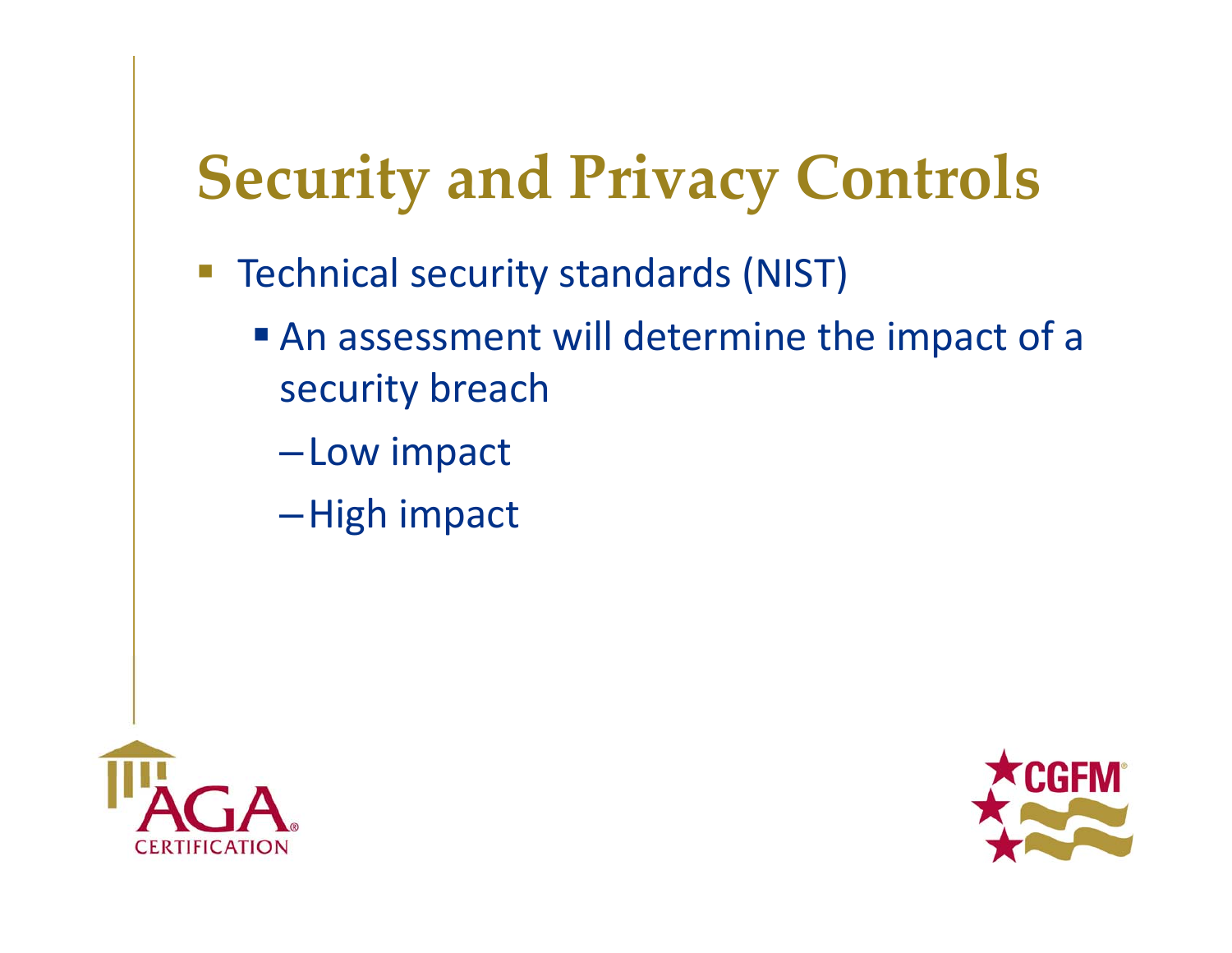# Security and Privacy Controls

- Technical security standards (NIST)
  - An assessment will determine the impact of a security breach
    - Low impact
    - High impact